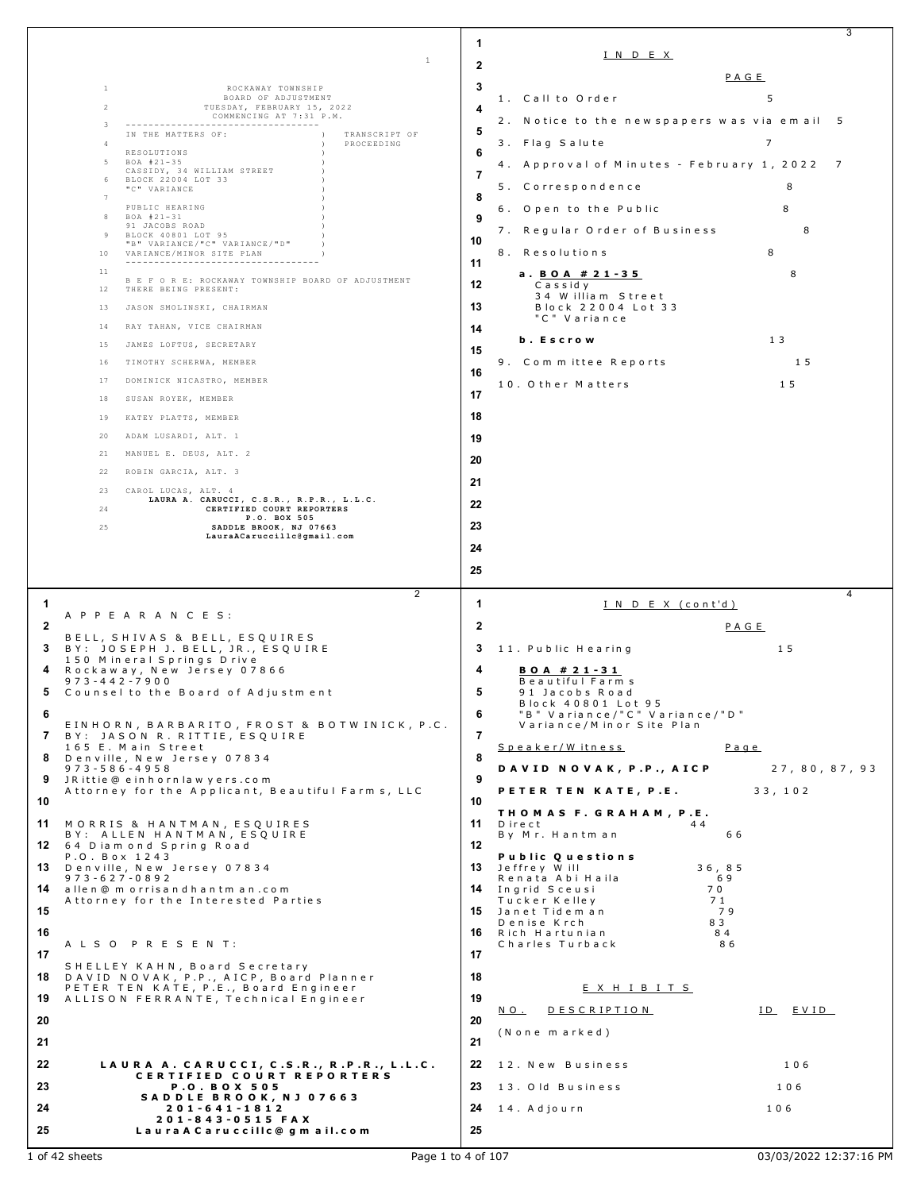ROCKAWAY TOWNSHIP
BOARD OF ADJUSTMENT
TUESDAY, FEBRUARY 15, 2022
COMMENCING AT 7:31 P.M.

IN THE MATTERS OF: TRANSCRIPT OF PROCEEDING

RESOLUTIONS
BOA #21-35
CASSIDY, 34 WILLIAM STREET
BLOCK 22004 LOT 33
"C" VARIANCE

PUBLIC HEARING
BOA #21-31
91 JACOBS ROAD
BLOCK 40801 LOT 95
"B" VARIANCE/"C" VARIANCE/"D" VARIANCE/MINOR SITE PLAN

B E F O R E: ROCKAWAY TOWNSHIP BOARD OF ADJUSTMENT
THERE BEING PRESENT:

JASON SMOLINSKI, CHAIRMAN
RAY TAHAN, VICE CHAIRMAN
JAMES LOFTUS, SECRETARY
TIMOTHY SCHERWA, MEMBER
DOMINICK NICASTRO, MEMBER
SUSAN ROYEK, MEMBER
KATEY PLATTS, MEMBER
ADAM LUSARDI, ALT. 1
MANUEL E. DEUS, ALT. 2
ROBIN GARCIA, ALT. 3
CAROL LUCAS, ALT. 4

**LAURA A. CARUCCI, C.S.R., R.P.R., L.L.C.**
**CERTIFIED COURT REPORTERS**
**P.O. BOX 505**
**SADDLE BROOK, NJ 07663**
**LauraACaruccillc@gmail.com**

---

A P P E A R A N C E S:

BELL, SHIVAS & BELL, ESQUIRES
BY: JOSEPH J. BELL, JR., ESQUIRE
150 Mineral Springs Drive
Rockaway, New Jersey 07866
973-442-7900
Counsel to the Board of Adjustment

EINHORN, BARBARITO, FROST & BOTWINICK, P.C.
BY: JASON R. RITTIE, ESQUIRE
165 E. Main Street
Denville, New Jersey 07834
973-586-4958
JRittie@einhornlawyers.com
Attorney for the Applicant, Beautiful Farms, LLC

MORRIS & HANTMAN, ESQUIRES
BY: ALLEN HANTMAN, ESQUIRE
64 Diamond Spring Road
P.O. Box 1243
Denville, New Jersey 07834
973-627-0892
allen@morrisandhantman.com
Attorney for the Interested Parties

A L S O P R E S E N T:

SHELLEY KAHN, Board Secretary
DAVID NOVAK, P.P., AICP, Board Planner
PETER TEN KATE, P.E., Board Engineer
ALLISON FERRANTE, Technical Engineer

**LAURA A. CARUCCI, C.S.R., R.P.R., L.L.C.**
**CERTIFIED COURT REPORTERS**
**P.O. BOX 505**
**SADDLE BROOK, NJ 07663**
**201-641-1812**
**201-843-0515 FAX**
**LauraACaruccillc@gmail.com**

---

I N D E X

| | PAGE |
|---|---|
| 1. Call to Order | 5 |
| 2. Notice to the newspapers was via email | 5 |
| 3. Flag Salute | 7 |
| 4. Approval of Minutes - February 1, 2022 | 7 |
| 5. Correspondence | 8 |
| 6. Open to the Public | 8 |
| 7. Regular Order of Business | 8 |
| 8. Resolutions | 8 |
| a. **BOA #21-35** Cassidy, 34 William Street, Block 22004 Lot 33, "C" Variance | 8 |
| b. **Escrow** | 13 |
| 9. Committee Reports | 15 |
| 10. Other Matters | 15 |

---

I N D E X (cont'd)

| | PAGE |
|---|---|
| 11. Public Hearing | 15 |
| **BOA #21-31** Beautiful Farms, 91 Jacobs Road, Block 40801 Lot 95, "B" Variance/"C" Variance/"D" Variance/Minor Site Plan | |

| Speaker/Witness | Page |
|---|---|
| **DAVID NOVAK, P.P., AICP** | 27, 80, 87, 93 |
| **PETER TEN KATE, P.E.** | 33, 102 |
| **THOMAS F. GRAHAM, P.E.** | |
| Direct | 44 |
| By Mr. Hantman | 66 |
| **Public Questions** | |
| Jeffrey Will | 36, 85 |
| Renata Abi Haila | 69 |
| Ingrid Sceusi | 70 |
| Tucker Kelley | 71 |
| Janet Tideman | 79 |
| Denise Krch | 83 |
| Rich Hartunian | 84 |
| Charles Turback | 86 |

E X H I B I T S

| NO. | DESCRIPTION | ID | EVID |
|---|---|---|---|
| (None marked) | | | |

| | PAGE |
|---|---|
| 12. New Business | 106 |
| 13. Old Business | 106 |
| 14. Adjourn | 106 |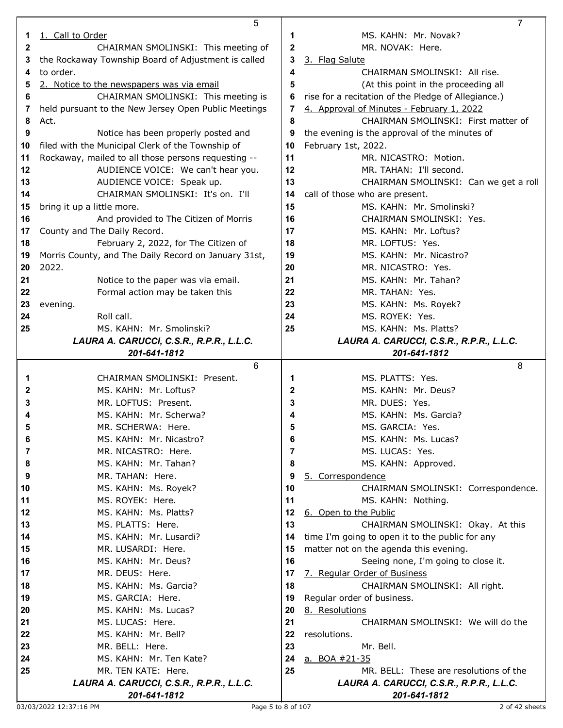1. Call to Order

CHAIRMAN SMOLINSKI: This meeting of the Rockaway Township Board of Adjustment is called to order.

2. Notice to the newspapers was via email

CHAIRMAN SMOLINSKI: This meeting is held pursuant to the New Jersey Open Public Meetings Act.

Notice has been properly posted and filed with the Municipal Clerk of the Township of Rockaway, mailed to all those persons requesting --

AUDIENCE VOICE: We can't hear you.

AUDIENCE VOICE: Speak up.

CHAIRMAN SMOLINSKI: It's on. I'll bring it up a little more.

And provided to The Citizen of Morris County and The Daily Record.

February 2, 2022, for The Citizen of Morris County, and The Daily Record on January 31st, 2022.

Notice to the paper was via email.

Formal action may be taken this evening.

Roll call.

MS. KAHN: Mr. Smolinski?

CHAIRMAN SMOLINSKI: Present.

MS. KAHN: Mr. Loftus?

MR. LOFTUS: Present.

MS. KAHN: Mr. Scherwa?

MR. SCHERWA: Here.

MS. KAHN: Mr. Nicastro?

MR. NICASTRO: Here.

MS. KAHN: Mr. Tahan?

MR. TAHAN: Here.

MS. KAHN: Ms. Royek?

MS. ROYEK: Here.

MS. KAHN: Ms. Platts?

MS. PLATTS: Here.

MS. KAHN: Mr. Lusardi?

MR. LUSARDI: Here.

MS. KAHN: Mr. Deus?

MR. DEUS: Here.

MS. KAHN: Ms. Garcia?

MS. GARCIA: Here.

MS. KAHN: Ms. Lucas?

MS. LUCAS: Here.

MS. KAHN: Mr. Bell?

MR. BELL: Here.

MS. KAHN: Mr. Ten Kate?

MR. TEN KATE: Here.

MS. KAHN: Mr. Novak?

MR. NOVAK: Here.

3. Flag Salute

CHAIRMAN SMOLINSKI: All rise.

(At this point in the proceeding all rise for a recitation of the Pledge of Allegiance.)

4. Approval of Minutes - February 1, 2022

CHAIRMAN SMOLINSKI: First matter of the evening is the approval of the minutes of February 1st, 2022.

MR. NICASTRO: Motion.

MR. TAHAN: I'll second.

CHAIRMAN SMOLINSKI: Can we get a roll call of those who are present.

MS. KAHN: Mr. Smolinski?

CHAIRMAN SMOLINSKI: Yes.

MS. KAHN: Mr. Loftus?

MR. LOFTUS: Yes.

MS. KAHN: Mr. Nicastro?

MR. NICASTRO: Yes.

MS. KAHN: Mr. Tahan?

MR. TAHAN: Yes.

MS. KAHN: Ms. Royek?

MS. ROYEK: Yes.

MS. KAHN: Ms. Platts?

MS. PLATTS: Yes.

MS. KAHN: Mr. Deus?

MR. DUES: Yes.

MS. KAHN: Ms. Garcia?

MS. GARCIA: Yes.

MS. KAHN: Ms. Lucas?

MS. LUCAS: Yes.

MS. KAHN: Approved.

5. Correspondence

CHAIRMAN SMOLINSKI: Correspondence.

MS. KAHN: Nothing.

6. Open to the Public

CHAIRMAN SMOLINSKI: Okay. At this time I'm going to open it to the public for any matter not on the agenda this evening.

Seeing none, I'm going to close it.

7. Regular Order of Business

CHAIRMAN SMOLINSKI: All right. Regular order of business.

8. Resolutions

CHAIRMAN SMOLINSKI: We will do the resolutions.

Mr. Bell.

a. BOA #21-35

MR. BELL: These are resolutions of the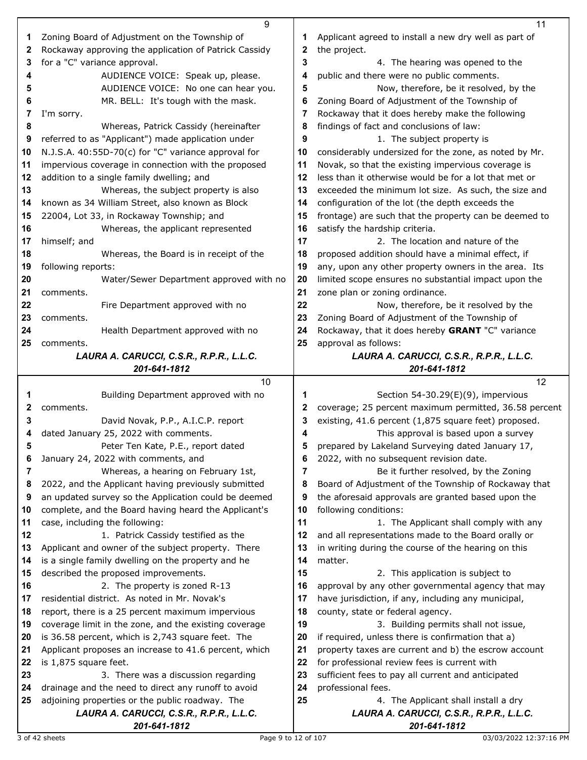Zoning Board of Adjustment on the Township of Rockaway approving the application of Patrick Cassidy for a "C" variance approval.

AUDIENCE VOICE: Speak up, please.

AUDIENCE VOICE: No one can hear you.

MR. BELL: It's tough with the mask. I'm sorry.

Whereas, Patrick Cassidy (hereinafter referred to as "Applicant") made application under N.J.S.A. 40:55D-70(c) for "C" variance approval for impervious coverage in connection with the proposed addition to a single family dwelling; and

Whereas, the subject property is also known as 34 William Street, also known as Block 22004, Lot 33, in Rockaway Township; and

Whereas, the applicant represented himself; and

Whereas, the Board is in receipt of the following reports:

Water/Sewer Department approved with no comments.

Fire Department approved with no comments.

Health Department approved with no comments.

Building Department approved with no comments.

David Novak, P.P., A.I.C.P. report dated January 25, 2022 with comments.

Peter Ten Kate, P.E., report dated January 24, 2022 with comments, and

Whereas, a hearing on February 1st, 2022, and the Applicant having previously submitted an updated survey so the Application could be deemed complete, and the Board having heard the Applicant's case, including the following:

1. Patrick Cassidy testified as the Applicant and owner of the subject property. There is a single family dwelling on the property and he described the proposed improvements.

2. The property is zoned R-13 residential district. As noted in Mr. Novak's report, there is a 25 percent maximum impervious coverage limit in the zone, and the existing coverage is 36.58 percent, which is 2,743 square feet. The Applicant proposes an increase to 41.6 percent, which is 1,875 square feet.

3. There was a discussion regarding drainage and the need to direct any runoff to avoid adjoining properties or the public roadway. The Applicant agreed to install a new dry well as part of the project.

4. The hearing was opened to the public and there were no public comments.

Now, therefore, be it resolved, by the Zoning Board of Adjustment of the Township of Rockaway that it does hereby make the following findings of fact and conclusions of law:

1. The subject property is considerably undersized for the zone, as noted by Mr. Novak, so that the existing impervious coverage is less than it otherwise would be for a lot that met or exceeded the minimum lot size. As such, the size and configuration of the lot (the depth exceeds the frontage) are such that the property can be deemed to satisfy the hardship criteria.

2. The location and nature of the proposed addition should have a minimal effect, if any, upon any other property owners in the area. Its limited scope ensures no substantial impact upon the zone plan or zoning ordinance.

Now, therefore, be it resolved by the Zoning Board of Adjustment of the Township of Rockaway, that it does hereby **GRANT** "C" variance approval as follows:

Section 54-30.29(E)(9), impervious coverage; 25 percent maximum permitted, 36.58 percent existing, 41.6 percent (1,875 square feet) proposed.

This approval is based upon a survey prepared by Lakeland Surveying dated January 17, 2022, with no subsequent revision date.

Be it further resolved, by the Zoning Board of Adjustment of the Township of Rockaway that the aforesaid approvals are granted based upon the following conditions:

1. The Applicant shall comply with any and all representations made to the Board orally or in writing during the course of the hearing on this matter.

2. This application is subject to approval by any other governmental agency that may have jurisdiction, if any, including any municipal, county, state or federal agency.

3. Building permits shall not issue, if required, unless there is confirmation that a) property taxes are current and b) the escrow account for professional review fees is current with sufficient fees to pay all current and anticipated professional fees.

4. The Applicant shall install a dry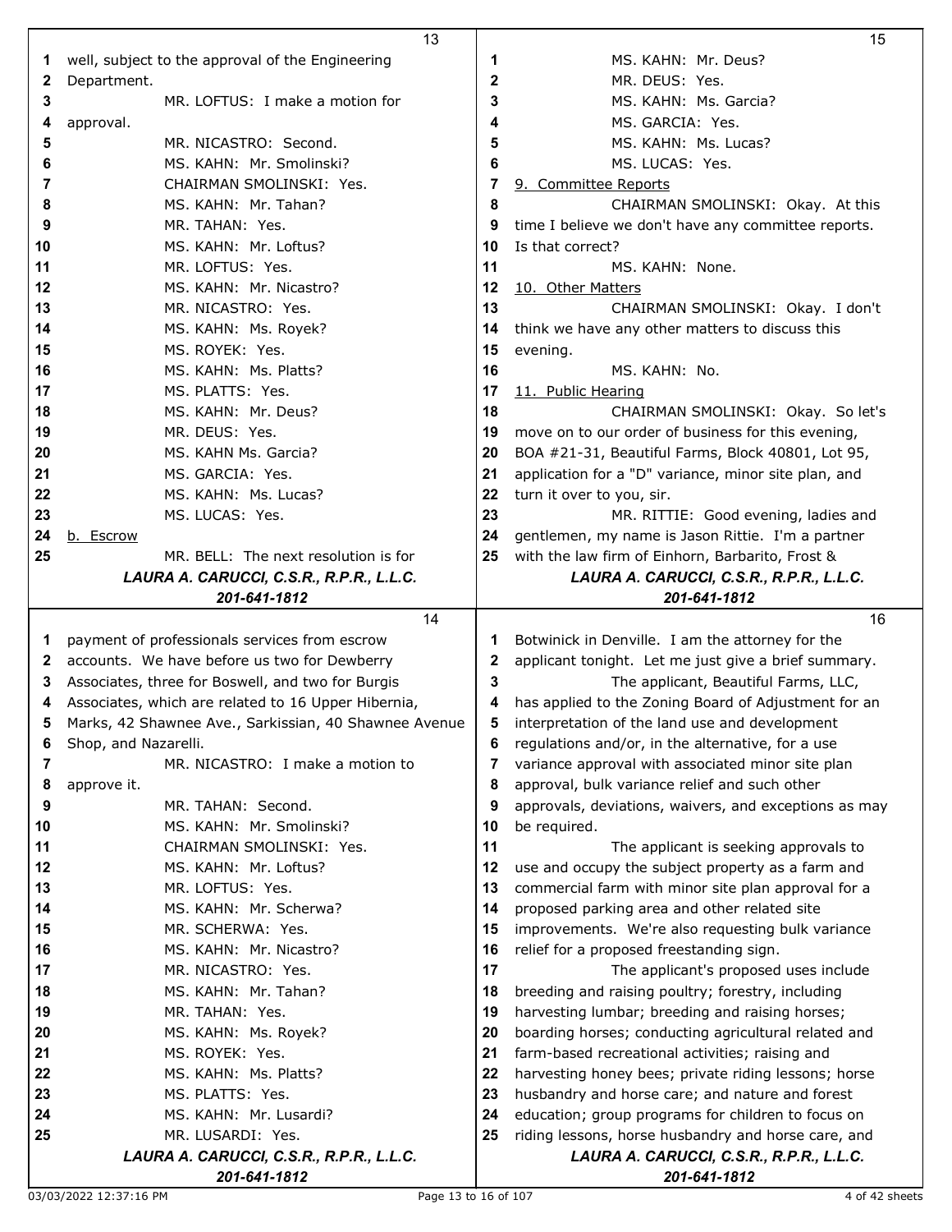well, subject to the approval of the Engineering Department.

MR. LOFTUS: I make a motion for approval.

MR. NICASTRO: Second.

MS. KAHN: Mr. Smolinski?

CHAIRMAN SMOLINSKI: Yes.

MS. KAHN: Mr. Tahan?

MR. TAHAN: Yes.

MS. KAHN: Mr. Loftus?

MR. LOFTUS: Yes.

MS. KAHN: Mr. Nicastro?

MR. NICASTRO: Yes.

MS. KAHN: Ms. Royek?

MS. ROYEK: Yes.

MS. KAHN: Ms. Platts?

MS. PLATTS: Yes.

MS. KAHN: Mr. Deus?

MR. DEUS: Yes.

MS. KAHN Ms. Garcia?

MS. GARCIA: Yes.

MS. KAHN: Ms. Lucas?

MS. LUCAS: Yes.

b. Escrow

MR. BELL: The next resolution is for payment of professionals services from escrow accounts. We have before us two for Dewberry Associates, three for Boswell, and two for Burgis Associates, which are related to 16 Upper Hibernia, Marks, 42 Shawnee Ave., Sarkissian, 40 Shawnee Avenue Shop, and Nazarelli.

MR. NICASTRO: I make a motion to approve it.

MR. TAHAN: Second.

MS. KAHN: Mr. Smolinski?

CHAIRMAN SMOLINSKI: Yes.

MS. KAHN: Mr. Loftus?

MR. LOFTUS: Yes.

MS. KAHN: Mr. Scherwa?

MR. SCHERWA: Yes.

MS. KAHN: Mr. Nicastro?

MR. NICASTRO: Yes.

MS. KAHN: Mr. Tahan?

MR. TAHAN: Yes.

MS. KAHN: Ms. Royek?

MS. ROYEK: Yes.

MS. KAHN: Ms. Platts?

MS. PLATTS: Yes.

MS. KAHN: Mr. Lusardi?

MR. LUSARDI: Yes.

MS. KAHN: Mr. Deus?

MR. DEUS: Yes.

MS. KAHN: Ms. Garcia?

MS. GARCIA: Yes.

MS. KAHN: Ms. Lucas?

MS. LUCAS: Yes.

9. Committee Reports

CHAIRMAN SMOLINSKI: Okay. At this time I believe we don't have any committee reports. Is that correct?

MS. KAHN: None.

10. Other Matters

CHAIRMAN SMOLINSKI: Okay. I don't think we have any other matters to discuss this evening.

MS. KAHN: No.

11. Public Hearing

CHAIRMAN SMOLINSKI: Okay. So let's move on to our order of business for this evening, BOA #21-31, Beautiful Farms, Block 40801, Lot 95, application for a "D" variance, minor site plan, and turn it over to you, sir.

MR. RITTIE: Good evening, ladies and gentlemen, my name is Jason Rittie. I'm a partner with the law firm of Einhorn, Barbarito, Frost & Botwinick in Denville. I am the attorney for the applicant tonight. Let me just give a brief summary.

The applicant, Beautiful Farms, LLC, has applied to the Zoning Board of Adjustment for an interpretation of the land use and development regulations and/or, in the alternative, for a use variance approval with associated minor site plan approval, bulk variance relief and such other approvals, deviations, waivers, and exceptions as may be required.

The applicant is seeking approvals to use and occupy the subject property as a farm and commercial farm with minor site plan approval for a proposed parking area and other related site improvements. We're also requesting bulk variance relief for a proposed freestanding sign.

The applicant's proposed uses include breeding and raising poultry; forestry, including harvesting lumbar; breeding and raising horses; boarding horses; conducting agricultural related and farm-based recreational activities; raising and harvesting honey bees; private riding lessons; horse husbandry and horse care; and nature and forest education; group programs for children to focus on riding lessons, horse husbandry and horse care, and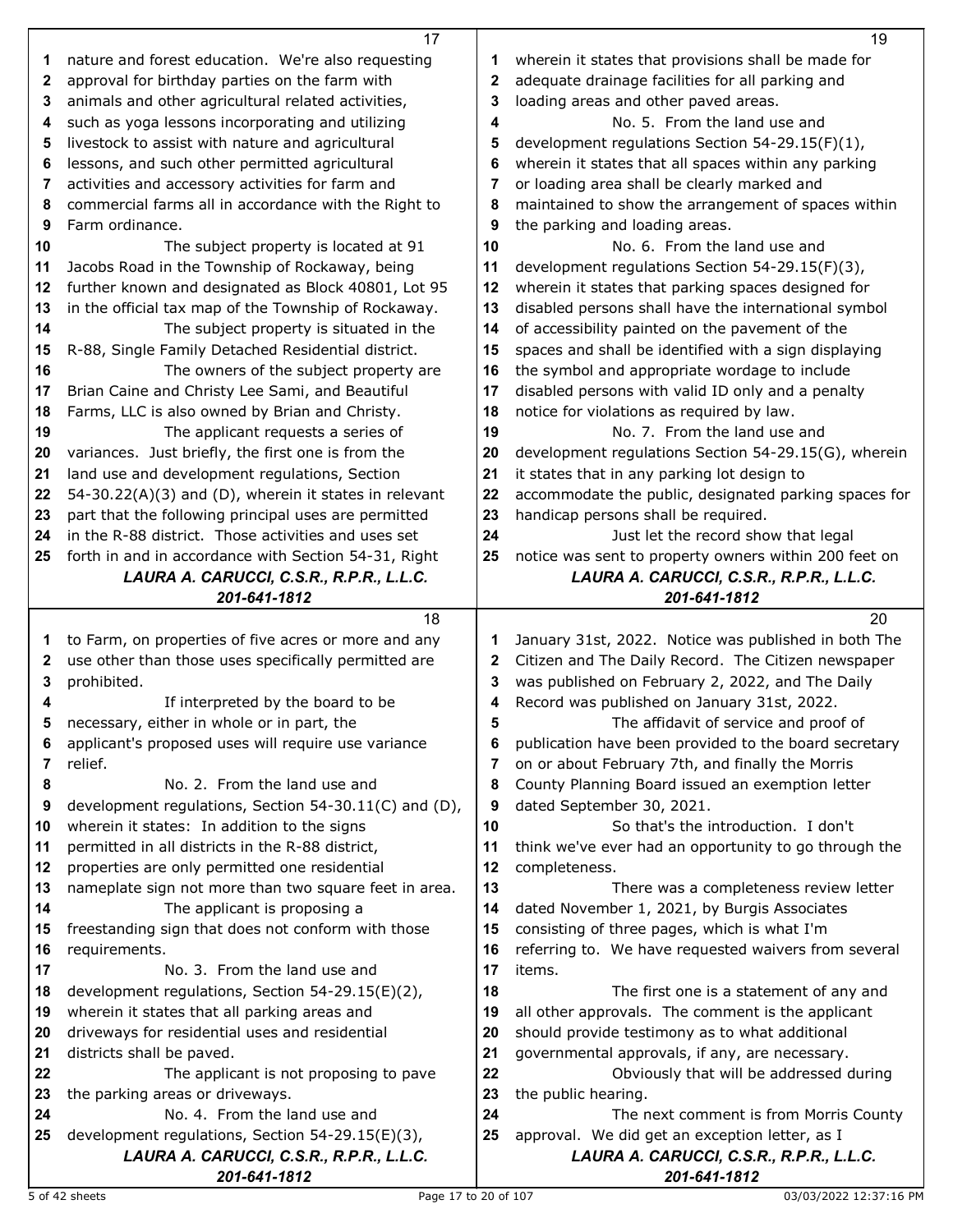nature and forest education. We're also requesting approval for birthday parties on the farm with animals and other agricultural related activities, such as yoga lessons incorporating and utilizing livestock to assist with nature and agricultural lessons, and such other permitted agricultural activities and accessory activities for farm and commercial farms all in accordance with the Right to Farm ordinance.

The subject property is located at 91 Jacobs Road in the Township of Rockaway, being further known and designated as Block 40801, Lot 95 in the official tax map of the Township of Rockaway.

The subject property is situated in the R-88, Single Family Detached Residential district.

The owners of the subject property are Brian Caine and Christy Lee Sami, and Beautiful Farms, LLC is also owned by Brian and Christy.

The applicant requests a series of variances. Just briefly, the first one is from the land use and development regulations, Section 54-30.22(A)(3) and (D), wherein it states in relevant part that the following principal uses are permitted in the R-88 district. Those activities and uses set forth in and in accordance with Section 54-31, Right to Farm, on properties of five acres or more and any use other than those uses specifically permitted are prohibited.

If interpreted by the board to be necessary, either in whole or in part, the applicant's proposed uses will require use variance relief.

No. 2. From the land use and development regulations, Section 54-30.11(C) and (D), wherein it states: In addition to the signs permitted in all districts in the R-88 district, properties are only permitted one residential nameplate sign not more than two square feet in area.

The applicant is proposing a freestanding sign that does not conform with those requirements.

No. 3. From the land use and development regulations, Section 54-29.15(E)(2), wherein it states that all parking areas and driveways for residential uses and residential districts shall be paved.

The applicant is not proposing to pave the parking areas or driveways.

No. 4. From the land use and development regulations, Section 54-29.15(E)(3), wherein it states that provisions shall be made for adequate drainage facilities for all parking and loading areas and other paved areas.

No. 5. From the land use and development regulations Section 54-29.15(F)(1), wherein it states that all spaces within any parking or loading area shall be clearly marked and maintained to show the arrangement of spaces within the parking and loading areas.

No. 6. From the land use and development regulations Section 54-29.15(F)(3), wherein it states that parking spaces designed for disabled persons shall have the international symbol of accessibility painted on the pavement of the spaces and shall be identified with a sign displaying the symbol and appropriate wordage to include disabled persons with valid ID only and a penalty notice for violations as required by law.

No. 7. From the land use and development regulations Section 54-29.15(G), wherein it states that in any parking lot design to accommodate the public, designated parking spaces for handicap persons shall be required.

Just let the record show that legal notice was sent to property owners within 200 feet on January 31st, 2022. Notice was published in both The Citizen and The Daily Record. The Citizen newspaper was published on February 2, 2022, and The Daily Record was published on January 31st, 2022.

The affidavit of service and proof of publication have been provided to the board secretary on or about February 7th, and finally the Morris County Planning Board issued an exemption letter dated September 30, 2021.

So that's the introduction. I don't think we've ever had an opportunity to go through the completeness.

There was a completeness review letter dated November 1, 2021, by Burgis Associates consisting of three pages, which is what I'm referring to. We have requested waivers from several items.

The first one is a statement of any and all other approvals. The comment is the applicant should provide testimony as to what additional governmental approvals, if any, are necessary.

Obviously that will be addressed during the public hearing.

The next comment is from Morris County approval. We did get an exception letter, as I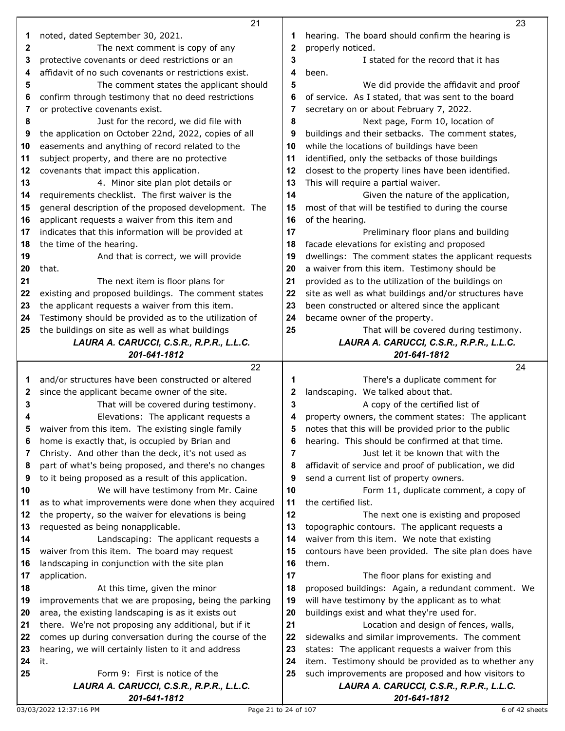noted, dated September 30, 2021.

The next comment is copy of any protective covenants or deed restrictions or an affidavit of no such covenants or restrictions exist.

The comment states the applicant should confirm through testimony that no deed restrictions or protective covenants exist.

Just for the record, we did file with the application on October 22nd, 2022, copies of all easements and anything of record related to the subject property, and there are no protective covenants that impact this application.

4. Minor site plan plot details or requirements checklist. The first waiver is the general description of the proposed development. The applicant requests a waiver from this item and indicates that this information will be provided at the time of the hearing.

And that is correct, we will provide that.

The next item is floor plans for existing and proposed buildings. The comment states the applicant requests a waiver from this item. Testimony should be provided as to the utilization of the buildings on site as well as what buildings and/or structures have been constructed or altered since the applicant became owner of the site.

That will be covered during testimony.

Elevations: The applicant requests a waiver from this item. The existing single family home is exactly that, is occupied by Brian and Christy. And other than the deck, it's not used as part of what's being proposed, and there's no changes to it being proposed as a result of this application.

We will have testimony from Mr. Caine as to what improvements were done when they acquired the property, so the waiver for elevations is being requested as being nonapplicable.

Landscaping: The applicant requests a waiver from this item. The board may request landscaping in conjunction with the site plan application.

At this time, given the minor improvements that we are proposing, being the parking area, the existing landscaping is as it exists out there. We're not proposing any additional, but if it comes up during conversation during the course of the hearing, we will certainly listen to it and address it.

Form 9: First is notice of the hearing. The board should confirm the hearing is properly noticed.

I stated for the record that it has been.

We did provide the affidavit and proof of service. As I stated, that was sent to the board secretary on or about February 7, 2022.

Next page, Form 10, location of buildings and their setbacks. The comment states, while the locations of buildings have been identified, only the setbacks of those buildings closest to the property lines have been identified. This will require a partial waiver.

Given the nature of the application, most of that will be testified to during the course of the hearing.

Preliminary floor plans and building facade elevations for existing and proposed dwellings: The comment states the applicant requests a waiver from this item. Testimony should be provided as to the utilization of the buildings on site as well as what buildings and/or structures have been constructed or altered since the applicant became owner of the property.

That will be covered during testimony.

There's a duplicate comment for landscaping. We talked about that.

A copy of the certified list of property owners, the comment states: The applicant notes that this will be provided prior to the public hearing. This should be confirmed at that time.

Just let it be known that with the affidavit of service and proof of publication, we did send a current list of property owners.

Form 11, duplicate comment, a copy of the certified list.

The next one is existing and proposed topographic contours. The applicant requests a waiver from this item. We note that existing contours have been provided. The site plan does have them.

The floor plans for existing and proposed buildings: Again, a redundant comment. We will have testimony by the applicant as to what buildings exist and what they're used for.

Location and design of fences, walls, sidewalks and similar improvements. The comment states: The applicant requests a waiver from this item. Testimony should be provided as to whether any such improvements are proposed and how visitors to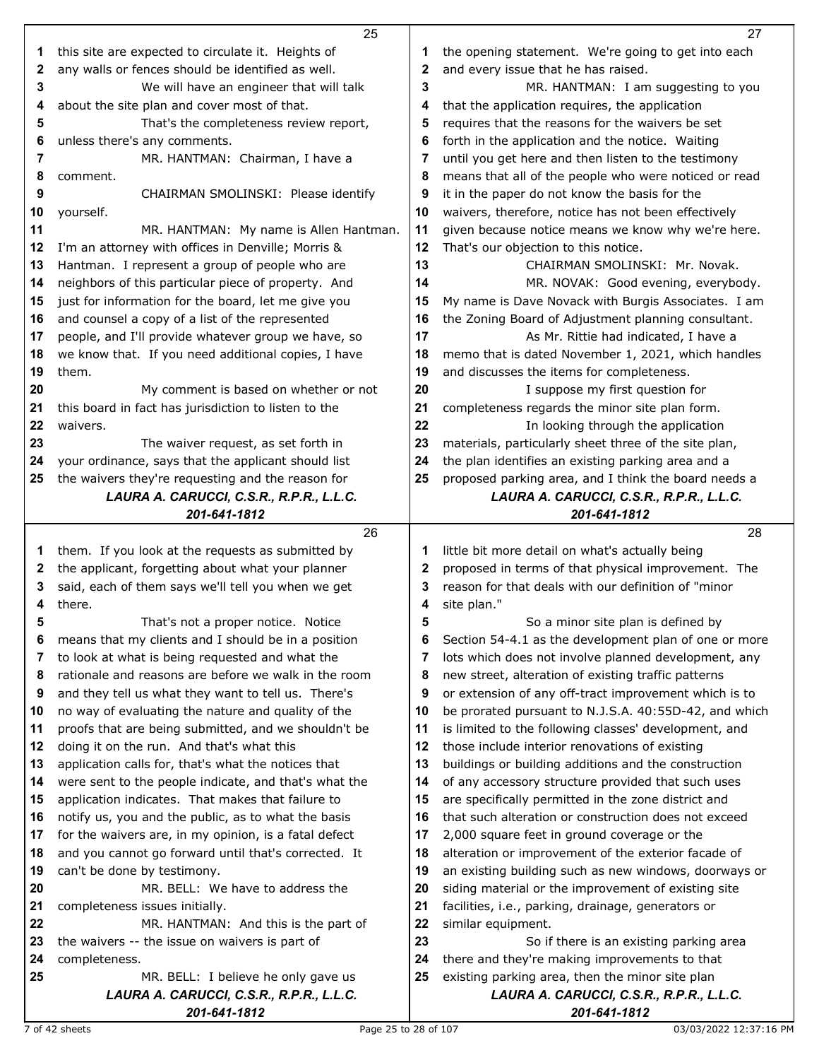this site are expected to circulate it. Heights of any walls or fences should be identified as well.

We will have an engineer that will talk about the site plan and cover most of that.

That's the completeness review report, unless there's any comments.

MR. HANTMAN: Chairman, I have a comment.

CHAIRMAN SMOLINSKI: Please identify yourself.

MR. HANTMAN: My name is Allen Hantman. I'm an attorney with offices in Denville; Morris & Hantman. I represent a group of people who are neighbors of this particular piece of property. And just for information for the board, let me give you and counsel a copy of a list of the represented people, and I'll provide whatever group we have, so we know that. If you need additional copies, I have them.

My comment is based on whether or not this board in fact has jurisdiction to listen to the waivers.

The waiver request, as set forth in your ordinance, says that the applicant should list the waivers they're requesting and the reason for them. If you look at the requests as submitted by the applicant, forgetting about what your planner said, each of them says we'll tell you when we get there.

That's not a proper notice. Notice means that my clients and I should be in a position to look at what is being requested and what the rationale and reasons are before we walk in the room and they tell us what they want to tell us. There's no way of evaluating the nature and quality of the proofs that are being submitted, and we shouldn't be doing it on the run. And that's what this application calls for, that's what the notices that were sent to the people indicate, and that's what the application indicates. That makes that failure to notify us, you and the public, as to what the basis for the waivers are, in my opinion, is a fatal defect and you cannot go forward until that's corrected. It can't be done by testimony.

MR. BELL: We have to address the completeness issues initially.

MR. HANTMAN: And this is the part of the waivers -- the issue on waivers is part of completeness.

MR. BELL: I believe he only gave us the opening statement. We're going to get into each and every issue that he has raised.

MR. HANTMAN: I am suggesting to you that the application requires, the application requires that the reasons for the waivers be set forth in the application and the notice. Waiting until you get here and then listen to the testimony means that all of the people who were noticed or read it in the paper do not know the basis for the waivers, therefore, notice has not been effectively given because notice means we know why we're here. That's our objection to this notice.

CHAIRMAN SMOLINSKI: Mr. Novak.

MR. NOVAK: Good evening, everybody. My name is Dave Novack with Burgis Associates. I am the Zoning Board of Adjustment planning consultant.

As Mr. Rittie had indicated, I have a memo that is dated November 1, 2021, which handles and discusses the items for completeness.

I suppose my first question for completeness regards the minor site plan form.

In looking through the application materials, particularly sheet three of the site plan, the plan identifies an existing parking area and a proposed parking area, and I think the board needs a little bit more detail on what's actually being proposed in terms of that physical improvement. The reason for that deals with our definition of "minor site plan."

So a minor site plan is defined by Section 54-4.1 as the development plan of one or more lots which does not involve planned development, any new street, alteration of existing traffic patterns or extension of any off-tract improvement which is to be prorated pursuant to N.J.S.A. 40:55D-42, and which is limited to the following classes' development, and those include interior renovations of existing buildings or building additions and the construction of any accessory structure provided that such uses are specifically permitted in the zone district and that such alteration or construction does not exceed 2,000 square feet in ground coverage or the alteration or improvement of the exterior facade of an existing building such as new windows, doorways or siding material or the improvement of existing site facilities, i.e., parking, drainage, generators or similar equipment.

So if there is an existing parking area there and they're making improvements to that existing parking area, then the minor site plan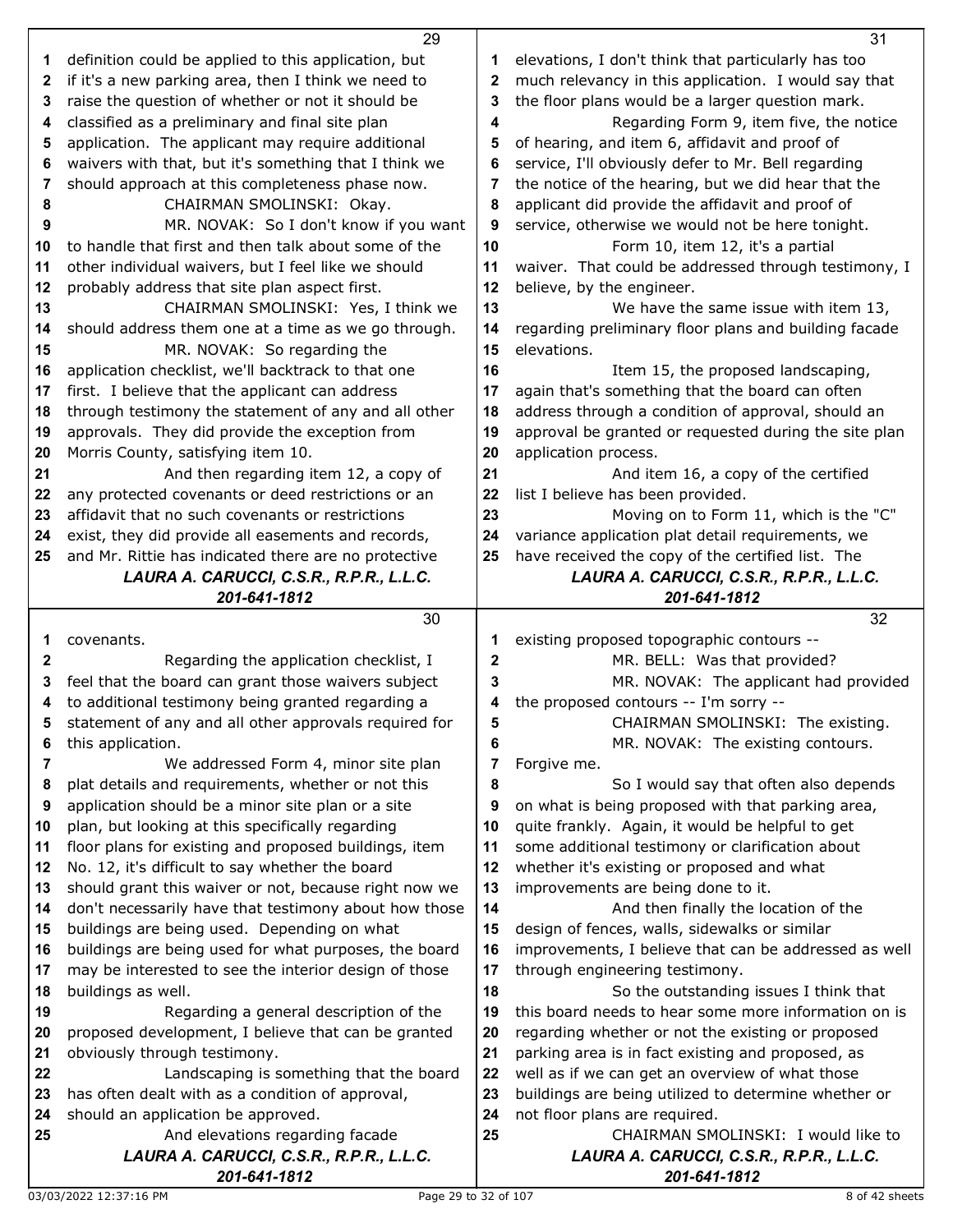definition could be applied to this application, but if it's a new parking area, then I think we need to raise the question of whether or not it should be classified as a preliminary and final site plan application. The applicant may require additional waivers with that, but it's something that I think we should approach at this completeness phase now.

CHAIRMAN SMOLINSKI: Okay.

MR. NOVAK: So I don't know if you want to handle that first and then talk about some of the other individual waivers, but I feel like we should probably address that site plan aspect first.

CHAIRMAN SMOLINSKI: Yes, I think we should address them one at a time as we go through.

MR. NOVAK: So regarding the application checklist, we'll backtrack to that one first. I believe that the applicant can address through testimony the statement of any and all other approvals. They did provide the exception from Morris County, satisfying item 10.

And then regarding item 12, a copy of any protected covenants or deed restrictions or an affidavit that no such covenants or restrictions exist, they did provide all easements and records, and Mr. Rittie has indicated there are no protective covenants.

Regarding the application checklist, I feel that the board can grant those waivers subject to additional testimony being granted regarding a statement of any and all other approvals required for this application.

We addressed Form 4, minor site plan plat details and requirements, whether or not this application should be a minor site plan or a site plan, but looking at this specifically regarding floor plans for existing and proposed buildings, item No. 12, it's difficult to say whether the board should grant this waiver or not, because right now we don't necessarily have that testimony about how those buildings are being used. Depending on what buildings are being used for what purposes, the board may be interested to see the interior design of those buildings as well.

Regarding a general description of the proposed development, I believe that can be granted obviously through testimony.

Landscaping is something that the board has often dealt with as a condition of approval, should an application be approved.

And elevations regarding facade elevations, I don't think that particularly has too much relevancy in this application. I would say that the floor plans would be a larger question mark.

Regarding Form 9, item five, the notice of hearing, and item 6, affidavit and proof of service, I'll obviously defer to Mr. Bell regarding the notice of the hearing, but we did hear that the applicant did provide the affidavit and proof of service, otherwise we would not be here tonight.

Form 10, item 12, it's a partial waiver. That could be addressed through testimony, I believe, by the engineer.

We have the same issue with item 13, regarding preliminary floor plans and building facade elevations.

Item 15, the proposed landscaping, again that's something that the board can often address through a condition of approval, should an approval be granted or requested during the site plan application process.

And item 16, a copy of the certified list I believe has been provided.

Moving on to Form 11, which is the "C" variance application plat detail requirements, we have received the copy of the certified list. The existing proposed topographic contours --

MR. BELL: Was that provided?

MR. NOVAK: The applicant had provided the proposed contours -- I'm sorry --

CHAIRMAN SMOLINSKI: The existing.

MR. NOVAK: The existing contours. Forgive me.

So I would say that often also depends on what is being proposed with that parking area, quite frankly. Again, it would be helpful to get some additional testimony or clarification about whether it's existing or proposed and what improvements are being done to it.

And then finally the location of the design of fences, walls, sidewalks or similar improvements, I believe that can be addressed as well through engineering testimony.

So the outstanding issues I think that this board needs to hear some more information on is regarding whether or not the existing or proposed parking area is in fact existing and proposed, as well as if we can get an overview of what those buildings are being utilized to determine whether or not floor plans are required.

CHAIRMAN SMOLINSKI: I would like to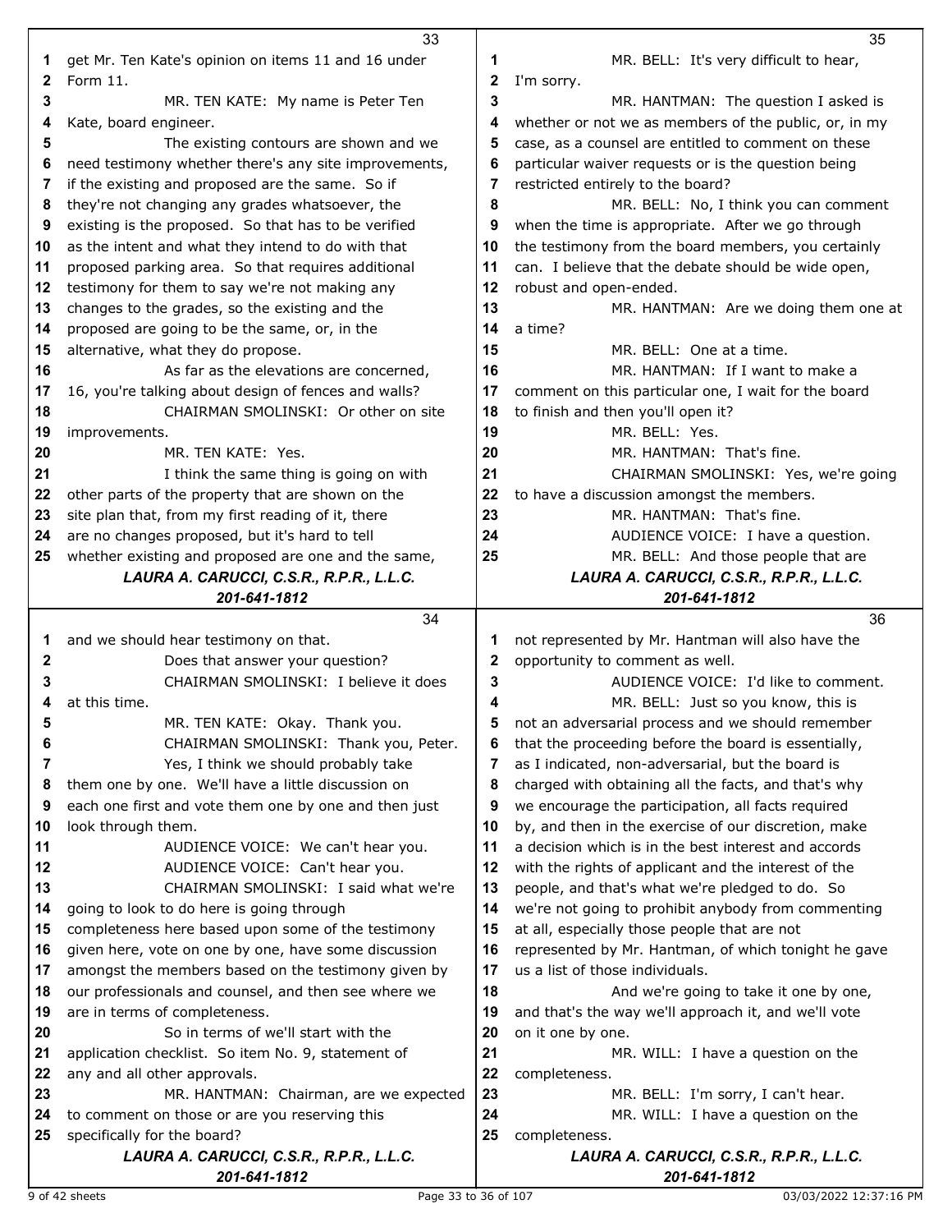get Mr. Ten Kate's opinion on items 11 and 16 under Form 11.

MR. TEN KATE: My name is Peter Ten Kate, board engineer.

The existing contours are shown and we need testimony whether there's any site improvements, if the existing and proposed are the same. So if they're not changing any grades whatsoever, the existing is the proposed. So that has to be verified as the intent and what they intend to do with that proposed parking area. So that requires additional testimony for them to say we're not making any changes to the grades, so the existing and the proposed are going to be the same, or, in the alternative, what they do propose.

As far as the elevations are concerned, 16, you're talking about design of fences and walls?

CHAIRMAN SMOLINSKI: Or other on site improvements.

MR. TEN KATE: Yes.

I think the same thing is going on with other parts of the property that are shown on the site plan that, from my first reading of it, there are no changes proposed, but it's hard to tell whether existing and proposed are one and the same, and we should hear testimony on that.

Does that answer your question?

CHAIRMAN SMOLINSKI: I believe it does at this time.

MR. TEN KATE: Okay. Thank you.

CHAIRMAN SMOLINSKI: Thank you, Peter.

Yes, I think we should probably take them one by one. We'll have a little discussion on each one first and vote them one by one and then just look through them.

AUDIENCE VOICE: We can't hear you.

AUDIENCE VOICE: Can't hear you.

CHAIRMAN SMOLINSKI: I said what we're going to look to do here is going through completeness here based upon some of the testimony given here, vote on one by one, have some discussion amongst the members based on the testimony given by our professionals and counsel, and then see where we are in terms of completeness.

So in terms of we'll start with the application checklist. So item No. 9, statement of any and all other approvals.

MR. HANTMAN: Chairman, are we expected to comment on those or are you reserving this specifically for the board?

MR. BELL: It's very difficult to hear, I'm sorry.

MR. HANTMAN: The question I asked is whether or not we as members of the public, or, in my case, as a counsel are entitled to comment on these particular waiver requests or is the question being restricted entirely to the board?

MR. BELL: No, I think you can comment when the time is appropriate. After we go through the testimony from the board members, you certainly can. I believe that the debate should be wide open, robust and open-ended.

MR. HANTMAN: Are we doing them one at a time?

MR. BELL: One at a time.

MR. HANTMAN: If I want to make a comment on this particular one, I wait for the board to finish and then you'll open it?

MR. BELL: Yes.

MR. HANTMAN: That's fine.

CHAIRMAN SMOLINSKI: Yes, we're going to have a discussion amongst the members.

MR. HANTMAN: That's fine.

AUDIENCE VOICE: I have a question.

MR. BELL: And those people that are not represented by Mr. Hantman will also have the opportunity to comment as well.

AUDIENCE VOICE: I'd like to comment.

MR. BELL: Just so you know, this is not an adversarial process and we should remember that the proceeding before the board is essentially, as I indicated, non-adversarial, but the board is charged with obtaining all the facts, and that's why we encourage the participation, all facts required by, and then in the exercise of our discretion, make a decision which is in the best interest and accords with the rights of applicant and the interest of the people, and that's what we're pledged to do. So we're not going to prohibit anybody from commenting at all, especially those people that are not represented by Mr. Hantman, of which tonight he gave us a list of those individuals.

And we're going to take it one by one, and that's the way we'll approach it, and we'll vote on it one by one.

MR. WILL: I have a question on the completeness.

MR. BELL: I'm sorry, I can't hear.

MR. WILL: I have a question on the completeness.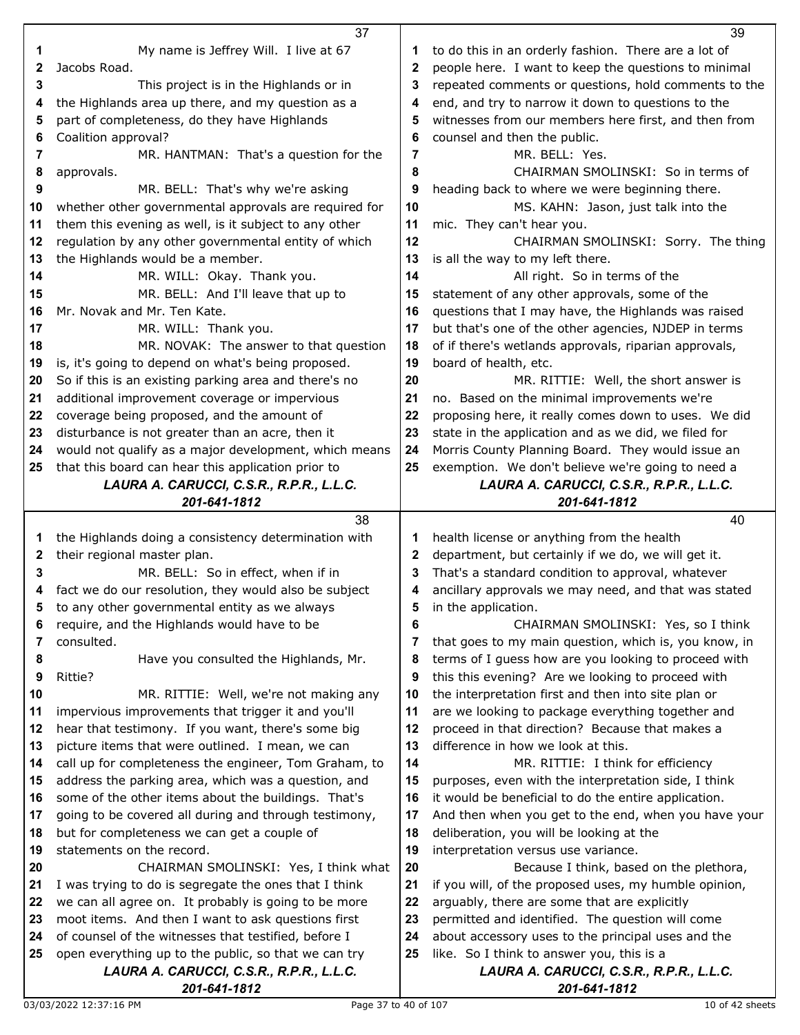My name is Jeffrey Will. I live at 67 Jacobs Road.

This project is in the Highlands or in the Highlands area up there, and my question as a part of completeness, do they have Highlands Coalition approval?

MR. HANTMAN: That's a question for the approvals.

MR. BELL: That's why we're asking whether other governmental approvals are required for them this evening as well, is it subject to any other regulation by any other governmental entity of which the Highlands would be a member.

MR. WILL: Okay. Thank you.

MR. BELL: And I'll leave that up to Mr. Novak and Mr. Ten Kate.

MR. WILL: Thank you.

MR. NOVAK: The answer to that question is, it's going to depend on what's being proposed. So if this is an existing parking area and there's no additional improvement coverage or impervious coverage being proposed, and the amount of disturbance is not greater than an acre, then it would not qualify as a major development, which means that this board can hear this application prior to the Highlands doing a consistency determination with their regional master plan.

MR. BELL: So in effect, when if in fact we do our resolution, they would also be subject to any other governmental entity as we always require, and the Highlands would have to be consulted.

Have you consulted the Highlands, Mr. Rittie?

MR. RITTIE: Well, we're not making any impervious improvements that trigger it and you'll hear that testimony. If you want, there's some big picture items that were outlined. I mean, we can call up for completeness the engineer, Tom Graham, to address the parking area, which was a question, and some of the other items about the buildings. That's going to be covered all during and through testimony, but for completeness we can get a couple of statements on the record.

CHAIRMAN SMOLINSKI: Yes, I think what I was trying to do is segregate the ones that I think we can all agree on. It probably is going to be more moot items. And then I want to ask questions first of counsel of the witnesses that testified, before I open everything up to the public, so that we can try to do this in an orderly fashion. There are a lot of people here. I want to keep the questions to minimal repeated comments or questions, hold comments to the end, and try to narrow it down to questions to the witnesses from our members here first, and then from counsel and then the public.

MR. BELL: Yes.

CHAIRMAN SMOLINSKI: So in terms of heading back to where we were beginning there.

MS. KAHN: Jason, just talk into the mic. They can't hear you.

CHAIRMAN SMOLINSKI: Sorry. The thing is all the way to my left there.

All right. So in terms of the statement of any other approvals, some of the questions that I may have, the Highlands was raised but that's one of the other agencies, NJDEP in terms of if there's wetlands approvals, riparian approvals, board of health, etc.

MR. RITTIE: Well, the short answer is no. Based on the minimal improvements we're proposing here, it really comes down to uses. We did state in the application and as we did, we filed for Morris County Planning Board. They would issue an exemption. We don't believe we're going to need a health license or anything from the health department, but certainly if we do, we will get it. That's a standard condition to approval, whatever ancillary approvals we may need, and that was stated in the application.

CHAIRMAN SMOLINSKI: Yes, so I think that goes to my main question, which is, you know, in terms of I guess how are you looking to proceed with this this evening? Are we looking to proceed with the interpretation first and then into site plan or are we looking to package everything together and proceed in that direction? Because that makes a difference in how we look at this.

MR. RITTIE: I think for efficiency purposes, even with the interpretation side, I think it would be beneficial to do the entire application. And then when you get to the end, when you have your deliberation, you will be looking at the interpretation versus use variance.

Because I think, based on the plethora, if you will, of the proposed uses, my humble opinion, arguably, there are some that are explicitly permitted and identified. The question will come about accessory uses to the principal uses and the like. So I think to answer you, this is a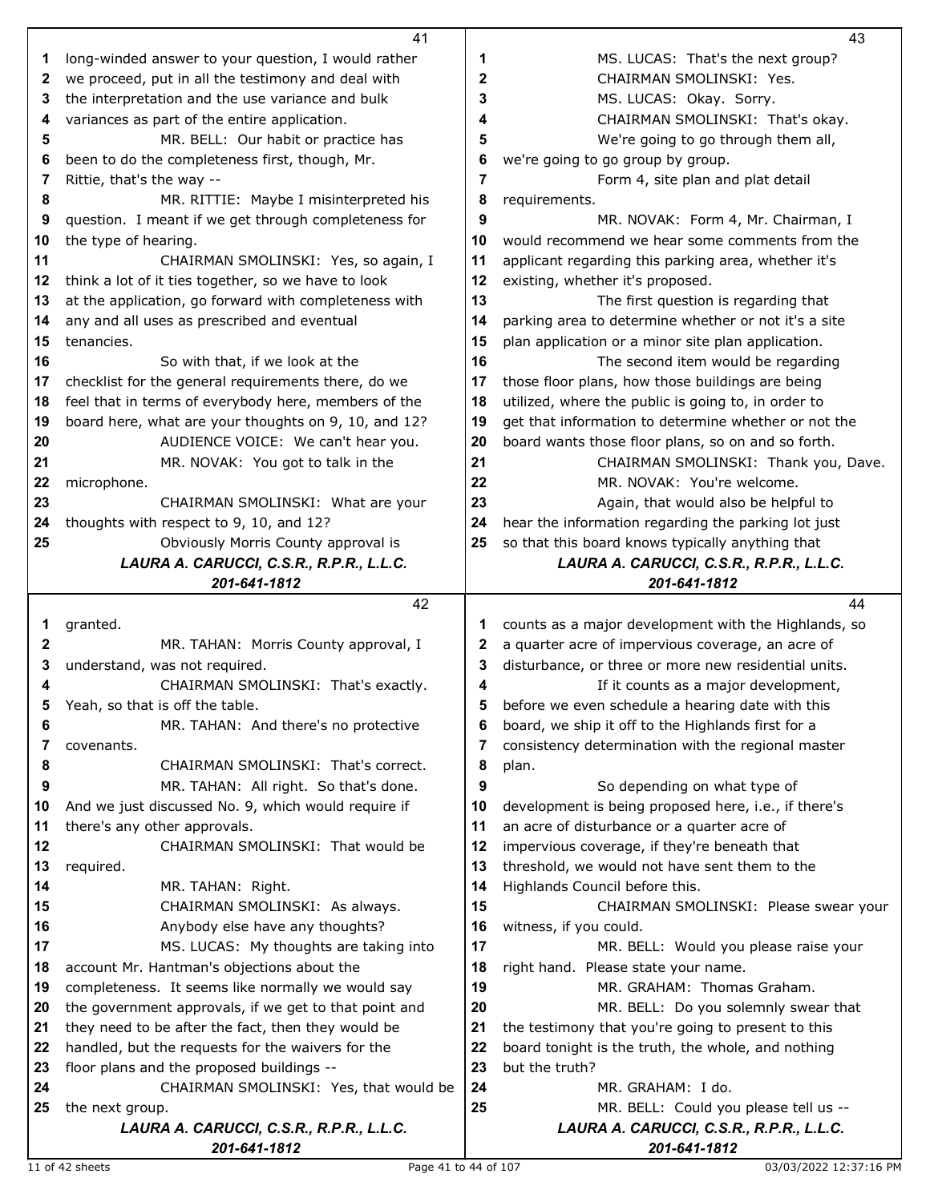long-winded answer to your question, I would rather we proceed, put in all the testimony and deal with the interpretation and the use variance and bulk variances as part of the entire application.

MR. BELL: Our habit or practice has been to do the completeness first, though, Mr. Rittie, that's the way --

MR. RITTIE: Maybe I misinterpreted his question. I meant if we get through completeness for the type of hearing.

CHAIRMAN SMOLINSKI: Yes, so again, I think a lot of it ties together, so we have to look at the application, go forward with completeness with any and all uses as prescribed and eventual tenancies.

So with that, if we look at the checklist for the general requirements there, do we feel that in terms of everybody here, members of the board here, what are your thoughts on 9, 10, and 12?

AUDIENCE VOICE: We can't hear you.

MR. NOVAK: You got to talk in the microphone.

CHAIRMAN SMOLINSKI: What are your thoughts with respect to 9, 10, and 12?

Obviously Morris County approval is granted.

MR. TAHAN: Morris County approval, I understand, was not required.

CHAIRMAN SMOLINSKI: That's exactly. Yeah, so that is off the table.

MR. TAHAN: And there's no protective covenants.

CHAIRMAN SMOLINSKI: That's correct.

MR. TAHAN: All right. So that's done. And we just discussed No. 9, which would require if there's any other approvals.

CHAIRMAN SMOLINSKI: That would be required.

MR. TAHAN: Right.

CHAIRMAN SMOLINSKI: As always.

Anybody else have any thoughts?

MS. LUCAS: My thoughts are taking into account Mr. Hantman's objections about the completeness. It seems like normally we would say the government approvals, if we get to that point and they need to be after the fact, then they would be handled, but the requests for the waivers for the floor plans and the proposed buildings --

CHAIRMAN SMOLINSKI: Yes, that would be the next group.

MS. LUCAS: That's the next group?

CHAIRMAN SMOLINSKI: Yes.

MS. LUCAS: Okay. Sorry.

CHAIRMAN SMOLINSKI: That's okay.

We're going to go through them all, we're going to go group by group.

Form 4, site plan and plat detail requirements.

MR. NOVAK: Form 4, Mr. Chairman, I would recommend we hear some comments from the applicant regarding this parking area, whether it's existing, whether it's proposed.

The first question is regarding that parking area to determine whether or not it's a site plan application or a minor site plan application.

The second item would be regarding those floor plans, how those buildings are being utilized, where the public is going to, in order to get that information to determine whether or not the board wants those floor plans, so on and so forth.

CHAIRMAN SMOLINSKI: Thank you, Dave.

MR. NOVAK: You're welcome.

Again, that would also be helpful to hear the information regarding the parking lot just so that this board knows typically anything that counts as a major development with the Highlands, so a quarter acre of impervious coverage, an acre of disturbance, or three or more new residential units.

If it counts as a major development, before we even schedule a hearing date with this board, we ship it off to the Highlands first for a consistency determination with the regional master plan.

So depending on what type of development is being proposed here, i.e., if there's an acre of disturbance or a quarter acre of impervious coverage, if they're beneath that threshold, we would not have sent them to the Highlands Council before this.

CHAIRMAN SMOLINSKI: Please swear your witness, if you could.

MR. BELL: Would you please raise your right hand. Please state your name.

MR. GRAHAM: Thomas Graham.

MR. BELL: Do you solemnly swear that the testimony that you're going to present to this board tonight is the truth, the whole, and nothing but the truth?

MR. GRAHAM: I do.

MR. BELL: Could you please tell us --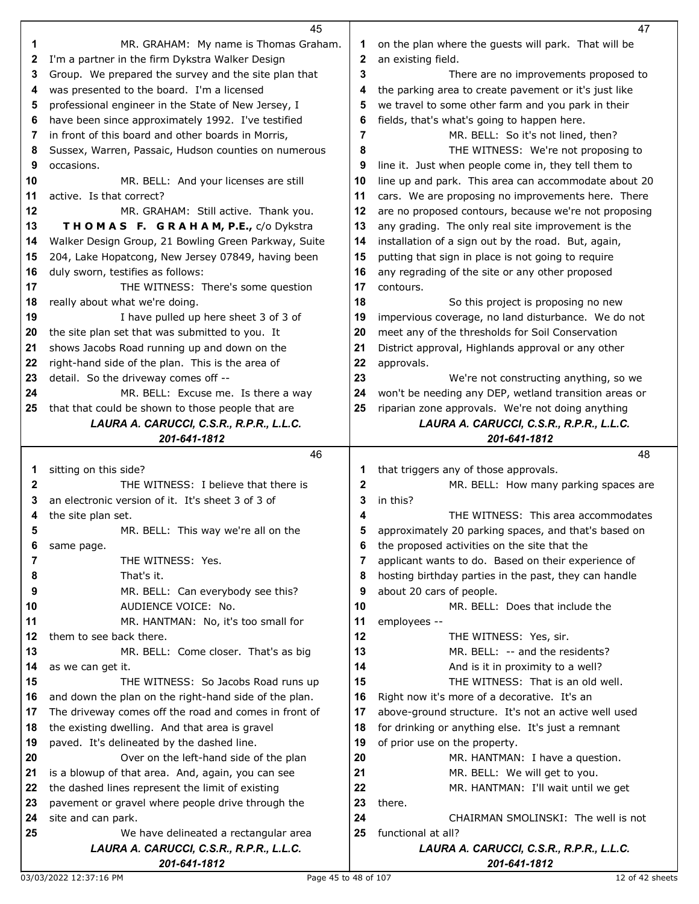MR. GRAHAM: My name is Thomas Graham. I'm a partner in the firm Dykstra Walker Design Group. We prepared the survey and the site plan that was presented to the board. I'm a licensed professional engineer in the State of New Jersey, I have been since approximately 1992. I've testified in front of this board and other boards in Morris, Sussex, Warren, Passaic, Hudson counties on numerous occasions.

MR. BELL: And your licenses are still active. Is that correct?

MR. GRAHAM: Still active. Thank you.

**T H O M A S F. G R A H A M, P.E.,** c/o Dykstra Walker Design Group, 21 Bowling Green Parkway, Suite 204, Lake Hopatcong, New Jersey 07849, having been duly sworn, testifies as follows:

THE WITNESS: There's some question really about what we're doing.

I have pulled up here sheet 3 of 3 of the site plan set that was submitted to you. It shows Jacobs Road running up and down on the right-hand side of the plan. This is the area of detail. So the driveway comes off --

MR. BELL: Excuse me. Is there a way that that could be shown to those people that are sitting on this side?

THE WITNESS: I believe that there is an electronic version of it. It's sheet 3 of 3 of the site plan set.

MR. BELL: This way we're all on the same page.

THE WITNESS: Yes.

That's it.

MR. BELL: Can everybody see this?

AUDIENCE VOICE: No.

MR. HANTMAN: No, it's too small for them to see back there.

MR. BELL: Come closer. That's as big as we can get it.

THE WITNESS: So Jacobs Road runs up and down the plan on the right-hand side of the plan. The driveway comes off the road and comes in front of the existing dwelling. And that area is gravel paved. It's delineated by the dashed line.

Over on the left-hand side of the plan is a blowup of that area. And, again, you can see the dashed lines represent the limit of existing pavement or gravel where people drive through the site and can park.

We have delineated a rectangular area on the plan where the guests will park. That will be an existing field.

There are no improvements proposed to the parking area to create pavement or it's just like we travel to some other farm and you park in their fields, that's what's going to happen here.

MR. BELL: So it's not lined, then?

THE WITNESS: We're not proposing to line it. Just when people come in, they tell them to line up and park. This area can accommodate about 20 cars. We are proposing no improvements here. There are no proposed contours, because we're not proposing any grading. The only real site improvement is the installation of a sign out by the road. But, again, putting that sign in place is not going to require any regrading of the site or any other proposed contours.

So this project is proposing no new impervious coverage, no land disturbance. We do not meet any of the thresholds for Soil Conservation District approval, Highlands approval or any other approvals.

We're not constructing anything, so we won't be needing any DEP, wetland transition areas or riparian zone approvals. We're not doing anything that triggers any of those approvals.

MR. BELL: How many parking spaces are in this?

THE WITNESS: This area accommodates approximately 20 parking spaces, and that's based on the proposed activities on the site that the applicant wants to do. Based on their experience of hosting birthday parties in the past, they can handle about 20 cars of people.

MR. BELL: Does that include the employees --

THE WITNESS: Yes, sir.

MR. BELL: -- and the residents?

And is it in proximity to a well?

THE WITNESS: That is an old well. Right now it's more of a decorative. It's an above-ground structure. It's not an active well used for drinking or anything else. It's just a remnant of prior use on the property.

MR. HANTMAN: I have a question.

MR. BELL: We will get to you.

MR. HANTMAN: I'll wait until we get there.

CHAIRMAN SMOLINSKI: The well is not functional at all?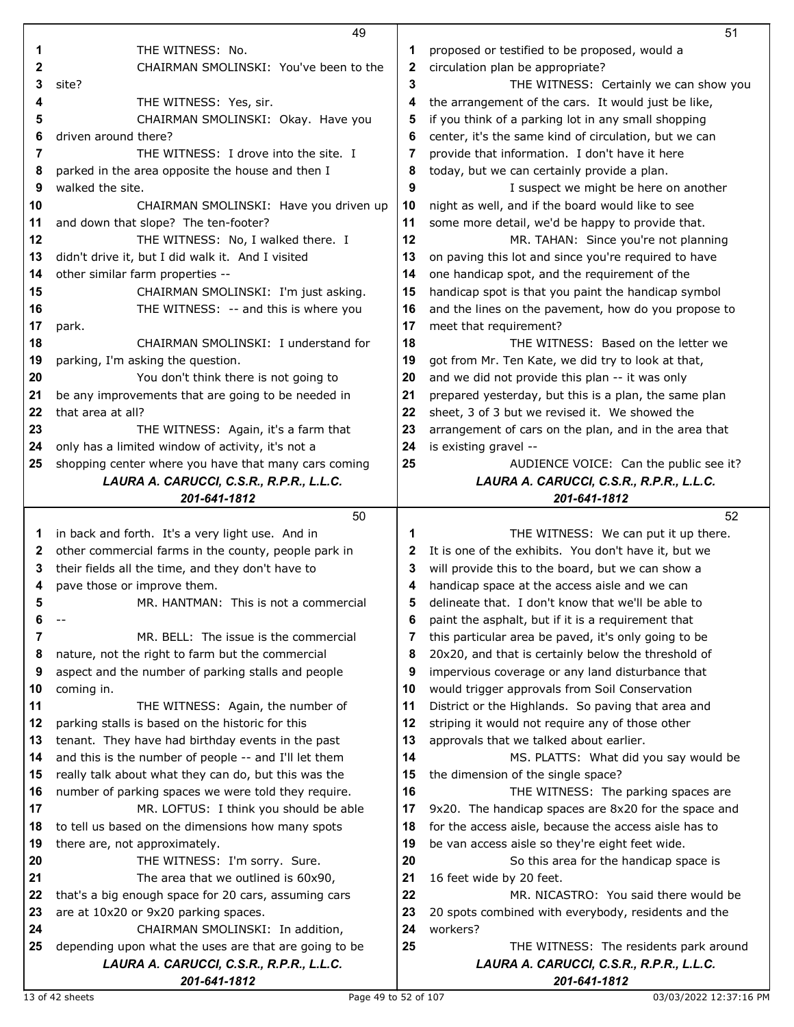THE WITNESS: No.

CHAIRMAN SMOLINSKI: You've been to the site?

THE WITNESS: Yes, sir.

CHAIRMAN SMOLINSKI: Okay. Have you driven around there?

THE WITNESS: I drove into the site. I parked in the area opposite the house and then I walked the site.

CHAIRMAN SMOLINSKI: Have you driven up and down that slope? The ten-footer?

THE WITNESS: No, I walked there. I didn't drive it, but I did walk it. And I visited other similar farm properties --

CHAIRMAN SMOLINSKI: I'm just asking.

THE WITNESS: -- and this is where you park.

CHAIRMAN SMOLINSKI: I understand for parking, I'm asking the question.

You don't think there is not going to be any improvements that are going to be needed in that area at all?

THE WITNESS: Again, it's a farm that only has a limited window of activity, it's not a shopping center where you have that many cars coming in back and forth. It's a very light use. And in other commercial farms in the county, people park in their fields all the time, and they don't have to pave those or improve them.

MR. HANTMAN: This is not a commercial --

MR. BELL: The issue is the commercial nature, not the right to farm but the commercial aspect and the number of parking stalls and people coming in.

THE WITNESS: Again, the number of parking stalls is based on the historic for this tenant. They have had birthday events in the past and this is the number of people -- and I'll let them really talk about what they can do, but this was the number of parking spaces we were told they require.

MR. LOFTUS: I think you should be able to tell us based on the dimensions how many spots there are, not approximately.

THE WITNESS: I'm sorry. Sure.

The area that we outlined is 60x90, that's a big enough space for 20 cars, assuming cars are at 10x20 or 9x20 parking spaces.

CHAIRMAN SMOLINSKI: In addition, depending upon what the uses are that are going to be proposed or testified to be proposed, would a circulation plan be appropriate?

THE WITNESS: Certainly we can show you the arrangement of the cars. It would just be like, if you think of a parking lot in any small shopping center, it's the same kind of circulation, but we can provide that information. I don't have it here today, but we can certainly provide a plan.

I suspect we might be here on another night as well, and if the board would like to see some more detail, we'd be happy to provide that.

MR. TAHAN: Since you're not planning on paving this lot and since you're required to have one handicap spot, and the requirement of the handicap spot is that you paint the handicap symbol and the lines on the pavement, how do you propose to meet that requirement?

THE WITNESS: Based on the letter we got from Mr. Ten Kate, we did try to look at that, and we did not provide this plan -- it was only prepared yesterday, but this is a plan, the same plan sheet, 3 of 3 but we revised it. We showed the arrangement of cars on the plan, and in the area that is existing gravel --

AUDIENCE VOICE: Can the public see it?

THE WITNESS: We can put it up there. It is one of the exhibits. You don't have it, but we will provide this to the board, but we can show a handicap space at the access aisle and we can delineate that. I don't know that we'll be able to paint the asphalt, but if it is a requirement that this particular area be paved, it's only going to be 20x20, and that is certainly below the threshold of impervious coverage or any land disturbance that would trigger approvals from Soil Conservation District or the Highlands. So paving that area and striping it would not require any of those other approvals that we talked about earlier.

MS. PLATTS: What did you say would be the dimension of the single space?

THE WITNESS: The parking spaces are 9x20. The handicap spaces are 8x20 for the space and for the access aisle, because the access aisle has to be van access aisle so they're eight feet wide.

So this area for the handicap space is 16 feet wide by 20 feet.

MR. NICASTRO: You said there would be 20 spots combined with everybody, residents and the workers?

THE WITNESS: The residents park around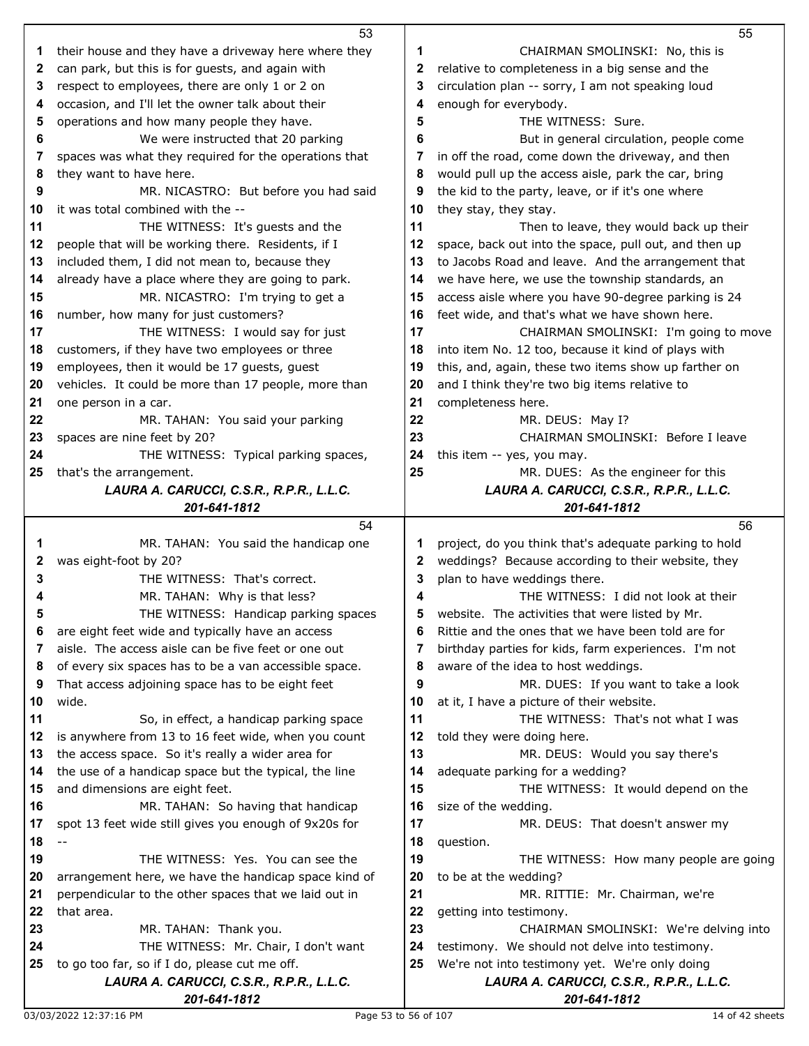their house and they have a driveway here where they can park, but this is for guests, and again with respect to employees, there are only 1 or 2 on occasion, and I'll let the owner talk about their operations and how many people they have.

We were instructed that 20 parking spaces was what they required for the operations that they want to have here.

MR. NICASTRO: But before you had said it was total combined with the --

THE WITNESS: It's guests and the people that will be working there. Residents, if I included them, I did not mean to, because they already have a place where they are going to park.

MR. NICASTRO: I'm trying to get a number, how many for just customers?

THE WITNESS: I would say for just customers, if they have two employees or three employees, then it would be 17 guests, guest vehicles. It could be more than 17 people, more than one person in a car.

MR. TAHAN: You said your parking spaces are nine feet by 20?

THE WITNESS: Typical parking spaces, that's the arrangement.

MR. TAHAN: You said the handicap one was eight-foot by 20?

THE WITNESS: That's correct.

MR. TAHAN: Why is that less?

THE WITNESS: Handicap parking spaces are eight feet wide and typically have an access aisle. The access aisle can be five feet or one out of every six spaces has to be a van accessible space. That access adjoining space has to be eight feet wide.

So, in effect, a handicap parking space is anywhere from 13 to 16 feet wide, when you count the access space. So it's really a wider area for the use of a handicap space but the typical, the line and dimensions are eight feet.

MR. TAHAN: So having that handicap spot 13 feet wide still gives you enough of 9x20s for --

THE WITNESS: Yes. You can see the arrangement here, we have the handicap space kind of perpendicular to the other spaces that we laid out in that area.

MR. TAHAN: Thank you.

THE WITNESS: Mr. Chair, I don't want to go too far, so if I do, please cut me off.

CHAIRMAN SMOLINSKI: No, this is relative to completeness in a big sense and the circulation plan -- sorry, I am not speaking loud enough for everybody.

THE WITNESS: Sure.

But in general circulation, people come in off the road, come down the driveway, and then would pull up the access aisle, park the car, bring the kid to the party, leave, or if it's one where they stay, they stay.

Then to leave, they would back up their space, back out into the space, pull out, and then up to Jacobs Road and leave. And the arrangement that we have here, we use the township standards, an access aisle where you have 90-degree parking is 24 feet wide, and that's what we have shown here.

CHAIRMAN SMOLINSKI: I'm going to move into item No. 12 too, because it kind of plays with this, and, again, these two items show up farther on and I think they're two big items relative to completeness here.

MR. DEUS: May I?

CHAIRMAN SMOLINSKI: Before I leave this item -- yes, you may.

MR. DUES: As the engineer for this project, do you think that's adequate parking to hold weddings? Because according to their website, they plan to have weddings there.

THE WITNESS: I did not look at their website. The activities that were listed by Mr. Rittie and the ones that we have been told are for birthday parties for kids, farm experiences. I'm not aware of the idea to host weddings.

MR. DUES: If you want to take a look at it, I have a picture of their website.

THE WITNESS: That's not what I was told they were doing here.

MR. DEUS: Would you say there's adequate parking for a wedding?

THE WITNESS: It would depend on the size of the wedding.

MR. DEUS: That doesn't answer my question.

THE WITNESS: How many people are going to be at the wedding?

MR. RITTIE: Mr. Chairman, we're getting into testimony.

CHAIRMAN SMOLINSKI: We're delving into testimony. We should not delve into testimony. We're not into testimony yet. We're only doing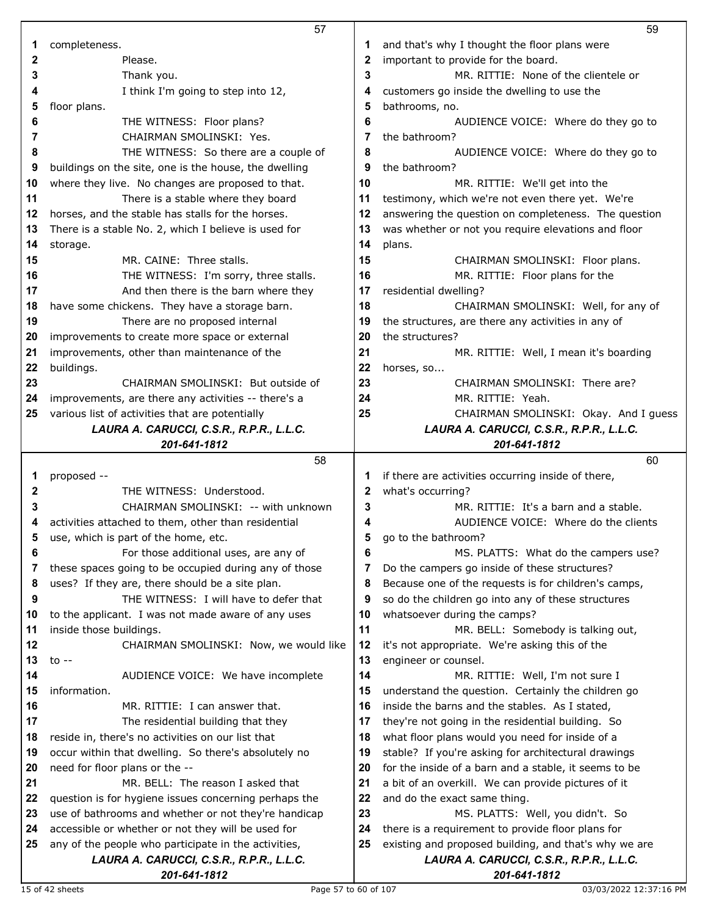completeness.

Please.

Thank you.

I think I'm going to step into 12, floor plans.

THE WITNESS: Floor plans?

CHAIRMAN SMOLINSKI: Yes.

THE WITNESS: So there are a couple of buildings on the site, one is the house, the dwelling where they live. No changes are proposed to that.

There is a stable where they board horses, and the stable has stalls for the horses. There is a stable No. 2, which I believe is used for storage.

MR. CAINE: Three stalls.

THE WITNESS: I'm sorry, three stalls.

And then there is the barn where they have some chickens. They have a storage barn.

There are no proposed internal improvements to create more space or external improvements, other than maintenance of the buildings.

CHAIRMAN SMOLINSKI: But outside of improvements, are there any activities -- there's a various list of activities that are potentially proposed --

THE WITNESS: Understood.

CHAIRMAN SMOLINSKI: -- with unknown activities attached to them, other than residential use, which is part of the home, etc.

For those additional uses, are any of these spaces going to be occupied during any of those uses? If they are, there should be a site plan.

THE WITNESS: I will have to defer that to the applicant. I was not made aware of any uses inside those buildings.

CHAIRMAN SMOLINSKI: Now, we would like to --

AUDIENCE VOICE: We have incomplete information.

MR. RITTIE: I can answer that.

The residential building that they reside in, there's no activities on our list that occur within that dwelling. So there's absolutely no need for floor plans or the --

MR. BELL: The reason I asked that question is for hygiene issues concerning perhaps the use of bathrooms and whether or not they're handicap accessible or whether or not they will be used for any of the people who participate in the activities, and that's why I thought the floor plans were important to provide for the board.

MR. RITTIE: None of the clientele or customers go inside the dwelling to use the bathrooms, no.

AUDIENCE VOICE: Where do they go to the bathroom?

AUDIENCE VOICE: Where do they go to the bathroom?

MR. RITTIE: We'll get into the testimony, which we're not even there yet. We're answering the question on completeness. The question was whether or not you require elevations and floor plans.

CHAIRMAN SMOLINSKI: Floor plans.

MR. RITTIE: Floor plans for the residential dwelling?

CHAIRMAN SMOLINSKI: Well, for any of the structures, are there any activities in any of the structures?

MR. RITTIE: Well, I mean it's boarding horses, so...

CHAIRMAN SMOLINSKI: There are?

MR. RITTIE: Yeah.

CHAIRMAN SMOLINSKI: Okay. And I guess if there are activities occurring inside of there, what's occurring?

MR. RITTIE: It's a barn and a stable.

AUDIENCE VOICE: Where do the clients go to the bathroom?

MS. PLATTS: What do the campers use? Do the campers go inside of these structures? Because one of the requests is for children's camps, so do the children go into any of these structures whatsoever during the camps?

MR. BELL: Somebody is talking out, it's not appropriate. We're asking this of the engineer or counsel.

MR. RITTIE: Well, I'm not sure I understand the question. Certainly the children go inside the barns and the stables. As I stated, they're not going in the residential building. So what floor plans would you need for inside of a stable? If you're asking for architectural drawings for the inside of a barn and a stable, it seems to be a bit of an overkill. We can provide pictures of it and do the exact same thing.

MS. PLATTS: Well, you didn't. So there is a requirement to provide floor plans for existing and proposed building, and that's why we are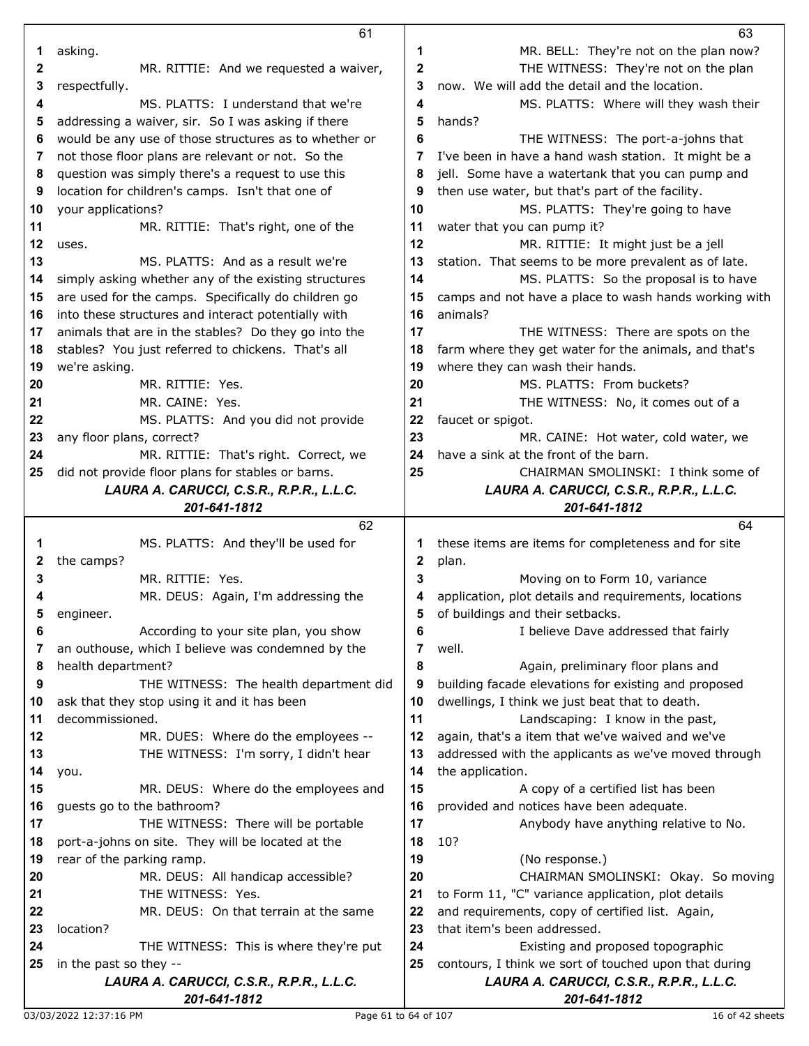asking.

MR. RITTIE: And we requested a waiver, respectfully.

MS. PLATTS: I understand that we're addressing a waiver, sir. So I was asking if there would be any use of those structures as to whether or not those floor plans are relevant or not. So the question was simply there's a request to use this location for children's camps. Isn't that one of your applications?

MR. RITTIE: That's right, one of the uses.

MS. PLATTS: And as a result we're simply asking whether any of the existing structures are used for the camps. Specifically do children go into these structures and interact potentially with animals that are in the stables? Do they go into the stables? You just referred to chickens. That's all we're asking.

MR. RITTIE: Yes.

MR. CAINE: Yes.

MS. PLATTS: And you did not provide any floor plans, correct?

MR. RITTIE: That's right. Correct, we did not provide floor plans for stables or barns.

MS. PLATTS: And they'll be used for the camps?

MR. RITTIE: Yes.

MR. DEUS: Again, I'm addressing the engineer.

According to your site plan, you show an outhouse, which I believe was condemned by the health department?

THE WITNESS: The health department did ask that they stop using it and it has been decommissioned.

MR. DUES: Where do the employees --

THE WITNESS: I'm sorry, I didn't hear you.

MR. DEUS: Where do the employees and guests go to the bathroom?

THE WITNESS: There will be portable port-a-johns on site. They will be located at the rear of the parking ramp.

MR. DEUS: All handicap accessible?

THE WITNESS: Yes.

MR. DEUS: On that terrain at the same location?

THE WITNESS: This is where they're put in the past so they --

MR. BELL: They're not on the plan now?

THE WITNESS: They're not on the plan now. We will add the detail and the location.

MS. PLATTS: Where will they wash their hands?

THE WITNESS: The port-a-johns that I've been in have a hand wash station. It might be a jell. Some have a watertank that you can pump and then use water, but that's part of the facility.

MS. PLATTS: They're going to have water that you can pump it?

MR. RITTIE: It might just be a jell station. That seems to be more prevalent as of late.

MS. PLATTS: So the proposal is to have camps and not have a place to wash hands working with animals?

THE WITNESS: There are spots on the farm where they get water for the animals, and that's where they can wash their hands.

MS. PLATTS: From buckets?

THE WITNESS: No, it comes out of a faucet or spigot.

MR. CAINE: Hot water, cold water, we have a sink at the front of the barn.

CHAIRMAN SMOLINSKI: I think some of these items are items for completeness and for site plan.

Moving on to Form 10, variance application, plot details and requirements, locations of buildings and their setbacks.

I believe Dave addressed that fairly well.

Again, preliminary floor plans and building facade elevations for existing and proposed dwellings, I think we just beat that to death.

Landscaping: I know in the past, again, that's a item that we've waived and we've addressed with the applicants as we've moved through the application.

A copy of a certified list has been provided and notices have been adequate.

Anybody have anything relative to No. 10?

(No response.)

CHAIRMAN SMOLINSKI: Okay. So moving to Form 11, "C" variance application, plot details and requirements, copy of certified list. Again, that item's been addressed.

Existing and proposed topographic contours, I think we sort of touched upon that during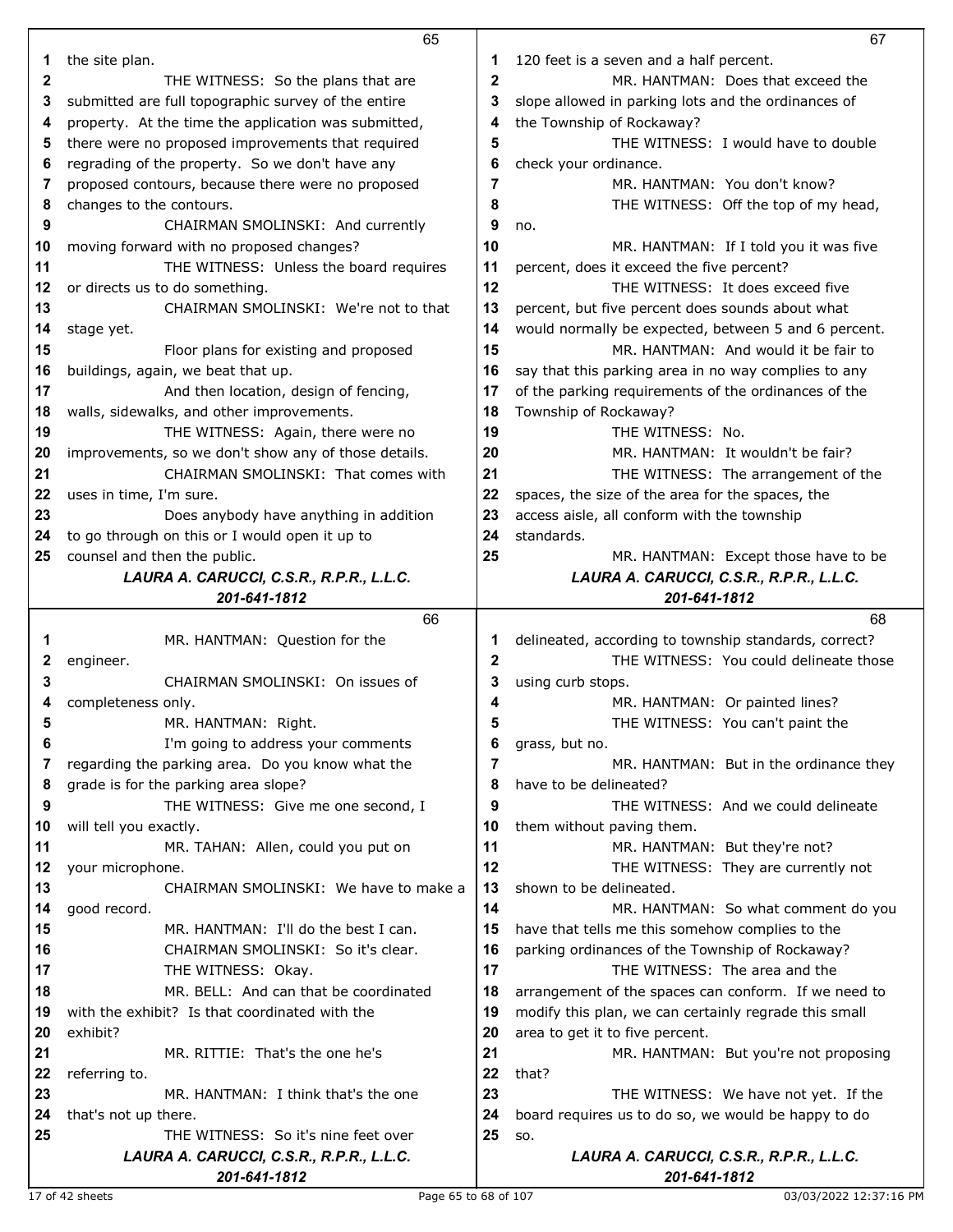the site plan.

THE WITNESS: So the plans that are submitted are full topographic survey of the entire property. At the time the application was submitted, there were no proposed improvements that required regrading of the property. So we don't have any proposed contours, because there were no proposed changes to the contours.

CHAIRMAN SMOLINSKI: And currently moving forward with no proposed changes?

THE WITNESS: Unless the board requires or directs us to do something.

CHAIRMAN SMOLINSKI: We're not to that stage yet.

Floor plans for existing and proposed buildings, again, we beat that up.

And then location, design of fencing, walls, sidewalks, and other improvements.

THE WITNESS: Again, there were no improvements, so we don't show any of those details.

CHAIRMAN SMOLINSKI: That comes with uses in time, I'm sure.

Does anybody have anything in addition to go through on this or I would open it up to counsel and then the public.

MR. HANTMAN: Question for the engineer.

CHAIRMAN SMOLINSKI: On issues of completeness only.

MR. HANTMAN: Right.

I'm going to address your comments regarding the parking area. Do you know what the grade is for the parking area slope?

THE WITNESS: Give me one second, I will tell you exactly.

MR. TAHAN: Allen, could you put on your microphone.

CHAIRMAN SMOLINSKI: We have to make a good record.

MR. HANTMAN: I'll do the best I can.

CHAIRMAN SMOLINSKI: So it's clear.

THE WITNESS: Okay.

MR. BELL: And can that be coordinated with the exhibit? Is that coordinated with the exhibit?

MR. RITTIE: That's the one he's referring to.

MR. HANTMAN: I think that's the one that's not up there.

THE WITNESS: So it's nine feet over 120 feet is a seven and a half percent.

MR. HANTMAN: Does that exceed the slope allowed in parking lots and the ordinances of the Township of Rockaway?

THE WITNESS: I would have to double check your ordinance.

MR. HANTMAN: You don't know?

THE WITNESS: Off the top of my head, no.

MR. HANTMAN: If I told you it was five percent, does it exceed the five percent?

THE WITNESS: It does exceed five percent, but five percent does sounds about what would normally be expected, between 5 and 6 percent.

MR. HANTMAN: And would it be fair to say that this parking area in no way complies to any of the parking requirements of the ordinances of the Township of Rockaway?

THE WITNESS: No.

MR. HANTMAN: It wouldn't be fair?

THE WITNESS: The arrangement of the spaces, the size of the area for the spaces, the access aisle, all conform with the township standards.

MR. HANTMAN: Except those have to be delineated, according to township standards, correct?

THE WITNESS: You could delineate those using curb stops.

MR. HANTMAN: Or painted lines?

THE WITNESS: You can't paint the grass, but no.

MR. HANTMAN: But in the ordinance they have to be delineated?

THE WITNESS: And we could delineate them without paving them.

MR. HANTMAN: But they're not?

THE WITNESS: They are currently not shown to be delineated.

MR. HANTMAN: So what comment do you have that tells me this somehow complies to the parking ordinances of the Township of Rockaway?

THE WITNESS: The area and the arrangement of the spaces can conform. If we need to modify this plan, we can certainly regrade this small area to get it to five percent.

MR. HANTMAN: But you're not proposing that?

THE WITNESS: We have not yet. If the board requires us to do so, we would be happy to do so.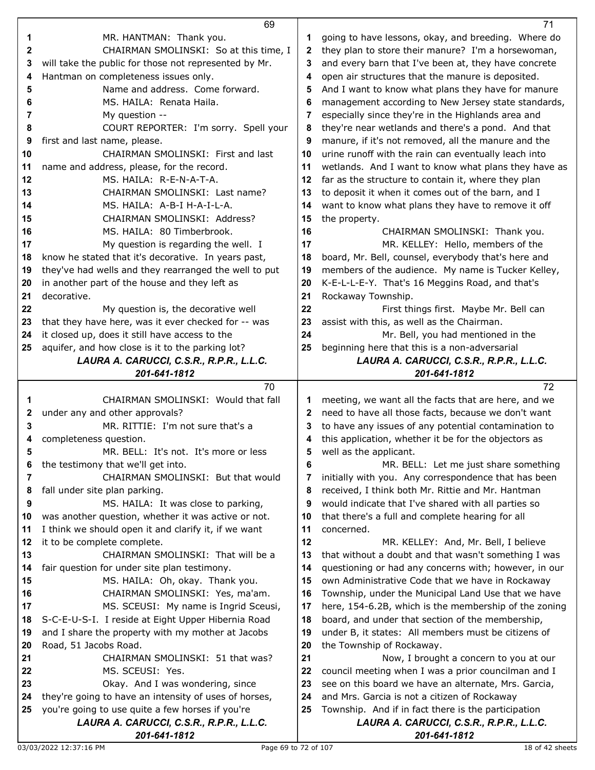MR. HANTMAN: Thank you.

CHAIRMAN SMOLINSKI: So at this time, I will take the public for those not represented by Mr. Hantman on completeness issues only.

Name and address. Come forward.

MS. HAILA: Renata Haila.

My question --

COURT REPORTER: I'm sorry. Spell your first and last name, please.

CHAIRMAN SMOLINSKI: First and last name and address, please, for the record.

MS. HAILA: R-E-N-A-T-A.

CHAIRMAN SMOLINSKI: Last name?

MS. HAILA: A-B-I H-A-I-L-A.

CHAIRMAN SMOLINSKI: Address?

MS. HAILA: 80 Timberbrook.

My question is regarding the well. I know he stated that it's decorative. In years past, they've had wells and they rearranged the well to put in another part of the house and they left as decorative.

My question is, the decorative well that they have here, was it ever checked for -- was it closed up, does it still have access to the aquifer, and how close is it to the parking lot?

CHAIRMAN SMOLINSKI: Would that fall under any and other approvals?

MR. RITTIE: I'm not sure that's a completeness question.

MR. BELL: It's not. It's more or less the testimony that we'll get into.

CHAIRMAN SMOLINSKI: But that would fall under site plan parking.

MS. HAILA: It was close to parking, was another question, whether it was active or not. I think we should open it and clarify it, if we want it to be complete complete.

CHAIRMAN SMOLINSKI: That will be a fair question for under site plan testimony.

MS. HAILA: Oh, okay. Thank you.

CHAIRMAN SMOLINSKI: Yes, ma'am.

MS. SCEUSI: My name is Ingrid Sceusi, S-C-E-U-S-I. I reside at Eight Upper Hibernia Road and I share the property with my mother at Jacobs Road, 51 Jacobs Road.

CHAIRMAN SMOLINSKI: 51 that was?

MS. SCEUSI: Yes.

Okay. And I was wondering, since they're going to have an intensity of uses of horses, you're going to use quite a few horses if you're going to have lessons, okay, and breeding. Where do they plan to store their manure? I'm a horsewoman, and every barn that I've been at, they have concrete open air structures that the manure is deposited. And I want to know what plans they have for manure management according to New Jersey state standards, especially since they're in the Highlands area and they're near wetlands and there's a pond. And that manure, if it's not removed, all the manure and the urine runoff with the rain can eventually leach into wetlands. And I want to know what plans they have as far as the structure to contain it, where they plan to deposit it when it comes out of the barn, and I want to know what plans they have to remove it off the property.

CHAIRMAN SMOLINSKI: Thank you.

MR. KELLEY: Hello, members of the board, Mr. Bell, counsel, everybody that's here and members of the audience. My name is Tucker Kelley, K-E-L-L-E-Y. That's 16 Meggins Road, and that's Rockaway Township.

First things first. Maybe Mr. Bell can assist with this, as well as the Chairman.

Mr. Bell, you had mentioned in the beginning here that this is a non-adversarial meeting, we want all the facts that are here, and we need to have all those facts, because we don't want to have any issues of any potential contamination to this application, whether it be for the objectors as well as the applicant.

MR. BELL: Let me just share something initially with you. Any correspondence that has been received, I think both Mr. Rittie and Mr. Hantman would indicate that I've shared with all parties so that there's a full and complete hearing for all concerned.

MR. KELLEY: And, Mr. Bell, I believe that without a doubt and that wasn't something I was questioning or had any concerns with; however, in our own Administrative Code that we have in Rockaway Township, under the Municipal Land Use that we have here, 154-6.2B, which is the membership of the zoning board, and under that section of the membership, under B, it states: All members must be citizens of the Township of Rockaway.

Now, I brought a concern to you at our council meeting when I was a prior councilman and I see on this board we have an alternate, Mrs. Garcia, and Mrs. Garcia is not a citizen of Rockaway Township. And if in fact there is the participation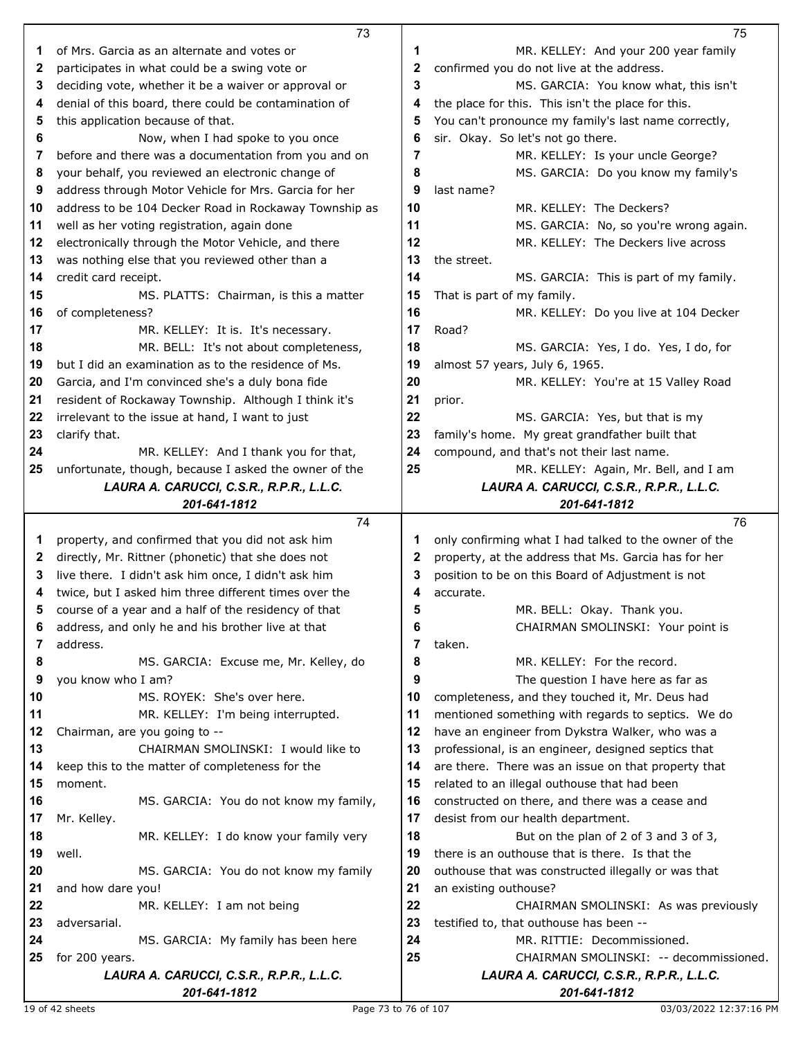of Mrs. Garcia as an alternate and votes or participates in what could be a swing vote or deciding vote, whether it be a waiver or approval or denial of this board, there could be contamination of this application because of that.

Now, when I had spoke to you once before and there was a documentation from you and on your behalf, you reviewed an electronic change of address through Motor Vehicle for Mrs. Garcia for her address to be 104 Decker Road in Rockaway Township as well as her voting registration, again done electronically through the Motor Vehicle, and there was nothing else that you reviewed other than a credit card receipt.

MS. PLATTS: Chairman, is this a matter of completeness?

MR. KELLEY: It is. It's necessary.

MR. BELL: It's not about completeness, but I did an examination as to the residence of Ms. Garcia, and I'm convinced she's a duly bona fide resident of Rockaway Township. Although I think it's irrelevant to the issue at hand, I want to just clarify that.

MR. KELLEY: And I thank you for that, unfortunate, though, because I asked the owner of the property, and confirmed that you did not ask him directly, Mr. Rittner (phonetic) that she does not live there. I didn't ask him once, I didn't ask him twice, but I asked him three different times over the course of a year and a half of the residency of that address, and only he and his brother live at that address.

MS. GARCIA: Excuse me, Mr. Kelley, do you know who I am?

MS. ROYEK: She's over here.

MR. KELLEY: I'm being interrupted. Chairman, are you going to --

CHAIRMAN SMOLINSKI: I would like to keep this to the matter of completeness for the moment.

MS. GARCIA: You do not know my family, Mr. Kelley.

MR. KELLEY: I do know your family very well.

MS. GARCIA: You do not know my family and how dare you!

MR. KELLEY: I am not being adversarial.

MS. GARCIA: My family has been here for 200 years.

MR. KELLEY: And your 200 year family confirmed you do not live at the address.

MS. GARCIA: You know what, this isn't the place for this. This isn't the place for this. You can't pronounce my family's last name correctly, sir. Okay. So let's not go there.

MR. KELLEY: Is your uncle George?

MS. GARCIA: Do you know my family's last name?

MR. KELLEY: The Deckers?

MS. GARCIA: No, so you're wrong again.

MR. KELLEY: The Deckers live across the street.

MS. GARCIA: This is part of my family. That is part of my family.

MR. KELLEY: Do you live at 104 Decker Road?

MS. GARCIA: Yes, I do. Yes, I do, for almost 57 years, July 6, 1965.

MR. KELLEY: You're at 15 Valley Road prior.

MS. GARCIA: Yes, but that is my family's home. My great grandfather built that compound, and that's not their last name.

MR. KELLEY: Again, Mr. Bell, and I am only confirming what I had talked to the owner of the property, at the address that Ms. Garcia has for her position to be on this Board of Adjustment is not accurate.

MR. BELL: Okay. Thank you.

CHAIRMAN SMOLINSKI: Your point is taken.

MR. KELLEY: For the record.

The question I have here as far as completeness, and they touched it, Mr. Deus had mentioned something with regards to septics. We do have an engineer from Dykstra Walker, who was a professional, is an engineer, designed septics that are there. There was an issue on that property that related to an illegal outhouse that had been constructed on there, and there was a cease and desist from our health department.

But on the plan of 2 of 3 and 3 of 3, there is an outhouse that is there. Is that the outhouse that was constructed illegally or was that an existing outhouse?

CHAIRMAN SMOLINSKI: As was previously testified to, that outhouse has been --

MR. RITTIE: Decommissioned.

CHAIRMAN SMOLINSKI: -- decommissioned.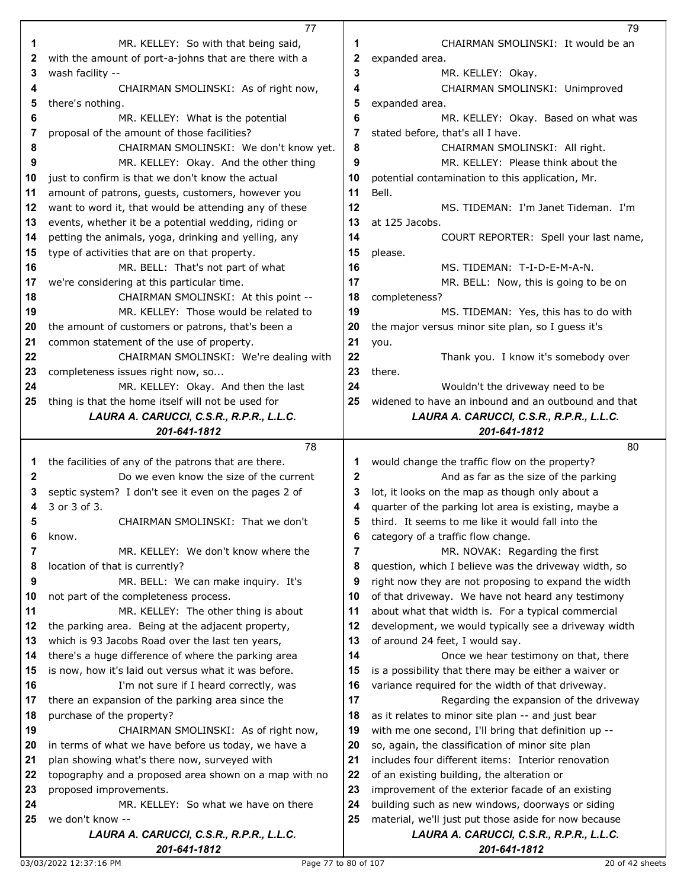MR. KELLEY: So with that being said, with the amount of port-a-johns that are there with a wash facility --

CHAIRMAN SMOLINSKI: As of right now, there's nothing.

MR. KELLEY: What is the potential proposal of the amount of those facilities?

CHAIRMAN SMOLINSKI: We don't know yet.

MR. KELLEY: Okay. And the other thing just to confirm is that we don't know the actual amount of patrons, guests, customers, however you want to word it, that would be attending any of these events, whether it be a potential wedding, riding or petting the animals, yoga, drinking and yelling, any type of activities that are on that property.

MR. BELL: That's not part of what we're considering at this particular time.

CHAIRMAN SMOLINSKI: At this point --

MR. KELLEY: Those would be related to the amount of customers or patrons, that's been a common statement of the use of property.

CHAIRMAN SMOLINSKI: We're dealing with completeness issues right now, so...

MR. KELLEY: Okay. And then the last thing is that the home itself will not be used for the facilities of any of the patrons that are there.

Do we even know the size of the current septic system? I don't see it even on the pages 2 of 3 or 3 of 3.

CHAIRMAN SMOLINSKI: That we don't know.

MR. KELLEY: We don't know where the location of that is currently?

MR. BELL: We can make inquiry. It's not part of the completeness process.

MR. KELLEY: The other thing is about the parking area. Being at the adjacent property, which is 93 Jacobs Road over the last ten years, there's a huge difference of where the parking area is now, how it's laid out versus what it was before.

I'm not sure if I heard correctly, was there an expansion of the parking area since the purchase of the property?

CHAIRMAN SMOLINSKI: As of right now, in terms of what we have before us today, we have a plan showing what's there now, surveyed with topography and a proposed area shown on a map with no proposed improvements.

MR. KELLEY: So what we have on there we don't know --

CHAIRMAN SMOLINSKI: It would be an expanded area.

MR. KELLEY: Okay.

CHAIRMAN SMOLINSKI: Unimproved expanded area.

MR. KELLEY: Okay. Based on what was stated before, that's all I have.

CHAIRMAN SMOLINSKI: All right.

MR. KELLEY: Please think about the potential contamination to this application, Mr. Bell.

MS. TIDEMAN: I'm Janet Tideman. I'm at 125 Jacobs.

COURT REPORTER: Spell your last name, please.

MS. TIDEMAN: T-I-D-E-M-A-N.

MR. BELL: Now, this is going to be on completeness?

MS. TIDEMAN: Yes, this has to do with the major versus minor site plan, so I guess it's you.

Thank you. I know it's somebody over there.

Wouldn't the driveway need to be widened to have an inbound and an outbound and that would change the traffic flow on the property?

And as far as the size of the parking lot, it looks on the map as though only about a quarter of the parking lot area is existing, maybe a third. It seems to me like it would fall into the category of a traffic flow change.

MR. NOVAK: Regarding the first question, which I believe was the driveway width, so right now they are not proposing to expand the width of that driveway. We have not heard any testimony about what that width is. For a typical commercial development, we would typically see a driveway width of around 24 feet, I would say.

Once we hear testimony on that, there is a possibility that there may be either a waiver or variance required for the width of that driveway.

Regarding the expansion of the driveway as it relates to minor site plan -- and just bear with me one second, I'll bring that definition up -- so, again, the classification of minor site plan includes four different items: Interior renovation of an existing building, the alteration or improvement of the exterior facade of an existing building such as new windows, doorways or siding material, we'll just put those aside for now because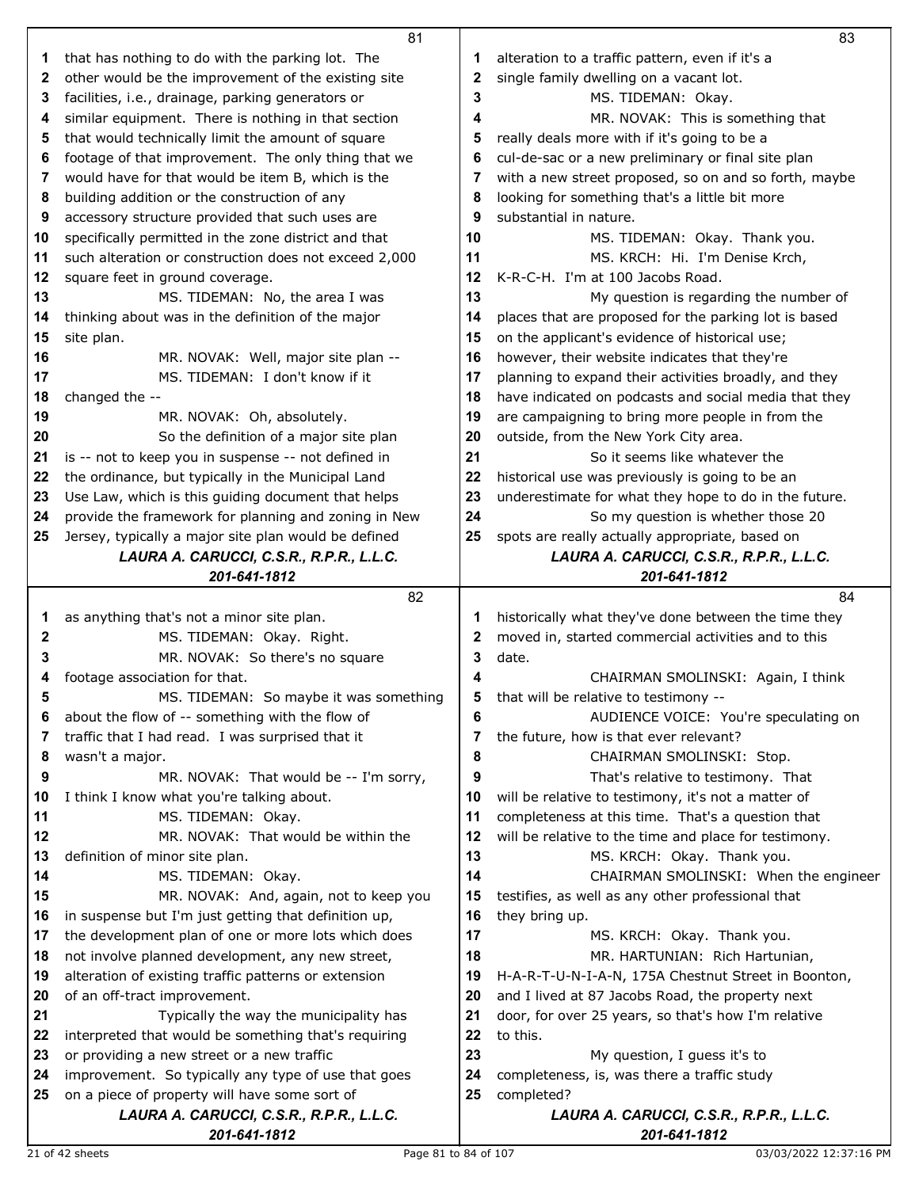that has nothing to do with the parking lot. The other would be the improvement of the existing site facilities, i.e., drainage, parking generators or similar equipment. There is nothing in that section that would technically limit the amount of square footage of that improvement. The only thing that we would have for that would be item B, which is the building addition or the construction of any accessory structure provided that such uses are specifically permitted in the zone district and that such alteration or construction does not exceed 2,000 square feet in ground coverage.

MS. TIDEMAN: No, the area I was thinking about was in the definition of the major site plan.

MR. NOVAK: Well, major site plan --

MS. TIDEMAN: I don't know if it changed the --

MR. NOVAK: Oh, absolutely.

So the definition of a major site plan is -- not to keep you in suspense -- not defined in the ordinance, but typically in the Municipal Land Use Law, which is this guiding document that helps provide the framework for planning and zoning in New Jersey, typically a major site plan would be defined as anything that's not a minor site plan.

MS. TIDEMAN: Okay. Right.

MR. NOVAK: So there's no square footage association for that.

MS. TIDEMAN: So maybe it was something about the flow of -- something with the flow of traffic that I had read. I was surprised that it wasn't a major.

MR. NOVAK: That would be -- I'm sorry, I think I know what you're talking about.

MS. TIDEMAN: Okay.

MR. NOVAK: That would be within the definition of minor site plan.

MS. TIDEMAN: Okay.

MR. NOVAK: And, again, not to keep you in suspense but I'm just getting that definition up, the development plan of one or more lots which does not involve planned development, any new street, alteration of existing traffic patterns or extension of an off-tract improvement.

Typically the way the municipality has interpreted that would be something that's requiring or providing a new street or a new traffic improvement. So typically any type of use that goes on a piece of property will have some sort of alteration to a traffic pattern, even if it's a single family dwelling on a vacant lot.

MS. TIDEMAN: Okay.

MR. NOVAK: This is something that really deals more with if it's going to be a cul-de-sac or a new preliminary or final site plan with a new street proposed, so on and so forth, maybe looking for something that's a little bit more substantial in nature.

MS. TIDEMAN: Okay. Thank you.

MS. KRCH: Hi. I'm Denise Krch, K-R-C-H. I'm at 100 Jacobs Road.

My question is regarding the number of places that are proposed for the parking lot is based on the applicant's evidence of historical use; however, their website indicates that they're planning to expand their activities broadly, and they have indicated on podcasts and social media that they are campaigning to bring more people in from the outside, from the New York City area.

So it seems like whatever the historical use was previously is going to be an underestimate for what they hope to do in the future.

So my question is whether those 20 spots are really actually appropriate, based on historically what they've done between the time they moved in, started commercial activities and to this date.

CHAIRMAN SMOLINSKI: Again, I think that will be relative to testimony --

AUDIENCE VOICE: You're speculating on the future, how is that ever relevant?

CHAIRMAN SMOLINSKI: Stop.

That's relative to testimony. That will be relative to testimony, it's not a matter of completeness at this time. That's a question that will be relative to the time and place for testimony.

MS. KRCH: Okay. Thank you.

CHAIRMAN SMOLINSKI: When the engineer testifies, as well as any other professional that they bring up.

MS. KRCH: Okay. Thank you.

MR. HARTUNIAN: Rich Hartunian, H-A-R-T-U-N-I-A-N, 175A Chestnut Street in Boonton, and I lived at 87 Jacobs Road, the property next door, for over 25 years, so that's how I'm relative to this.

My question, I guess it's to completeness, is, was there a traffic study completed?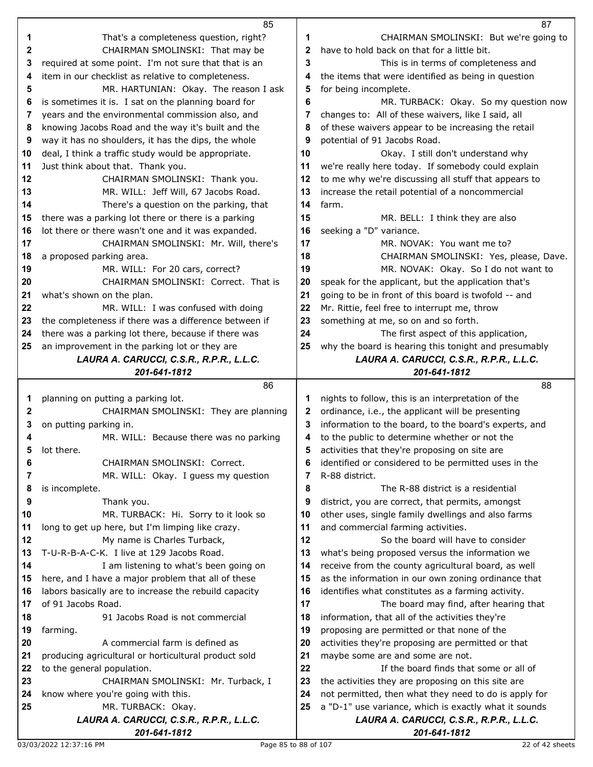That's a completeness question, right?

CHAIRMAN SMOLINSKI: That may be required at some point. I'm not sure that that is an item in our checklist as relative to completeness.

MR. HARTUNIAN: Okay. The reason I ask is sometimes it is. I sat on the planning board for years and the environmental commission also, and knowing Jacobs Road and the way it's built and the way it has no shoulders, it has the dips, the whole deal, I think a traffic study would be appropriate. Just think about that. Thank you.

CHAIRMAN SMOLINSKI: Thank you.

MR. WILL: Jeff Will, 67 Jacobs Road.

There's a question on the parking, that there was a parking lot there or there is a parking lot there or there wasn't one and it was expanded.

CHAIRMAN SMOLINSKI: Mr. Will, there's a proposed parking area.

MR. WILL: For 20 cars, correct?

CHAIRMAN SMOLINSKI: Correct. That is what's shown on the plan.

MR. WILL: I was confused with doing the completeness if there was a difference between if there was a parking lot there, because if there was an improvement in the parking lot or they are planning on putting a parking lot.

CHAIRMAN SMOLINSKI: They are planning on putting parking in.

MR. WILL: Because there was no parking lot there.

CHAIRMAN SMOLINSKI: Correct.

MR. WILL: Okay. I guess my question is incomplete.

Thank you.

MR. TURBACK: Hi. Sorry to it look so long to get up here, but I'm limping like crazy.

My name is Charles Turback, T-U-R-B-A-C-K. I live at 129 Jacobs Road.

I am listening to what's been going on here, and I have a major problem that all of these labors basically are to increase the rebuild capacity of 91 Jacobs Road.

91 Jacobs Road is not commercial farming.

A commercial farm is defined as producing agricultural or horticultural product sold to the general population.

CHAIRMAN SMOLINSKI: Mr. Turback, I know where you're going with this.

MR. TURBACK: Okay.

CHAIRMAN SMOLINSKI: But we're going to have to hold back on that for a little bit.

This is in terms of completeness and the items that were identified as being in question for being incomplete.

MR. TURBACK: Okay. So my question now changes to: All of these waivers, like I said, all of these waivers appear to be increasing the retail potential of 91 Jacobs Road.

Okay. I still don't understand why we're really here today. If somebody could explain to me why we're discussing all stuff that appears to increase the retail potential of a noncommercial farm.

MR. BELL: I think they are also seeking a "D" variance.

MR. NOVAK: You want me to?

CHAIRMAN SMOLINSKI: Yes, please, Dave.

MR. NOVAK: Okay. So I do not want to speak for the applicant, but the application that's going to be in front of this board is twofold -- and Mr. Rittie, feel free to interrupt me, throw something at me, so on and so forth.

The first aspect of this application, why the board is hearing this tonight and presumably nights to follow, this is an interpretation of the ordinance, i.e., the applicant will be presenting information to the board, to the board's experts, and to the public to determine whether or not the activities that they're proposing on site are identified or considered to be permitted uses in the R-88 district.

The R-88 district is a residential district, you are correct, that permits, amongst other uses, single family dwellings and also farms and commercial farming activities.

So the board will have to consider what's being proposed versus the information we receive from the county agricultural board, as well as the information in our own zoning ordinance that identifies what constitutes as a farming activity.

The board may find, after hearing that information, that all of the activities they're proposing are permitted or that none of the activities they're proposing are permitted or that maybe some are and some are not.

If the board finds that some or all of the activities they are proposing on this site are not permitted, then what they need to do is apply for a "D-1" use variance, which is exactly what it sounds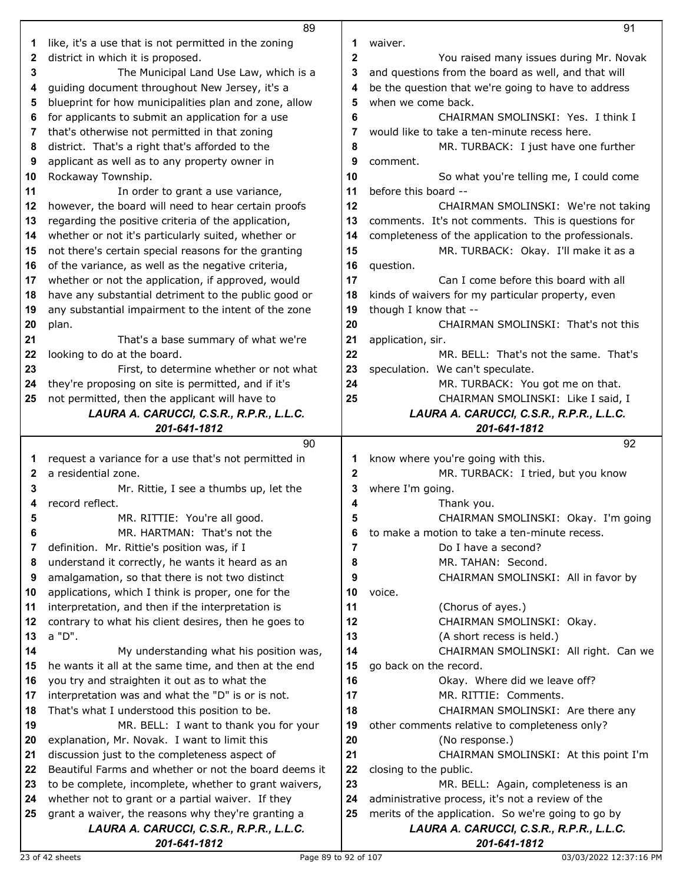like, it's a use that is not permitted in the zoning district in which it is proposed.

The Municipal Land Use Law, which is a guiding document throughout New Jersey, it's a blueprint for how municipalities plan and zone, allow for applicants to submit an application for a use that's otherwise not permitted in that zoning district. That's a right that's afforded to the applicant as well as to any property owner in Rockaway Township.

In order to grant a use variance, however, the board will need to hear certain proofs regarding the positive criteria of the application, whether or not it's particularly suited, whether or not there's certain special reasons for the granting of the variance, as well as the negative criteria, whether or not the application, if approved, would have any substantial detriment to the public good or any substantial impairment to the intent of the zone plan.

That's a base summary of what we're looking to do at the board.

First, to determine whether or not what they're proposing on site is permitted, and if it's not permitted, then the applicant will have to request a variance for a use that's not permitted in a residential zone.

Mr. Rittie, I see a thumbs up, let the record reflect.

MR. RITTIE: You're all good.

MR. HARTMAN: That's not the definition. Mr. Rittie's position was, if I understand it correctly, he wants it heard as an amalgamation, so that there is not two distinct applications, which I think is proper, one for the interpretation, and then if the interpretation is contrary to what his client desires, then he goes to a "D".

My understanding what his position was, he wants it all at the same time, and then at the end you try and straighten it out as to what the interpretation was and what the "D" is or is not. That's what I understood this position to be.

MR. BELL: I want to thank you for your explanation, Mr. Novak. I want to limit this discussion just to the completeness aspect of Beautiful Farms and whether or not the board deems it to be complete, incomplete, whether to grant waivers, whether not to grant or a partial waiver. If they grant a waiver, the reasons why they're granting a waiver.

You raised many issues during Mr. Novak and questions from the board as well, and that will be the question that we're going to have to address when we come back.

CHAIRMAN SMOLINSKI: Yes. I think I would like to take a ten-minute recess here.

MR. TURBACK: I just have one further comment.

So what you're telling me, I could come before this board --

CHAIRMAN SMOLINSKI: We're not taking comments. It's not comments. This is questions for completeness of the application to the professionals.

MR. TURBACK: Okay. I'll make it as a question.

Can I come before this board with all kinds of waivers for my particular property, even though I know that --

CHAIRMAN SMOLINSKI: That's not this application, sir.

MR. BELL: That's not the same. That's speculation. We can't speculate.

MR. TURBACK: You got me on that.

CHAIRMAN SMOLINSKI: Like I said, I know where you're going with this.

MR. TURBACK: I tried, but you know where I'm going.

Thank you.

CHAIRMAN SMOLINSKI: Okay. I'm going to make a motion to take a ten-minute recess.

Do I have a second?

MR. TAHAN: Second.

CHAIRMAN SMOLINSKI: All in favor by voice.

(Chorus of ayes.)

CHAIRMAN SMOLINSKI: Okay.

(A short recess is held.)

CHAIRMAN SMOLINSKI: All right. Can we go back on the record.

Okay. Where did we leave off?

MR. RITTIE: Comments.

CHAIRMAN SMOLINSKI: Are there any other comments relative to completeness only?

(No response.)

CHAIRMAN SMOLINSKI: At this point I'm closing to the public.

MR. BELL: Again, completeness is an administrative process, it's not a review of the merits of the application. So we're going to go by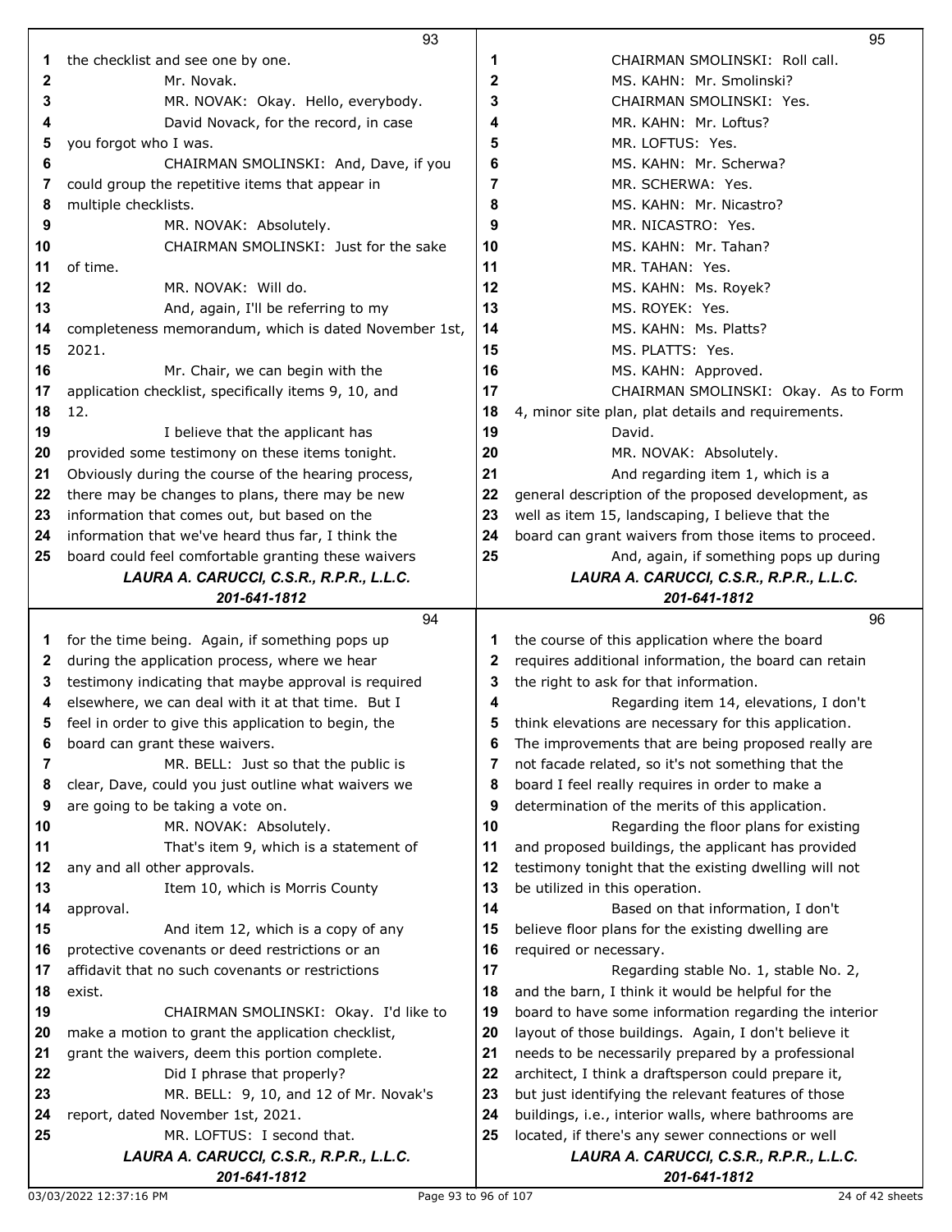the checklist and see one by one.

Mr. Novak.

MR. NOVAK: Okay. Hello, everybody.

David Novack, for the record, in case you forgot who I was.

CHAIRMAN SMOLINSKI: And, Dave, if you could group the repetitive items that appear in multiple checklists.

MR. NOVAK: Absolutely.

CHAIRMAN SMOLINSKI: Just for the sake of time.

MR. NOVAK: Will do.

And, again, I'll be referring to my completeness memorandum, which is dated November 1st, 2021.

Mr. Chair, we can begin with the application checklist, specifically items 9, 10, and 12.

I believe that the applicant has provided some testimony on these items tonight. Obviously during the course of the hearing process, there may be changes to plans, there may be new information that comes out, but based on the information that we've heard thus far, I think the board could feel comfortable granting these waivers for the time being. Again, if something pops up during the application process, where we hear testimony indicating that maybe approval is required elsewhere, we can deal with it at that time. But I feel in order to give this application to begin, the board can grant these waivers.

MR. BELL: Just so that the public is clear, Dave, could you just outline what waivers we are going to be taking a vote on.

MR. NOVAK: Absolutely.

That's item 9, which is a statement of any and all other approvals.

Item 10, which is Morris County approval.

And item 12, which is a copy of any protective covenants or deed restrictions or an affidavit that no such covenants or restrictions exist.

CHAIRMAN SMOLINSKI: Okay. I'd like to make a motion to grant the application checklist, grant the waivers, deem this portion complete.

Did I phrase that properly?

MR. BELL: 9, 10, and 12 of Mr. Novak's report, dated November 1st, 2021.

MR. LOFTUS: I second that.

CHAIRMAN SMOLINSKI: Roll call.

MS. KAHN: Mr. Smolinski?

CHAIRMAN SMOLINSKI: Yes.

MR. KAHN: Mr. Loftus?

MR. LOFTUS: Yes.

MS. KAHN: Mr. Scherwa?

MR. SCHERWA: Yes.

MS. KAHN: Mr. Nicastro?

MR. NICASTRO: Yes.

MS. KAHN: Mr. Tahan?

MR. TAHAN: Yes.

MS. KAHN: Ms. Royek?

MS. ROYEK: Yes.

MS. KAHN: Ms. Platts?

MS. PLATTS: Yes.

MS. KAHN: Approved.

CHAIRMAN SMOLINSKI: Okay. As to Form 4, minor site plan, plat details and requirements.

David.

MR. NOVAK: Absolutely.

And regarding item 1, which is a general description of the proposed development, as well as item 15, landscaping, I believe that the board can grant waivers from those items to proceed.

And, again, if something pops up during the course of this application where the board requires additional information, the board can retain the right to ask for that information.

Regarding item 14, elevations, I don't think elevations are necessary for this application. The improvements that are being proposed really are not facade related, so it's not something that the board I feel really requires in order to make a determination of the merits of this application.

Regarding the floor plans for existing and proposed buildings, the applicant has provided testimony tonight that the existing dwelling will not be utilized in this operation.

Based on that information, I don't believe floor plans for the existing dwelling are required or necessary.

Regarding stable No. 1, stable No. 2, and the barn, I think it would be helpful for the board to have some information regarding the interior layout of those buildings. Again, I don't believe it needs to be necessarily prepared by a professional architect, I think a draftsperson could prepare it, but just identifying the relevant features of those buildings, i.e., interior walls, where bathrooms are located, if there's any sewer connections or well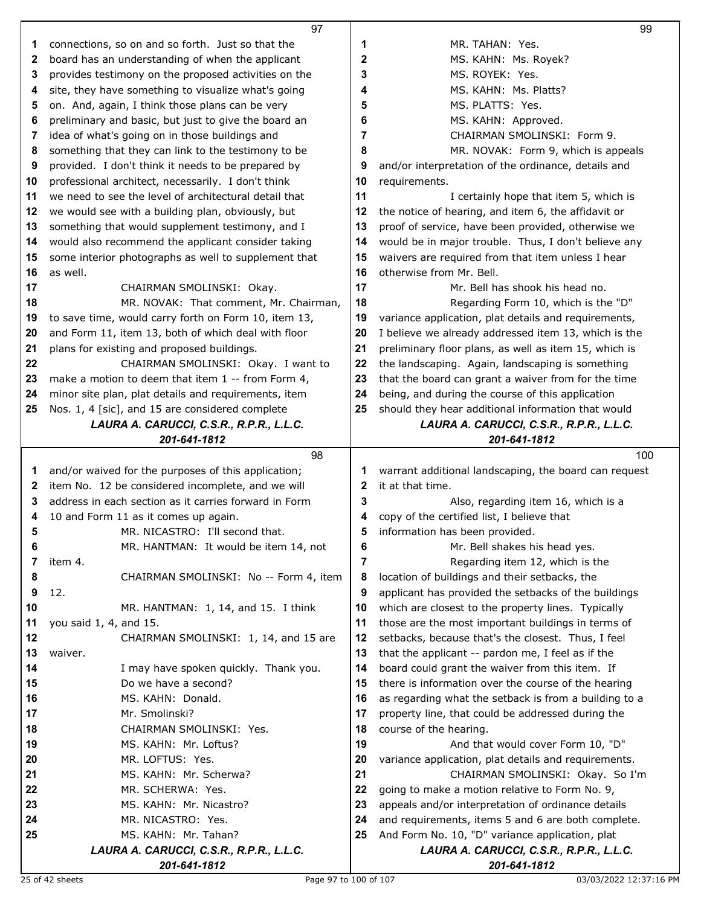connections, so on and so forth. Just so that the board has an understanding of when the applicant provides testimony on the proposed activities on the site, they have something to visualize what's going on. And, again, I think those plans can be very preliminary and basic, but just to give the board an idea of what's going on in those buildings and something that they can link to the testimony to be provided. I don't think it needs to be prepared by professional architect, necessarily. I don't think we need to see the level of architectural detail that we would see with a building plan, obviously, but something that would supplement testimony, and I would also recommend the applicant consider taking some interior photographs as well to supplement that as well.

CHAIRMAN SMOLINSKI: Okay.

MR. NOVAK: That comment, Mr. Chairman, to save time, would carry forth on Form 10, item 13, and Form 11, item 13, both of which deal with floor plans for existing and proposed buildings.

CHAIRMAN SMOLINSKI: Okay. I want to make a motion to deem that item 1 -- from Form 4, minor site plan, plat details and requirements, item Nos. 1, 4 [sic], and 15 are considered complete and/or waived for the purposes of this application; item No. 12 be considered incomplete, and we will address in each section as it carries forward in Form 10 and Form 11 as it comes up again.

MR. NICASTRO: I'll second that.

MR. HANTMAN: It would be item 14, not item 4.

CHAIRMAN SMOLINSKI: No -- Form 4, item 12.

MR. HANTMAN: 1, 14, and 15. I think you said 1, 4, and 15.

CHAIRMAN SMOLINSKI: 1, 14, and 15 are waiver.

I may have spoken quickly. Thank you.

Do we have a second?

MS. KAHN: Donald.

Mr. Smolinski?

CHAIRMAN SMOLINSKI: Yes.

MS. KAHN: Mr. Loftus?

MR. LOFTUS: Yes.

MS. KAHN: Mr. Scherwa?

MR. SCHERWA: Yes.

MS. KAHN: Mr. Nicastro?

MR. NICASTRO: Yes.

MS. KAHN: Mr. Tahan?

MR. TAHAN: Yes.

MS. KAHN: Ms. Royek?

MS. ROYEK: Yes.

MS. KAHN: Ms. Platts?

MS. PLATTS: Yes.

MS. KAHN: Approved.

CHAIRMAN SMOLINSKI: Form 9.

MR. NOVAK: Form 9, which is appeals and/or interpretation of the ordinance, details and requirements.

I certainly hope that item 5, which is the notice of hearing, and item 6, the affidavit or proof of service, have been provided, otherwise we would be in major trouble. Thus, I don't believe any waivers are required from that item unless I hear otherwise from Mr. Bell.

Mr. Bell has shook his head no.

Regarding Form 10, which is the "D" variance application, plat details and requirements, I believe we already addressed item 13, which is the preliminary floor plans, as well as item 15, which is the landscaping. Again, landscaping is something that the board can grant a waiver from for the time being, and during the course of this application should they hear additional information that would warrant additional landscaping, the board can request it at that time.

Also, regarding item 16, which is a copy of the certified list, I believe that information has been provided.

Mr. Bell shakes his head yes.

Regarding item 12, which is the location of buildings and their setbacks, the applicant has provided the setbacks of the buildings which are closest to the property lines. Typically those are the most important buildings in terms of setbacks, because that's the closest. Thus, I feel that the applicant -- pardon me, I feel as if the board could grant the waiver from this item. If there is information over the course of the hearing as regarding what the setback is from a building to a property line, that could be addressed during the course of the hearing.

And that would cover Form 10, "D" variance application, plat details and requirements.

CHAIRMAN SMOLINSKI: Okay. So I'm going to make a motion relative to Form No. 9, appeals and/or interpretation of ordinance details and requirements, items 5 and 6 are both complete. And Form No. 10, "D" variance application, plat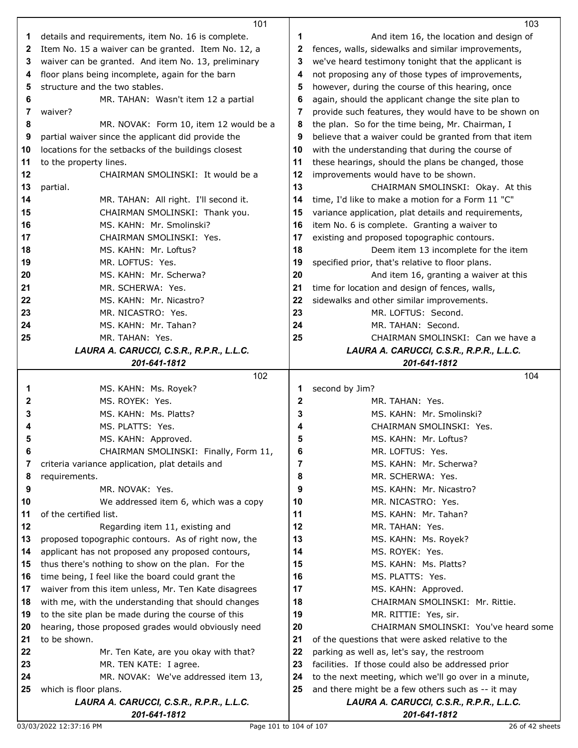details and requirements, item No. 16 is complete. Item No. 15 a waiver can be granted. Item No. 12, a waiver can be granted. And item No. 13, preliminary floor plans being incomplete, again for the barn structure and the two stables.

MR. TAHAN: Wasn't item 12 a partial waiver?

MR. NOVAK: Form 10, item 12 would be a partial waiver since the applicant did provide the locations for the setbacks of the buildings closest to the property lines.

CHAIRMAN SMOLINSKI: It would be a partial.

MR. TAHAN: All right. I'll second it.

CHAIRMAN SMOLINSKI: Thank you.

MS. KAHN: Mr. Smolinski?

CHAIRMAN SMOLINSKI: Yes.

MS. KAHN: Mr. Loftus?

MR. LOFTUS: Yes.

MS. KAHN: Mr. Scherwa?

MR. SCHERWA: Yes.

MS. KAHN: Mr. Nicastro?

MR. NICASTRO: Yes.

MS. KAHN: Mr. Tahan?

MR. TAHAN: Yes.

MS. KAHN: Ms. Royek?

MS. ROYEK: Yes.

MS. KAHN: Ms. Platts?

MS. PLATTS: Yes.

MS. KAHN: Approved.

CHAIRMAN SMOLINSKI: Finally, Form 11, criteria variance application, plat details and requirements.

MR. NOVAK: Yes.

We addressed item 6, which was a copy of the certified list.

Regarding item 11, existing and proposed topographic contours. As of right now, the applicant has not proposed any proposed contours, thus there's nothing to show on the plan. For the time being, I feel like the board could grant the waiver from this item unless, Mr. Ten Kate disagrees with me, with the understanding that should changes to the site plan be made during the course of this hearing, those proposed grades would obviously need to be shown.

Mr. Ten Kate, are you okay with that?

MR. TEN KATE: I agree.

MR. NOVAK: We've addressed item 13, which is floor plans.

And item 16, the location and design of fences, walls, sidewalks and similar improvements, we've heard testimony tonight that the applicant is not proposing any of those types of improvements, however, during the course of this hearing, once again, should the applicant change the site plan to provide such features, they would have to be shown on the plan. So for the time being, Mr. Chairman, I believe that a waiver could be granted from that item with the understanding that during the course of these hearings, should the plans be changed, those improvements would have to be shown.

CHAIRMAN SMOLINSKI: Okay. At this time, I'd like to make a motion for a Form 11 "C" variance application, plat details and requirements, item No. 6 is complete. Granting a waiver to existing and proposed topographic contours.

Deem item 13 incomplete for the item specified prior, that's relative to floor plans.

And item 16, granting a waiver at this time for location and design of fences, walls, sidewalks and other similar improvements.

MR. LOFTUS: Second.

MR. TAHAN: Second.

CHAIRMAN SMOLINSKI: Can we have a second by Jim?

MR. TAHAN: Yes.

MS. KAHN: Mr. Smolinski?

CHAIRMAN SMOLINSKI: Yes.

MS. KAHN: Mr. Loftus?

MR. LOFTUS: Yes.

MS. KAHN: Mr. Scherwa?

MR. SCHERWA: Yes.

MS. KAHN: Mr. Nicastro?

MR. NICASTRO: Yes.

MS. KAHN: Mr. Tahan?

MR. TAHAN: Yes.

MS. KAHN: Ms. Royek?

MS. ROYEK: Yes.

MS. KAHN: Ms. Platts?

MS. PLATTS: Yes.

MS. KAHN: Approved.

CHAIRMAN SMOLINSKI: Mr. Rittie.

MR. RITTIE: Yes, sir.

CHAIRMAN SMOLINSKI: You've heard some of the questions that were asked relative to the parking as well as, let's say, the restroom facilities. If those could also be addressed prior to the next meeting, which we'll go over in a minute, and there might be a few others such as -- it may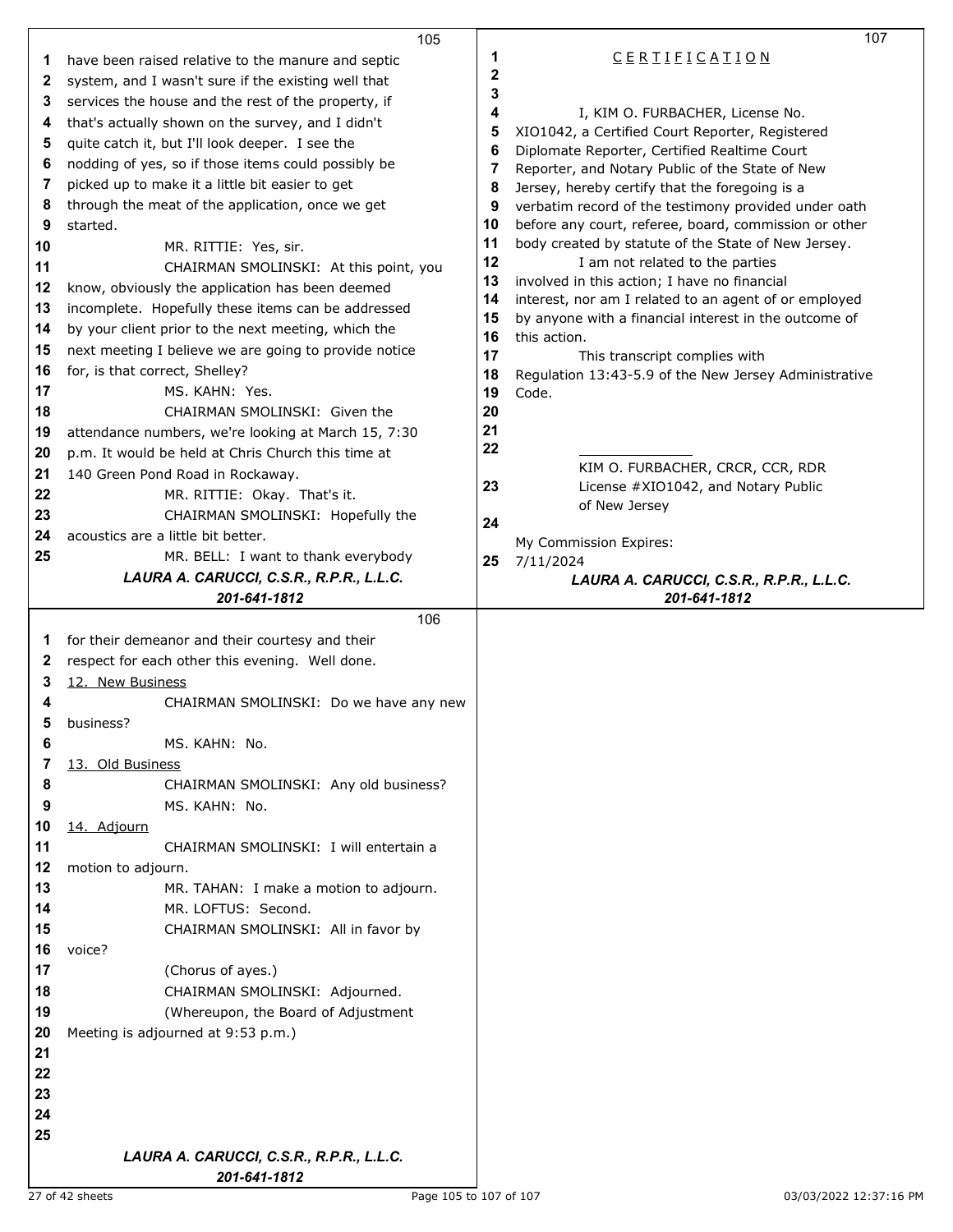have been raised relative to the manure and septic system, and I wasn't sure if the existing well that services the house and the rest of the property, if that's actually shown on the survey, and I didn't quite catch it, but I'll look deeper. I see the nodding of yes, so if those items could possibly be picked up to make it a little bit easier to get through the meat of the application, once we get started.

MR. RITTIE: Yes, sir.

CHAIRMAN SMOLINSKI: At this point, you know, obviously the application has been deemed incomplete. Hopefully these items can be addressed by your client prior to the next meeting, which the next meeting I believe we are going to provide notice for, is that correct, Shelley?

MS. KAHN: Yes.

CHAIRMAN SMOLINSKI: Given the attendance numbers, we're looking at March 15, 7:30 p.m. It would be held at Chris Church this time at 140 Green Pond Road in Rockaway.

MR. RITTIE: Okay. That's it.

CHAIRMAN SMOLINSKI: Hopefully the acoustics are a little bit better.

MR. BELL: I want to thank everybody for their demeanor and their courtesy and their respect for each other this evening. Well done.

12. New Business

CHAIRMAN SMOLINSKI: Do we have any new business?

MS. KAHN: No.

13. Old Business

CHAIRMAN SMOLINSKI: Any old business?

MS. KAHN: No.

14. Adjourn

CHAIRMAN SMOLINSKI: I will entertain a motion to adjourn.

MR. TAHAN: I make a motion to adjourn.

MR. LOFTUS: Second.

CHAIRMAN SMOLINSKI: All in favor by voice?

(Chorus of ayes.)

CHAIRMAN SMOLINSKI: Adjourned.

(Whereupon, the Board of Adjustment Meeting is adjourned at 9:53 p.m.)

# C E R T I F I C A T I O N

I, KIM O. FURBACHER, License No. XIO1042, a Certified Court Reporter, Registered Diplomate Reporter, Certified Realtime Court Reporter, and Notary Public of the State of New Jersey, hereby certify that the foregoing is a verbatim record of the testimony provided under oath before any court, referee, board, commission or other body created by statute of the State of New Jersey.

I am not related to the parties involved in this action; I have no financial interest, nor am I related to an agent of or employed by anyone with a financial interest in the outcome of this action.

This transcript complies with Regulation 13:43-5.9 of the New Jersey Administrative Code.

KIM O. FURBACHER, CRCR, CCR, RDR
License #XIO1042, and Notary Public of New Jersey

My Commission Expires:
7/11/2024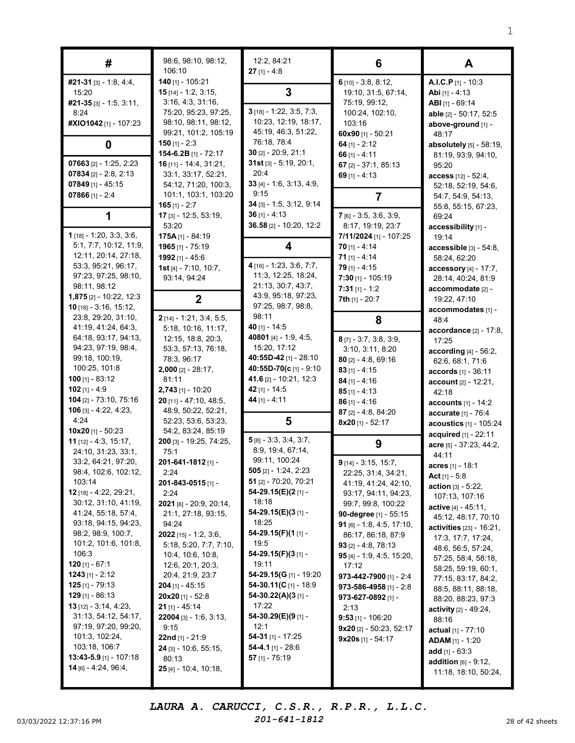## #

**#21-31** [3] - 1:8, 4:4, 15:20
**#21-35** [3] - 1:5, 3:11, 8:24
**#XIO1042** [1] - 107:23

## 0

**07663** [2] - 1:25, 2:23
**07834** [2] - 2:8, 2:13
**07849** [1] - 45:15
**07866** [1] - 2:4

## 1

**1** [18] - 1:20, 3:3, 3:6, 5:1, 7:7, 10:12, 11:9, 12:11, 20:14, 27:18, 53:3, 95:21, 96:17, 97:23, 97:25, 98:10, 98:11, 98:12
**1,875** [2] - 10:22, 12:3
**10** [18] - 3:16, 15:12, 23:8, 29:20, 31:10, 41:19, 41:24, 64:3, 64:18, 93:17, 94:13, 94:23, 97:19, 98:4, 99:18, 100:19, 100:25, 101:8
**100** [1] - 83:12
**102** [1] - 4:9
**104** [2] - 73:10, 75:16
**106** [3] - 4:22, 4:23, 4:24
**10x20** [1] - 50:23
**11** [12] - 4:3, 15:17, 24:10, 31:23, 33:1, 33:2, 64:21, 97:20, 98:4, 102:6, 102:12, 103:14
**12** [18] - 4:22, 29:21, 30:12, 31:10, 41:19, 41:24, 55:18, 57:4, 93:18, 94:15, 94:23, 98:2, 98:9, 100:7, 101:2, 101:6, 101:8, 106:3
**120** [1] - 67:1
**1243** [1] - 2:12
**125** [1] - 79:13
**129** [1] - 86:13
**13** [12] - 3:14, 4:23, 31:13, 54:12, 54:17, 97:19, 97:20, 99:20, 101:3, 102:24, 103:18, 106:7
**13:43-5.9** [1] - 107:18
**14** [6] - 4:24, 96:4, 98:6, 98:10, 98:12, 106:10
**140** [1] - 105:21
**15** [14] - 1:2, 3:15, 3:16, 4:3, 31:16, 75:20, 95:23, 97:25, 98:10, 98:11, 98:12, 99:21, 101:2, 105:19
**150** [1] - 2:3
**154-6.2B** [1] - 72:17
**16** [11] - 14:4, 31:21, 33:1, 33:17, 52:21, 54:12, 71:20, 100:3, 101:1, 103:1, 103:20
**165** [1] - 2:7
**17** [3] - 12:5, 53:19, 53:20
**175A** [1] - 84:19
**1965** [1] - 75:19
**1992** [1] - 45:6
**1st** [4] - 7:10, 10:7, 93:14, 94:24

## 2

**2** [14] - 1:21, 3:4, 5:5, 5:18, 10:16, 11:17, 12:15, 18:8, 20:3, 53:3, 57:13, 76:18, 78:3, 96:17
**2,000** [2] - 28:17, 81:11
**2,743** [1] - 10:20
**20** [11] - 47:10, 48:5, 48:9, 50:22, 52:21, 52:23, 53:6, 53:23, 54:2, 83:24, 85:19
**200** [3] - 19:25, 74:25, 75:1
**201-641-1812** [1] - 2:24
**201-843-0515** [1] - 2:24
**2021** [6] - 20:9, 20:14, 21:1, 27:18, 93:15, 94:24
**2022** [15] - 1:2, 3:6, 5:18, 5:20, 7:7, 7:10, 10:4, 10:6, 10:8, 12:6, 20:1, 20:3, 20:4, 21:9, 23:7
**204** [1] - 45:15
**20x20** [1] - 52:8
**21** [1] - 45:14
**22004** [3] - 1:6, 3:13, 9:15
**22nd** [1] - 21:9
**24** [3] - 10:6, 55:15, 80:13
**25** [4] - 10:4, 10:18, 12:2, 84:21
**27** [1] - 4:8

## 3

**3** [18] - 1:22, 3:5, 7:3, 10:23, 12:19, 18:17, 45:19, 46:3, 51:22, 76:18, 78:4
**30** [2] - 20:9, 21:1
**31st** [3] - 5:19, 20:1, 20:4
**33** [4] - 1:6, 3:13, 4:9, 9:15
**34** [3] - 1:5, 3:12, 9:14
**36** [1] - 4:13
**36.58** [2] - 10:20, 12:2

## 4

**4** [16] - 1:23, 3:6, 7:7, 11:3, 12:25, 18:24, 21:13, 30:7, 43:7, 43:9, 95:18, 97:23, 97:25, 98:7, 98:8, 98:11
**40** [1] - 14:5
**40801** [4] - 1:9, 4:5, 15:20, 17:12
**40:55D-42** [1] - 28:10
**40:55D-70(c** [1] - 9:10
**41.6** [2] - 10:21, 12:3
**42** [1] - 14:5
**44** [1] - 4:11

## 5

**5** [8] - 3:3, 3:4, 3:7, 8:9, 19:4, 67:14, 99:11, 100:24
**505** [2] - 1:24, 2:23
**51** [2] - 70:20, 70:21
**54-29.15(E)(2** [1] - 18:18
**54-29.15(E)(3** [1] - 18:25
**54-29.15(F)(1** [1] - 19:5
**54-29.15(F)(3** [1] - 19:11
**54-29.15(G** [1] - 19:20
**54-30.11(C** [1] - 18:9
**54-30.22(A)(3** [1] - 17:22
**54-30.29(E)(9** [1] - 12:1
**54-31** [1] - 17:25
**54-4.1** [1] - 28:6
**57** [1] - 75:19

## 6

**6** [10] - 3:8, 8:12, 19:10, 31:5, 67:14, 75:19, 99:12, 100:24, 102:10, 103:16
**60x90** [1] - 50:21
**64** [1] - 2:12
**66** [1] - 4:11
**67** [2] - 37:1, 85:13
**69** [1] - 4:13

## 7

**7** [6] - 3:5, 3:6, 3:9, 8:17, 19:19, 23:7
**7/11/2024** [1] - 107:25
**70** [1] - 4:14
**71** [1] - 4:14
**79** [1] - 4:15
**7:30** [1] - 105:19
**7:31** [1] - 1:2
**7th** [1] - 20:7

## 8

**8** [7] - 3:7, 3:8, 3:9, 3:10, 3:11, 8:20
**80** [2] - 4:8, 69:16
**83** [1] - 4:15
**84** [1] - 4:16
**85** [1] - 4:13
**86** [1] - 4:16
**87** [2] - 4:8, 84:20
**8x20** [1] - 52:17

## 9

**9** [14] - 3:15, 15:7, 22:25, 31:4, 34:21, 41:19, 41:24, 42:10, 93:17, 94:11, 94:23, 99:7, 99:8, 100:22
**90-degree** [1] - 55:15
**91** [6] - 1:8, 4:5, 17:10, 86:17, 86:18, 87:9
**93** [2] - 4:8, 78:13
**95** [4] - 1:9, 4:5, 15:20, 17:12
**973-442-7900** [1] - 2:4
**973-586-4958** [1] - 2:8
**973-627-0892** [1] - 2:13
**9:53** [1] - 106:20
**9x20** [2] - 50:23, 52:17
**9x20s** [1] - 54:17

## A

**A.I.C.P** [1] - 10:3
**Abi** [1] - 4:13
**ABI** [1] - 69:14
**able** [2] - 50:17, 52:5
**above-ground** [1] - 48:17
**absolutely** [5] - 58:19, 81:19, 93:9, 94:10, 95:20
**access** [12] - 52:4, 52:18, 52:19, 54:6, 54:7, 54:9, 54:13, 55:8, 55:15, 67:23, 69:24
**accessibility** [1] - 19:14
**accessible** [3] - 54:8, 58:24, 62:20
**accessory** [4] - 17:7, 28:14, 40:24, 81:9
**accommodate** [2] - 19:22, 47:10
**accommodates** [1] - 48:4
**accordance** [2] - 17:8, 17:25
**according** [4] - 56:2, 62:6, 68:1, 71:6
**accords** [1] - 36:11
**account** [2] - 12:21, 42:18
**accounts** [1] - 14:2
**accurate** [1] - 76:4
**acoustics** [1] - 105:24
**acquired** [1] - 22:11
**acre** [5] - 37:23, 44:2, 44:11
**acres** [1] - 18:1
**Act** [1] - 5:8
**action** [3] - 5:22, 107:13, 107:16
**active** [4] - 45:11, 45:12, 48:17, 70:10
**activities** [23] - 16:21, 17:3, 17:7, 17:24, 48:6, 56:5, 57:24, 57:25, 58:4, 58:18, 58:25, 59:19, 60:1, 77:15, 83:17, 84:2, 88:5, 88:11, 88:18, 88:20, 88:23, 97:3
**activity** [2] - 49:24, 88:16
**actual** [1] - 77:10
**ADAM** [1] - 1:20
**add** [1] - 63:3
**addition** [6] - 9:12, 11:18, 18:10, 50:24,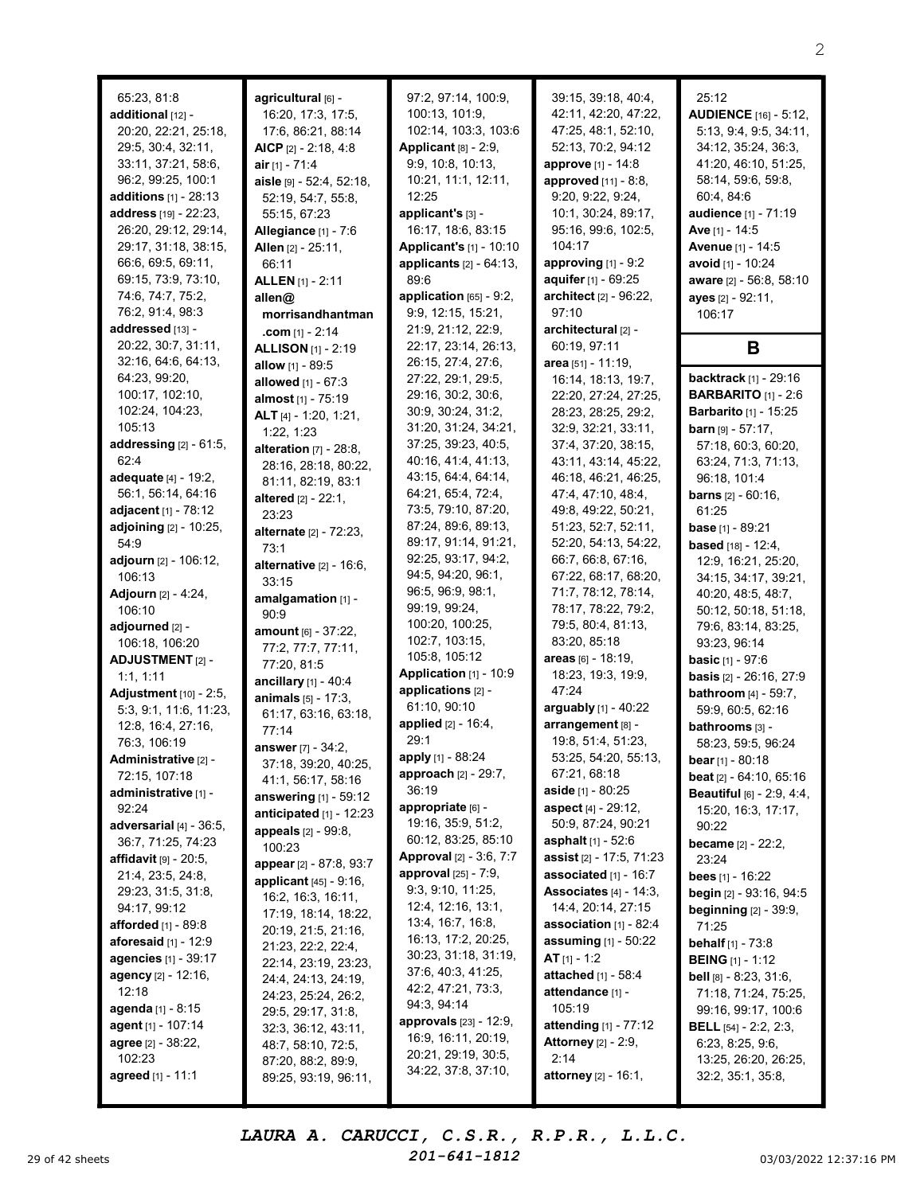65:23, 81:8
**additional** [12] - 20:20, 22:21, 25:18, 29:5, 30:4, 32:11, 33:11, 37:21, 58:6, 96:2, 99:25, 100:1
**additions** [1] - 28:13
**address** [19] - 22:23, 26:20, 29:12, 29:14, 29:17, 31:18, 38:15, 66:6, 69:5, 69:11, 69:15, 73:9, 73:10, 74:6, 74:7, 75:2, 76:2, 91:4, 98:3
**addressed** [13] - 20:22, 30:7, 31:11, 32:16, 64:6, 64:13, 64:23, 99:20, 100:17, 102:10, 102:24, 104:23, 105:13
**addressing** [2] - 61:5, 62:4
**adequate** [4] - 19:2, 56:1, 56:14, 64:16
**adjacent** [1] - 78:12
**adjoining** [2] - 10:25, 54:9
**adjourn** [2] - 106:12, 106:13
**Adjourn** [2] - 4:24, 106:10
**adjourned** [2] - 106:18, 106:20
**ADJUSTMENT** [2] - 1:1, 1:11
**Adjustment** [10] - 2:5, 5:3, 9:1, 11:6, 11:23, 12:8, 16:4, 27:16, 76:3, 106:19
**Administrative** [2] - 72:15, 107:18
**administrative** [1] - 92:24
**adversarial** [4] - 36:5, 36:7, 71:25, 74:23
**affidavit** [9] - 20:5, 21:4, 23:5, 24:8, 29:23, 31:5, 31:8, 94:17, 99:12
**afforded** [1] - 89:8
**aforesaid** [1] - 12:9
**agencies** [1] - 39:17
**agency** [2] - 12:16, 12:18
**agenda** [1] - 8:15
**agent** [1] - 107:14
**agree** [2] - 38:22, 102:23
**agreed** [1] - 11:1
**agricultural** [6] - 16:20, 17:3, 17:5, 17:6, 86:21, 88:14
**AICP** [2] - 2:18, 4:8
**air** [1] - 71:4
**aisle** [9] - 52:4, 52:18, 52:19, 54:7, 55:8, 55:15, 67:23
**Allegiance** [1] - 7:6
**Allen** [2] - 25:11, 66:11
**ALLEN** [1] - 2:11
**allen@morrisandhantman.com** [1] - 2:14
**ALLISON** [1] - 2:19
**allow** [1] - 89:5
**allowed** [1] - 67:3
**almost** [1] - 75:19
**ALT** [4] - 1:20, 1:21, 1:22, 1:23
**alteration** [7] - 28:8, 28:16, 28:18, 80:22, 81:11, 82:19, 83:1
**altered** [2] - 22:1, 23:23
**alternate** [2] - 72:23, 73:1
**alternative** [2] - 16:6, 33:15
**amalgamation** [1] - 90:9
**amount** [6] - 37:22, 77:2, 77:7, 77:11, 77:20, 81:5
**ancillary** [1] - 40:4
**animals** [5] - 17:3, 61:17, 63:16, 63:18, 77:14
**answer** [7] - 34:2, 37:18, 39:20, 40:25, 41:1, 56:17, 58:16
**answering** [1] - 59:12
**anticipated** [1] - 12:23
**appeals** [2] - 99:8, 100:23
**appear** [2] - 87:8, 93:7
**applicant** [45] - 9:16, 16:2, 16:3, 16:11, 17:19, 18:14, 18:22, 20:19, 21:5, 21:16, 21:23, 22:2, 22:4, 22:14, 23:19, 23:23, 24:4, 24:13, 24:19, 24:23, 25:24, 26:2, 29:5, 29:17, 31:8, 32:3, 36:12, 43:11, 48:7, 58:10, 72:5, 87:20, 88:2, 89:9, 89:25, 93:19, 96:11, 97:2, 97:14, 100:9, 100:13, 101:9, 102:14, 103:3, 103:6
**Applicant** [8] - 2:9, 9:9, 10:8, 10:13, 10:21, 11:1, 12:11, 12:25
**applicant's** [3] - 16:17, 18:6, 83:15
**Applicant's** [1] - 10:10
**applicants** [2] - 64:13, 89:6
**application** [65] - 9:2, 9:9, 12:15, 15:21, 21:9, 21:12, 22:9, 22:17, 23:14, 26:13, 26:15, 27:4, 27:6, 27:22, 29:1, 29:5, 29:16, 30:2, 30:6, 30:9, 30:24, 31:2, 31:20, 31:24, 34:21, 37:25, 39:23, 40:5, 40:16, 41:4, 41:13, 43:15, 64:4, 64:14, 64:21, 65:4, 72:4, 73:5, 79:10, 87:20, 87:24, 89:6, 89:13, 89:17, 91:14, 91:21, 92:25, 93:17, 94:2, 94:5, 94:20, 96:1, 96:5, 96:9, 98:1, 99:19, 99:24, 100:20, 100:25, 102:7, 103:15, 105:8, 105:12
**Application** [1] - 10:9
**applications** [2] - 61:10, 90:10
**applied** [2] - 16:4, 29:1
**apply** [1] - 88:24
**approach** [2] - 29:7, 36:19
**appropriate** [6] - 19:16, 35:9, 51:2, 60:12, 83:25, 85:10
**Approval** [2] - 3:6, 7:7
**approval** [25] - 7:9, 9:3, 9:10, 11:25, 12:4, 12:16, 13:1, 13:4, 16:7, 16:8, 16:13, 17:2, 20:25, 30:23, 31:18, 31:19, 37:6, 40:3, 41:25, 42:2, 47:21, 73:3, 94:3, 94:14
**approvals** [23] - 12:9, 16:9, 16:11, 20:19, 20:21, 29:19, 30:5, 34:22, 37:8, 37:10, 39:15, 39:18, 40:4, 42:11, 42:20, 47:22, 47:25, 48:1, 52:10, 52:13, 70:2, 94:12
**approve** [1] - 14:8
**approved** [11] - 8:8, 9:20, 9:22, 9:24, 10:1, 30:24, 89:17, 95:16, 99:6, 102:5, 104:17
**approving** [1] - 9:2
**aquifer** [1] - 69:25
**architect** [2] - 96:22, 97:10
**architectural** [2] - 60:19, 97:11
**area** [51] - 11:19, 16:14, 18:13, 19:7, 22:20, 27:24, 27:25, 28:23, 28:25, 29:2, 32:9, 32:21, 33:11, 37:4, 37:20, 38:15, 43:11, 43:14, 45:22, 46:18, 46:21, 46:25, 47:4, 47:10, 48:4, 49:8, 49:22, 50:21, 51:23, 52:7, 52:11, 52:20, 54:13, 54:22, 66:7, 66:8, 67:16, 67:22, 68:17, 68:20, 71:7, 78:12, 78:14, 78:17, 78:22, 79:2, 79:5, 80:4, 81:13, 83:20, 85:18
**areas** [6] - 18:19, 18:23, 19:3, 19:9, 47:24
**arguably** [1] - 40:22
**arrangement** [8] - 19:8, 51:4, 51:23, 53:25, 54:20, 55:13, 67:21, 68:18
**aside** [1] - 80:25
**aspect** [4] - 29:12, 50:9, 87:24, 90:21
**asphalt** [1] - 52:6
**assist** [2] - 17:5, 71:23
**associated** [1] - 16:7
**Associates** [4] - 14:3, 14:4, 20:14, 27:15
**association** [1] - 82:4
**assuming** [1] - 50:22
**AT** [1] - 1:2
**attached** [1] - 58:4
**attendance** [1] - 105:19
**attending** [1] - 77:12
**Attorney** [2] - 2:9, 2:14
**attorney** [2] - 16:1, 25:12
**AUDIENCE** [16] - 5:12, 5:13, 9:4, 9:5, 34:11, 34:12, 35:24, 36:3, 41:20, 46:10, 51:25, 58:14, 59:6, 59:8, 60:4, 84:6
**audience** [1] - 71:19
**Ave** [1] - 14:5
**Avenue** [1] - 14:5
**avoid** [1] - 10:24
**aware** [2] - 56:8, 58:10
**ayes** [2] - 92:11, 106:17

## B

**backtrack** [1] - 29:16
**BARBARITO** [1] - 2:6
**Barbarito** [1] - 15:25
**barn** [9] - 57:17, 57:18, 60:3, 60:20, 63:24, 71:3, 71:13, 96:18, 101:4
**barns** [2] - 60:16, 61:25
**base** [1] - 89:21
**based** [18] - 12:4, 12:9, 16:21, 25:20, 34:15, 34:17, 39:21, 40:20, 48:5, 48:7, 50:12, 50:18, 51:18, 79:6, 83:14, 83:25, 93:23, 96:14
**basic** [1] - 97:6
**basis** [2] - 26:16, 27:9
**bathroom** [4] - 59:7, 59:9, 60:5, 62:16
**bathrooms** [3] - 58:23, 59:5, 96:24
**bear** [1] - 80:18
**beat** [2] - 64:10, 65:16
**Beautiful** [6] - 2:9, 4:4, 15:20, 16:3, 17:17, 90:22
**became** [2] - 22:2, 23:24
**bees** [1] - 16:22
**begin** [2] - 93:16, 94:5
**beginning** [2] - 39:9, 71:25
**behalf** [1] - 73:8
**BEING** [1] - 1:12
**bell** [8] - 8:23, 31:6, 71:18, 71:24, 75:25, 99:16, 99:17, 100:6
**BELL** [54] - 2:2, 2:3, 6:23, 8:25, 9:6, 13:25, 26:20, 26:25, 32:2, 35:1, 35:8,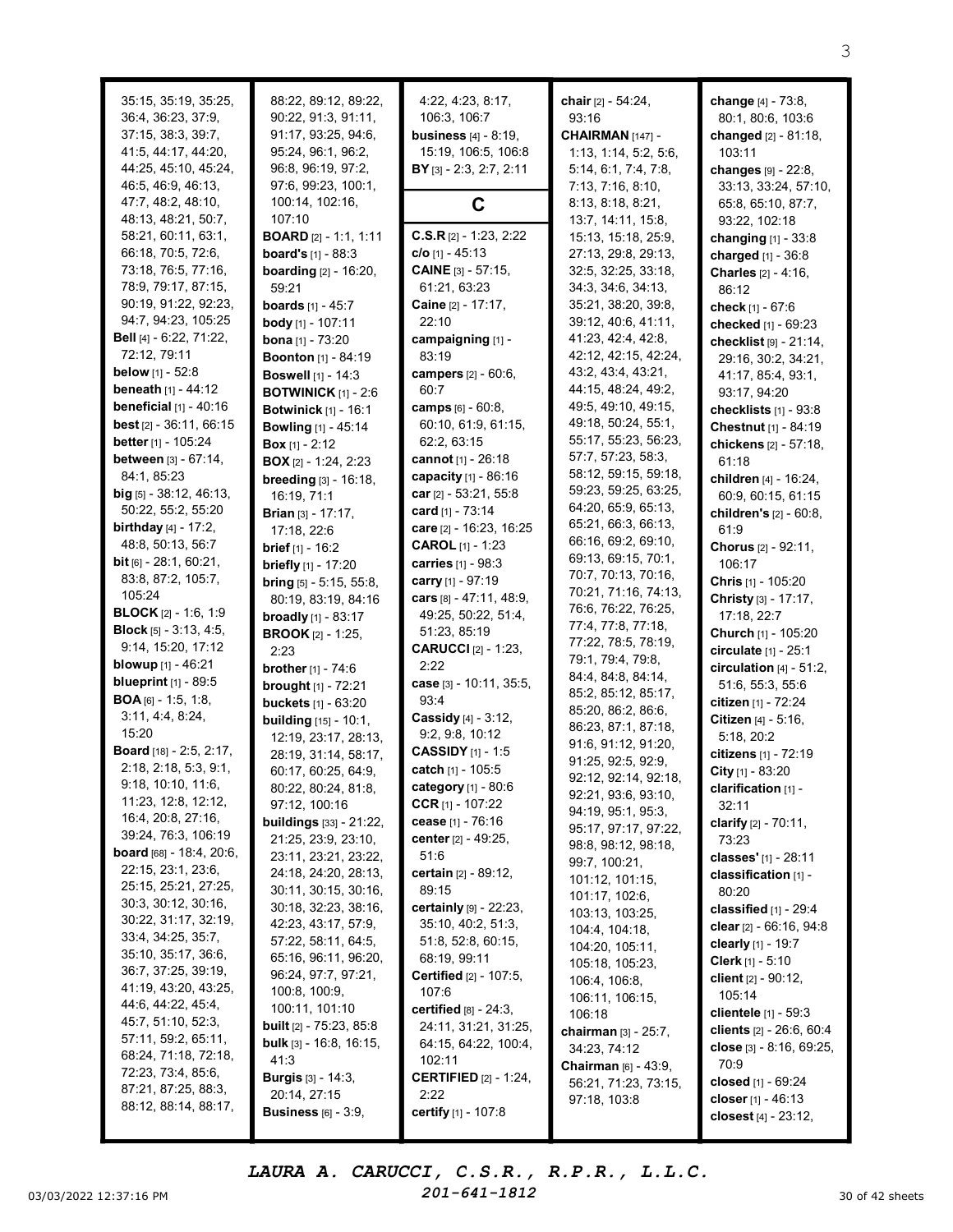35:15, 35:19, 35:25, 36:4, 36:23, 37:9, 37:15, 38:3, 39:7, 41:5, 44:17, 44:20, 44:25, 45:10, 45:24, 46:5, 46:9, 46:13, 47:7, 48:2, 48:10, 48:13, 48:21, 50:7, 58:21, 60:11, 63:1, 66:18, 70:5, 72:6, 73:18, 76:5, 77:16, 78:9, 79:17, 87:15, 90:19, 91:22, 92:23, 94:7, 94:23, 105:25

**Bell** [4] - 6:22, 71:22, 72:12, 79:11

**below** [1] - 52:8

**beneath** [1] - 44:12

**beneficial** [1] - 40:16

**best** [2] - 36:11, 66:15

**better** [1] - 105:24

**between** [3] - 67:14, 84:1, 85:23

**big** [5] - 38:12, 46:13, 50:22, 55:2, 55:20

**birthday** [4] - 17:2, 48:8, 50:13, 56:7

**bit** [6] - 28:1, 60:21, 83:8, 87:2, 105:7, 105:24

**BLOCK** [2] - 1:6, 1:9

**Block** [5] - 3:13, 4:5, 9:14, 15:20, 17:12

**blowup** [1] - 46:21

**blueprint** [1] - 89:5

**BOA** [6] - 1:5, 1:8, 3:11, 4:4, 8:24, 15:20

**Board** [18] - 2:5, 2:17, 2:18, 2:18, 5:3, 9:1, 9:18, 10:10, 11:6, 11:23, 12:8, 12:12, 16:4, 20:8, 27:16, 39:24, 76:3, 106:19

**board** [68] - 18:4, 20:6, 22:15, 23:1, 23:6, 25:15, 25:21, 27:25, 30:3, 30:12, 30:16, 30:22, 31:17, 32:19, 33:4, 34:25, 35:7, 35:10, 35:17, 36:6, 36:7, 37:25, 39:19, 41:19, 43:20, 43:25, 44:6, 44:22, 45:4, 45:7, 51:10, 52:3, 57:11, 59:2, 65:11, 68:24, 71:18, 72:18, 72:23, 73:4, 85:6, 87:21, 87:25, 88:3, 88:12, 88:14, 88:17, 88:22, 89:12, 89:22, 90:22, 91:3, 91:11, 91:17, 93:25, 94:6, 95:24, 96:1, 96:2, 96:8, 96:19, 97:2, 97:6, 99:23, 100:1, 100:14, 102:16, 107:10

**BOARD** [2] - 1:1, 1:11

**board's** [1] - 88:3

**boarding** [2] - 16:20, 59:21

**boards** [1] - 45:7

**body** [1] - 107:11

**bona** [1] - 73:20

**Boonton** [1] - 84:19

**Boswell** [1] - 14:3

**BOTWINICK** [1] - 2:6

**Botwinick** [1] - 16:1

**Bowling** [1] - 45:14

**Box** [1] - 2:12

**BOX** [2] - 1:24, 2:23

**breeding** [3] - 16:18, 16:19, 71:1

**Brian** [3] - 17:17, 17:18, 22:6

**brief** [1] - 16:2

**briefly** [1] - 17:20

**bring** [5] - 5:15, 55:8, 80:19, 83:19, 84:16

**broadly** [1] - 83:17

**BROOK** [2] - 1:25, 2:23

**brother** [1] - 74:6

**brought** [1] - 72:21

**buckets** [1] - 63:20

**building** [15] - 10:1, 12:19, 23:17, 28:13, 28:19, 31:14, 58:17, 60:17, 60:25, 64:9, 80:22, 80:24, 81:8, 97:12, 100:16

**buildings** [33] - 21:22, 21:25, 23:9, 23:10, 23:11, 23:21, 23:22, 24:18, 24:20, 28:13, 30:11, 30:15, 30:16, 30:18, 32:23, 38:16, 42:23, 43:17, 57:9, 57:22, 58:11, 64:5, 65:16, 96:11, 96:20, 96:24, 97:7, 97:21, 100:8, 100:9, 100:11, 101:10

**built** [2] - 75:23, 85:8

**bulk** [3] - 16:8, 16:15, 41:3

**Burgis** [3] - 14:3, 20:14, 27:15

**Business** [6] - 3:9, 4:22, 4:23, 8:17, 106:3, 106:7

**business** [4] - 8:19, 15:19, 106:5, 106:8

**BY** [3] - 2:3, 2:7, 2:11

## C

**C.S.R** [2] - 1:23, 2:22

**c/o** [1] - 45:13

**CAINE** [3] - 57:15, 61:21, 63:23

**Caine** [2] - 17:17, 22:10

**campaigning** [1] - 83:19

**campers** [2] - 60:6, 60:7

**camps** [6] - 60:8, 60:10, 61:9, 61:15, 62:2, 63:15

**cannot** [1] - 26:18

**capacity** [1] - 86:16

**car** [2] - 53:21, 55:8

**card** [1] - 73:14

**care** [2] - 16:23, 16:25

**CAROL** [1] - 1:23

**carries** [1] - 98:3

**carry** [1] - 97:19

**cars** [8] - 47:11, 48:9, 49:25, 50:22, 51:4, 51:23, 85:19

**CARUCCI** [2] - 1:23, 2:22

**case** [3] - 10:11, 35:5, 93:4

**Cassidy** [4] - 3:12, 9:2, 9:8, 10:12

**CASSIDY** [1] - 1:5

**catch** [1] - 105:5

**category** [1] - 80:6

**CCR** [1] - 107:22

**cease** [1] - 76:16

**center** [2] - 49:25, 51:6

**certain** [2] - 89:12, 89:15

**certainly** [9] - 22:23, 35:10, 40:2, 51:3, 51:8, 52:8, 60:15, 68:19, 99:11

**Certified** [2] - 107:5, 107:6

**certified** [8] - 24:3, 24:11, 31:21, 31:25, 64:15, 64:22, 100:4, 102:11

**CERTIFIED** [2] - 1:24, 2:22

**certify** [1] - 107:8

**chair** [2] - 54:24, 93:16

**CHAIRMAN** [147] - 1:13, 1:14, 5:2, 5:6, 5:14, 6:1, 7:4, 7:8, 7:13, 7:16, 8:10, 8:13, 8:18, 8:21, 13:7, 14:11, 15:8, 15:13, 15:18, 25:9, 27:13, 29:8, 29:13, 32:5, 32:25, 33:18, 34:3, 34:6, 34:13, 35:21, 38:20, 39:8, 39:12, 40:6, 41:11, 41:23, 42:4, 42:8, 42:12, 42:15, 42:24, 43:2, 43:4, 43:21, 44:15, 48:24, 49:2, 49:5, 49:10, 49:15, 49:18, 50:24, 55:1, 55:17, 55:23, 56:23, 57:7, 57:23, 58:3, 58:12, 59:15, 59:18, 59:23, 59:25, 63:25, 64:20, 65:9, 65:13, 65:21, 66:3, 66:13, 66:16, 69:2, 69:10, 69:13, 69:15, 70:1, 70:7, 70:13, 70:16, 70:21, 71:16, 74:13, 76:6, 76:22, 76:25, 77:4, 77:8, 77:18, 77:22, 78:5, 78:19, 79:1, 79:4, 79:8, 84:4, 84:8, 84:14, 85:2, 85:12, 85:17, 85:20, 86:2, 86:6, 86:23, 87:1, 87:18, 91:6, 91:12, 91:20, 91:25, 92:5, 92:9, 92:12, 92:14, 92:18, 92:21, 93:6, 93:10, 94:19, 95:1, 95:3, 95:17, 97:17, 97:22, 98:8, 98:12, 98:18, 99:7, 100:21, 101:12, 101:15, 101:17, 102:6, 103:13, 103:25, 104:4, 104:18, 104:20, 105:11, 105:18, 105:23, 106:4, 106:8, 106:11, 106:15, 106:18

**chairman** [3] - 25:7, 34:23, 74:12

**Chairman** [6] - 43:9, 56:21, 71:23, 73:15, 97:18, 103:8

**change** [4] - 73:8, 80:1, 80:6, 103:6

**changed** [2] - 81:18, 103:11

**changes** [9] - 22:8, 33:13, 33:24, 57:10, 65:8, 65:10, 87:7, 93:22, 102:18

**changing** [1] - 33:8

**charged** [1] - 36:8

**Charles** [2] - 4:16, 86:12

**check** [1] - 67:6

**checked** [1] - 69:23

**checklist** [9] - 21:14, 29:16, 30:2, 34:21, 41:17, 85:4, 93:1, 93:17, 94:20

**checklists** [1] - 93:8

**Chestnut** [1] - 84:19

**chickens** [2] - 57:18, 61:18

**children** [4] - 16:24, 60:9, 60:15, 61:15

**children's** [2] - 60:8, 61:9

**Chorus** [2] - 92:11, 106:17

**Chris** [1] - 105:20

**Christy** [3] - 17:17, 17:18, 22:7

**Church** [1] - 105:20

**circulate** [1] - 25:1

**circulation** [4] - 51:2, 51:6, 55:3, 55:6

**citizen** [1] - 72:24

**Citizen** [4] - 5:16, 5:18, 20:2

**citizens** [1] - 72:19

**City** [1] - 83:20

**clarification** [1] - 32:11

**clarify** [2] - 70:11, 73:23

**classes'** [1] - 28:11

**classification** [1] - 80:20

**classified** [1] - 29:4

**clear** [2] - 66:16, 94:8

**clearly** [1] - 19:7

**Clerk** [1] - 5:10

**client** [2] - 90:12, 105:14

**clientele** [1] - 59:3

**clients** [2] - 26:6, 60:4

**close** [3] - 8:16, 69:25, 70:9

**closed** [1] - 69:24

**closer** [1] - 46:13

**closest** [4] - 23:12,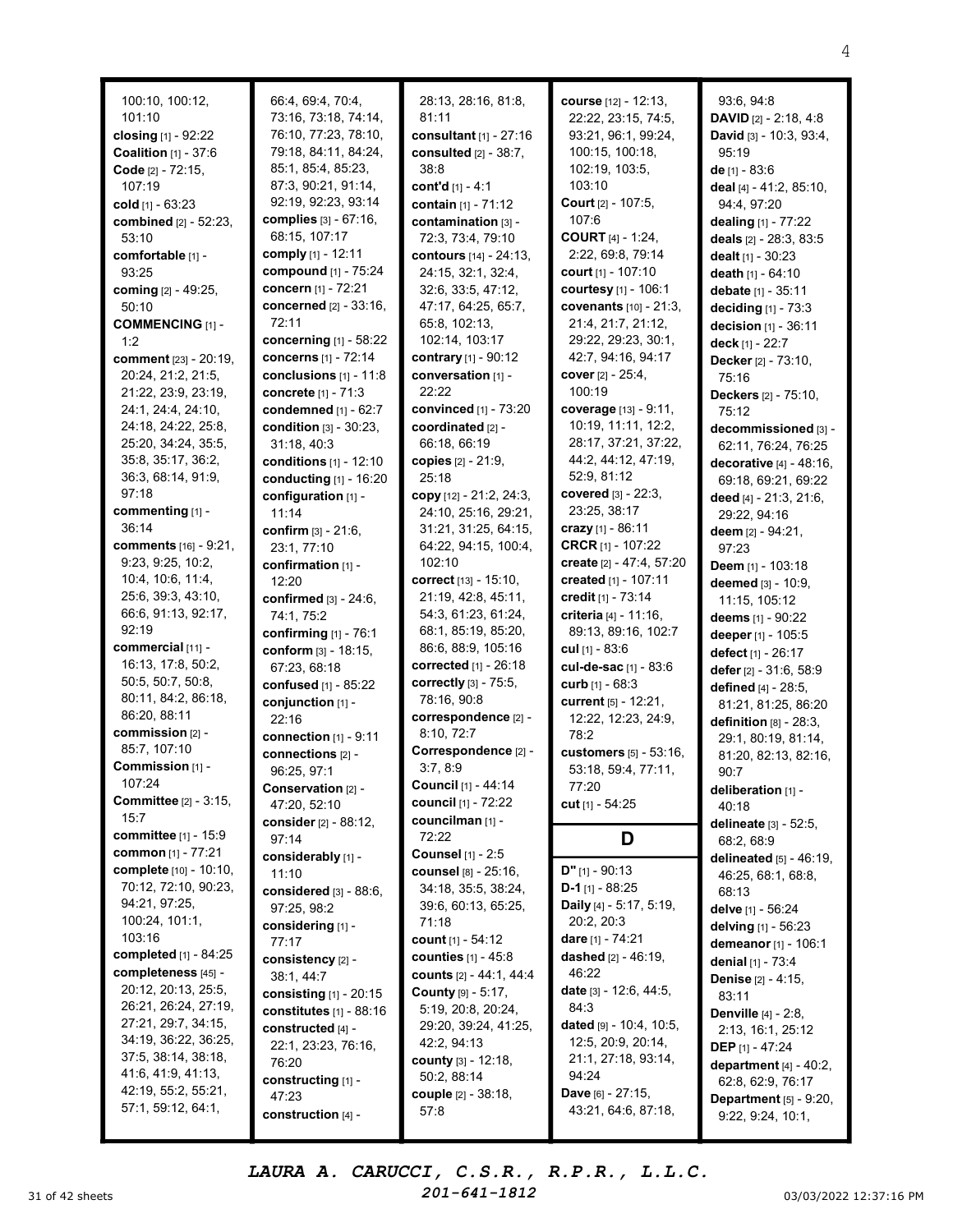100:10, 100:12, 101:10
**closing** [1] - 92:22
**Coalition** [1] - 37:6
**Code** [2] - 72:15, 107:19
**cold** [1] - 63:23
**combined** [2] - 52:23, 53:10
**comfortable** [1] - 93:25
**coming** [2] - 49:25, 50:10
**COMMENCING** [1] - 1:2
**comment** [23] - 20:19, 20:24, 21:2, 21:5, 21:22, 23:9, 23:19, 24:1, 24:4, 24:10, 24:18, 24:22, 25:8, 25:20, 34:24, 35:5, 35:8, 35:17, 36:2, 36:3, 68:14, 91:9, 97:18
**commenting** [1] - 36:14
**comments** [16] - 9:21, 9:23, 9:25, 10:2, 10:4, 10:6, 11:4, 25:6, 39:3, 43:10, 66:6, 91:13, 92:17, 92:19
**commercial** [11] - 16:13, 17:8, 50:2, 50:5, 50:7, 50:8, 80:11, 84:2, 86:18, 86:20, 88:11
**commission** [2] - 85:7, 107:10
**Commission** [1] - 107:24
**Committee** [2] - 3:15, 15:7
**committee** [1] - 15:9
**common** [1] - 77:21
**complete** [10] - 10:10, 70:12, 72:10, 90:23, 94:21, 97:25, 100:24, 101:1, 103:16
**completed** [1] - 84:25
**completeness** [45] - 20:12, 20:13, 25:5, 26:21, 26:24, 27:19, 27:21, 29:7, 34:15, 34:19, 36:22, 36:25, 37:5, 38:14, 38:18, 41:6, 41:9, 41:13, 42:19, 55:2, 55:21, 57:1, 59:12, 64:1, 66:4, 69:4, 70:4, 73:16, 73:18, 74:14, 76:10, 77:23, 78:10, 79:18, 84:11, 84:24, 85:1, 85:4, 85:23, 87:3, 90:21, 91:14, 92:19, 92:23, 93:14
**complies** [3] - 67:16, 68:15, 107:17
**comply** [1] - 12:11
**compound** [1] - 75:24
**concern** [1] - 72:21
**concerned** [2] - 33:16, 72:11
**concerning** [1] - 58:22
**concerns** [1] - 72:14
**conclusions** [1] - 11:8
**concrete** [1] - 71:3
**condemned** [1] - 62:7
**condition** [3] - 30:23, 31:18, 40:3
**conditions** [1] - 12:10
**conducting** [1] - 16:20
**configuration** [1] - 11:14
**confirm** [3] - 21:6, 23:1, 77:10
**confirmation** [1] - 12:20
**confirmed** [3] - 24:6, 74:1, 75:2
**confirming** [1] - 76:1
**conform** [3] - 18:15, 67:23, 68:18
**confused** [1] - 85:22
**conjunction** [1] - 22:16
**connection** [1] - 9:11
**connections** [2] - 96:25, 97:1
**Conservation** [2] - 47:20, 52:10
**consider** [2] - 88:12, 97:14
**considerably** [1] - 11:10
**considered** [3] - 88:6, 97:25, 98:2
**considering** [1] - 77:17
**consistency** [2] - 38:1, 44:7
**consisting** [1] - 20:15
**constitutes** [1] - 88:16
**constructed** [4] - 22:1, 23:23, 76:16, 76:20
**constructing** [1] - 47:23
**construction** [4] - 28:13, 28:16, 81:8, 81:11
**consultant** [1] - 27:16
**consulted** [2] - 38:7, 38:8
**cont'd** [1] - 4:1
**contain** [1] - 71:12
**contamination** [3] - 72:3, 73:4, 79:10
**contours** [14] - 24:13, 24:15, 32:1, 32:4, 32:6, 33:5, 47:12, 47:17, 64:25, 65:7, 65:8, 102:13, 102:14, 103:17
**contrary** [1] - 90:12
**conversation** [1] - 22:22
**convinced** [1] - 73:20
**coordinated** [2] - 66:18, 66:19
**copies** [2] - 21:9, 25:18
**copy** [12] - 21:2, 24:3, 24:10, 25:16, 29:21, 31:21, 31:25, 64:15, 64:22, 94:15, 100:4, 102:10
**correct** [13] - 15:10, 21:19, 42:8, 45:11, 54:3, 61:23, 61:24, 68:1, 85:19, 85:20, 86:6, 88:9, 105:16
**corrected** [1] - 26:18
**correctly** [3] - 75:5, 78:16, 90:8
**correspondence** [2] - 8:10, 72:7
**Correspondence** [2] - 3:7, 8:9
**Council** [1] - 44:14
**council** [1] - 72:22
**councilman** [1] - 72:22
**Counsel** [1] - 2:5
**counsel** [8] - 25:16, 34:18, 35:5, 38:24, 39:6, 60:13, 65:25, 71:18
**count** [1] - 54:12
**counties** [1] - 45:8
**counts** [2] - 44:1, 44:4
**County** [9] - 5:17, 5:19, 20:8, 20:24, 29:20, 39:24, 41:25, 42:2, 94:13
**county** [3] - 12:18, 50:2, 88:14
**couple** [2] - 38:18, 57:8
**course** [12] - 12:13, 22:22, 23:15, 74:5, 93:21, 96:1, 99:24, 100:15, 100:18, 102:19, 103:5, 103:10
**Court** [2] - 107:5, 107:6
**COURT** [4] - 1:24, 2:22, 69:8, 79:14
**court** [1] - 107:10
**courtesy** [1] - 106:1
**covenants** [10] - 21:3, 21:4, 21:7, 21:12, 29:22, 29:23, 30:1, 42:7, 94:16, 94:17
**cover** [2] - 25:4, 100:19
**coverage** [13] - 9:11, 10:19, 11:11, 12:2, 28:17, 37:21, 37:22, 44:2, 44:12, 47:19, 52:9, 81:12
**covered** [3] - 22:3, 23:25, 38:17
**crazy** [1] - 86:11
**CRCR** [1] - 107:22
**create** [2] - 47:4, 57:20
**created** [1] - 107:11
**credit** [1] - 73:14
**criteria** [4] - 11:16, 89:13, 89:16, 102:7
**cul** [1] - 83:6
**cul-de-sac** [1] - 83:6
**curb** [1] - 68:3
**current** [5] - 12:21, 12:22, 12:23, 24:9, 78:2
**customers** [5] - 53:16, 53:18, 59:4, 77:11, 77:20
**cut** [1] - 54:25

## D

**D"** [1] - 90:13
**D-1** [1] - 88:25
**Daily** [4] - 5:17, 5:19, 20:2, 20:3
**dare** [1] - 74:21
**dashed** [2] - 46:19, 46:22
**date** [3] - 12:6, 44:5, 84:3
**dated** [9] - 10:4, 10:5, 12:5, 20:9, 20:14, 21:1, 27:18, 93:14, 94:24
**Dave** [6] - 27:15, 43:21, 64:6, 87:18, 93:6, 94:8
**DAVID** [2] - 2:18, 4:8
**David** [3] - 10:3, 93:4, 95:19
**de** [1] - 83:6
**deal** [4] - 41:2, 85:10, 94:4, 97:20
**dealing** [1] - 77:22
**deals** [2] - 28:3, 83:5
**dealt** [1] - 30:23
**death** [1] - 64:10
**debate** [1] - 35:11
**deciding** [1] - 73:3
**decision** [1] - 36:11
**deck** [1] - 22:7
**Decker** [2] - 73:10, 75:16
**Deckers** [2] - 75:10, 75:12
**decommissioned** [3] - 62:11, 76:24, 76:25
**decorative** [4] - 48:16, 69:18, 69:21, 69:22
**deed** [4] - 21:3, 21:6, 29:22, 94:16
**deem** [2] - 94:21, 97:23
**Deem** [1] - 103:18
**deemed** [3] - 10:9, 11:15, 105:12
**deems** [1] - 90:22
**deeper** [1] - 105:5
**defect** [1] - 26:17
**defer** [2] - 31:6, 58:9
**defined** [4] - 28:5, 81:21, 81:25, 86:20
**definition** [8] - 28:3, 29:1, 80:19, 81:14, 81:20, 82:13, 82:16, 90:7
**deliberation** [1] - 40:18
**delineate** [3] - 52:5, 68:2, 68:9
**delineated** [5] - 46:19, 46:25, 68:1, 68:8, 68:13
**delve** [1] - 56:24
**delving** [1] - 56:23
**demeanor** [1] - 106:1
**denial** [1] - 73:4
**Denise** [2] - 4:15, 83:11
**Denville** [4] - 2:8, 2:13, 16:1, 25:12
**DEP** [1] - 47:24
**department** [4] - 40:2, 62:8, 62:9, 76:17
**Department** [5] - 9:20, 9:22, 9:24, 10:1,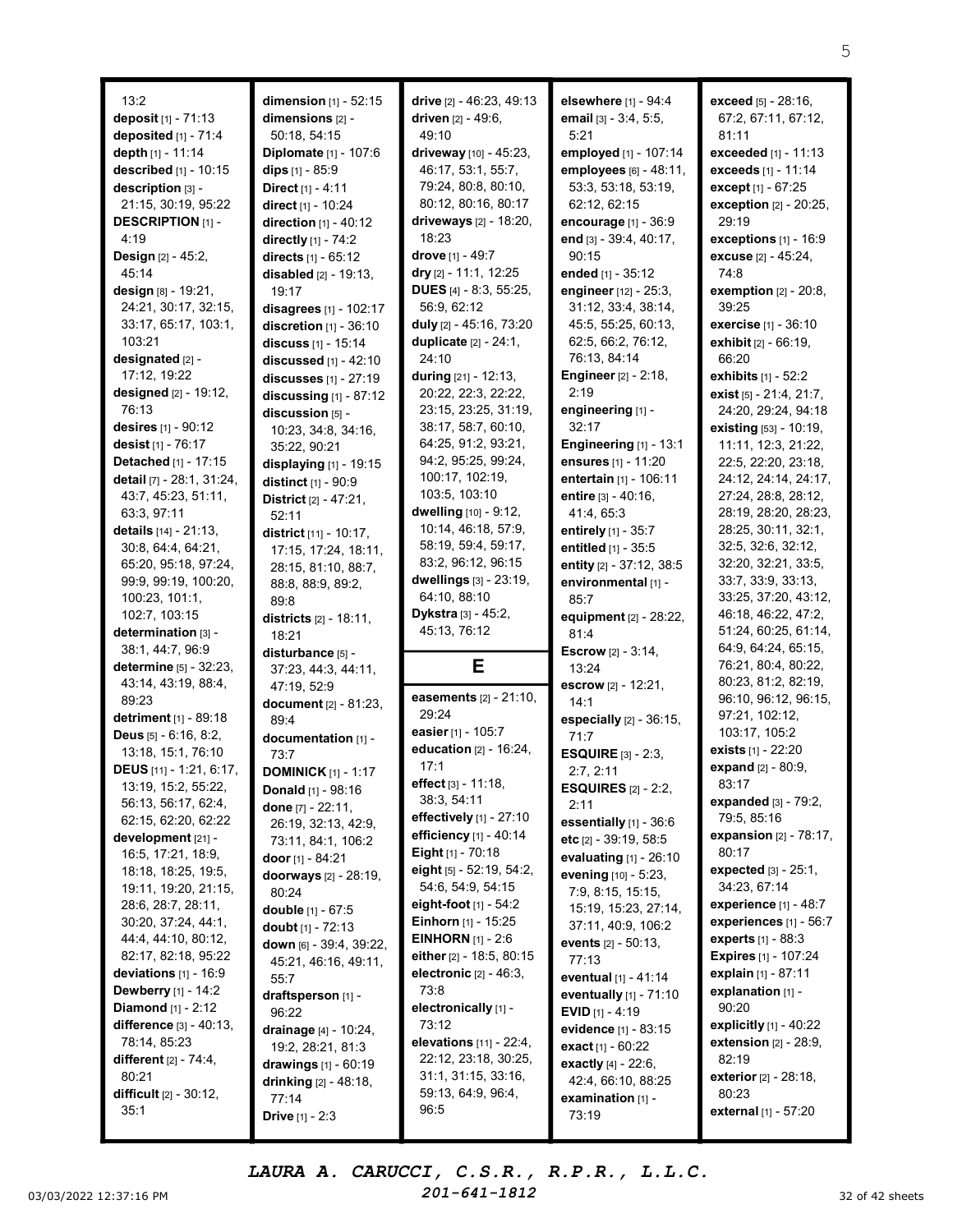13:2
**deposit** [1] - 71:13
**deposited** [1] - 71:4
**depth** [1] - 11:14
**described** [1] - 10:15
**description** [3] - 21:15, 30:19, 95:22
**DESCRIPTION** [1] - 4:19
**Design** [2] - 45:2, 45:14
**design** [8] - 19:21, 24:21, 30:17, 32:15, 33:17, 65:17, 103:1, 103:21
**designated** [2] - 17:12, 19:22
**designed** [2] - 19:12, 76:13
**desires** [1] - 90:12
**desist** [1] - 76:17
**Detached** [1] - 17:15
**detail** [7] - 28:1, 31:24, 43:7, 45:23, 51:11, 63:3, 97:11
**details** [14] - 21:13, 30:8, 64:4, 64:21, 65:20, 95:18, 97:24, 99:9, 99:19, 100:20, 100:23, 101:1, 102:7, 103:15
**determination** [3] - 38:1, 44:7, 96:9
**determine** [5] - 32:23, 43:14, 43:19, 88:4, 89:23
**detriment** [1] - 89:18
**Deus** [5] - 6:16, 8:2, 13:18, 15:1, 76:10
**DEUS** [11] - 1:21, 6:17, 13:19, 15:2, 55:22, 56:13, 56:17, 62:4, 62:15, 62:20, 62:22
**development** [21] - 16:5, 17:21, 18:9, 18:18, 18:25, 19:5, 19:11, 19:20, 21:15, 28:6, 28:7, 28:11, 30:20, 37:24, 44:1, 44:4, 44:10, 80:12, 82:17, 82:18, 95:22
**deviations** [1] - 16:9
**Dewberry** [1] - 14:2
**Diamond** [1] - 2:12
**difference** [3] - 40:13, 78:14, 85:23
**different** [2] - 74:4, 80:21
**difficult** [2] - 30:12, 35:1
**dimension** [1] - 52:15
**dimensions** [2] - 50:18, 54:15
**Diplomate** [1] - 107:6
**dips** [1] - 85:9
**Direct** [1] - 4:11
**direct** [1] - 10:24
**direction** [1] - 40:12
**directly** [1] - 74:2
**directs** [1] - 65:12
**disabled** [2] - 19:13, 19:17
**disagrees** [1] - 102:17
**discretion** [1] - 36:10
**discuss** [1] - 15:14
**discussed** [1] - 42:10
**discusses** [1] - 27:19
**discussing** [1] - 87:12
**discussion** [5] - 10:23, 34:8, 34:16, 35:22, 90:21
**displaying** [1] - 19:15
**distinct** [1] - 90:9
**District** [2] - 47:21, 52:11
**district** [11] - 10:17, 17:15, 17:24, 18:11, 28:15, 81:10, 88:7, 88:8, 88:9, 89:2, 89:8
**districts** [2] - 18:11, 18:21
**disturbance** [5] - 37:23, 44:3, 44:11, 47:19, 52:9
**document** [2] - 81:23, 89:4
**documentation** [1] - 73:7
**DOMINICK** [1] - 1:17
**Donald** [1] - 98:16
**done** [7] - 22:11, 26:19, 32:13, 42:9, 73:11, 84:1, 106:2
**door** [1] - 84:21
**doorways** [2] - 28:19, 80:24
**double** [1] - 67:5
**doubt** [1] - 72:13
**down** [6] - 39:4, 39:22, 45:21, 46:16, 49:11, 55:7
**draftsperson** [1] - 96:22
**drainage** [4] - 10:24, 19:2, 28:21, 81:3
**drawings** [1] - 60:19
**drinking** [2] - 48:18, 77:14
**Drive** [1] - 2:3
**drive** [2] - 46:23, 49:13
**driven** [2] - 49:6, 49:10
**driveway** [10] - 45:23, 46:17, 53:1, 55:7, 79:24, 80:8, 80:10, 80:12, 80:16, 80:17
**driveways** [2] - 18:20, 18:23
**drove** [1] - 49:7
**dry** [2] - 11:1, 12:25
**DUES** [4] - 8:3, 55:25, 56:9, 62:12
**duly** [2] - 45:16, 73:20
**duplicate** [2] - 24:1, 24:10
**during** [21] - 12:13, 20:22, 22:3, 22:22, 23:15, 23:25, 31:19, 38:17, 58:7, 60:10, 64:25, 91:2, 93:21, 94:2, 95:25, 99:24, 100:17, 102:19, 103:5, 103:10
**dwelling** [10] - 9:12, 10:14, 46:18, 57:9, 58:19, 59:4, 59:17, 83:2, 96:12, 96:15
**dwellings** [3] - 23:19, 64:10, 88:10
**Dykstra** [3] - 45:2, 45:13, 76:12

## E

**easements** [2] - 21:10, 29:24
**easier** [1] - 105:7
**education** [2] - 16:24, 17:1
**effect** [3] - 11:18, 38:3, 54:11
**effectively** [1] - 27:10
**efficiency** [1] - 40:14
**Eight** [1] - 70:18
**eight** [5] - 52:19, 54:2, 54:6, 54:9, 54:15
**eight-foot** [1] - 54:2
**Einhorn** [1] - 15:25
**EINHORN** [1] - 2:6
**either** [2] - 18:5, 80:15
**electronic** [2] - 46:3, 73:8
**electronically** [1] - 73:12
**elevations** [11] - 22:4, 22:12, 23:18, 30:25, 31:1, 31:15, 33:16, 59:13, 64:9, 96:4, 96:5
**elsewhere** [1] - 94:4
**email** [3] - 3:4, 5:5, 5:21
**employed** [1] - 107:14
**employees** [6] - 48:11, 53:3, 53:18, 53:19, 62:12, 62:15
**encourage** [1] - 36:9
**end** [3] - 39:4, 40:17, 90:15
**ended** [1] - 35:12
**engineer** [12] - 25:3, 31:12, 33:4, 38:14, 45:5, 55:25, 60:13, 62:5, 66:2, 76:12, 76:13, 84:14
**Engineer** [2] - 2:18, 2:19
**engineering** [1] - 32:17
**Engineering** [1] - 13:1
**ensures** [1] - 11:20
**entertain** [1] - 106:11
**entire** [3] - 40:16, 41:4, 65:3
**entirely** [1] - 35:7
**entitled** [1] - 35:5
**entity** [2] - 37:12, 38:5
**environmental** [1] - 85:7
**equipment** [2] - 28:22, 81:4
**Escrow** [2] - 3:14, 13:24
**escrow** [2] - 12:21, 14:1
**especially** [2] - 36:15, 71:7
**ESQUIRE** [3] - 2:3, 2:7, 2:11
**ESQUIRES** [2] - 2:2, 2:11
**essentially** [1] - 36:6
**etc** [2] - 39:19, 58:5
**evaluating** [1] - 26:10
**evening** [10] - 5:23, 7:9, 8:15, 15:15, 15:19, 15:23, 27:14, 37:11, 40:9, 106:2
**events** [2] - 50:13, 77:13
**eventual** [1] - 41:14
**eventually** [1] - 71:10
**EVID** [1] - 4:19
**evidence** [1] - 83:15
**exact** [1] - 60:22
**exactly** [4] - 22:6, 42:4, 66:10, 88:25
**examination** [1] - 73:19
**exceed** [5] - 28:16, 67:2, 67:11, 67:12, 81:11
**exceeded** [1] - 11:13
**exceeds** [1] - 11:14
**except** [1] - 67:25
**exception** [2] - 20:25, 29:19
**exceptions** [1] - 16:9
**excuse** [2] - 45:24, 74:8
**exemption** [2] - 20:8, 39:25
**exercise** [1] - 36:10
**exhibit** [2] - 66:19, 66:20
**exhibits** [1] - 52:2
**exist** [5] - 21:4, 21:7, 24:20, 29:24, 94:18
**existing** [53] - 10:19, 11:11, 12:3, 21:22, 22:5, 22:20, 23:18, 24:12, 24:14, 24:17, 27:24, 28:8, 28:12, 28:19, 28:20, 28:23, 28:25, 30:11, 32:1, 32:5, 32:6, 32:12, 32:20, 32:21, 33:5, 33:7, 33:9, 33:13, 33:25, 37:20, 43:12, 46:18, 46:22, 47:2, 51:24, 60:25, 61:14, 64:9, 64:24, 65:15, 76:21, 80:4, 80:22, 80:23, 81:2, 82:19, 96:10, 96:12, 96:15, 97:21, 102:12, 103:17, 105:2
**exists** [1] - 22:20
**expand** [2] - 80:9, 83:17
**expanded** [3] - 79:2, 79:5, 85:16
**expansion** [2] - 78:17, 80:17
**expected** [3] - 25:1, 34:23, 67:14
**experience** [1] - 48:7
**experiences** [1] - 56:7
**experts** [1] - 88:3
**Expires** [1] - 107:24
**explain** [1] - 87:11
**explanation** [1] - 90:20
**explicitly** [1] - 40:22
**extension** [2] - 28:9, 82:19
**exterior** [2] - 28:18, 80:23
**external** [1] - 57:20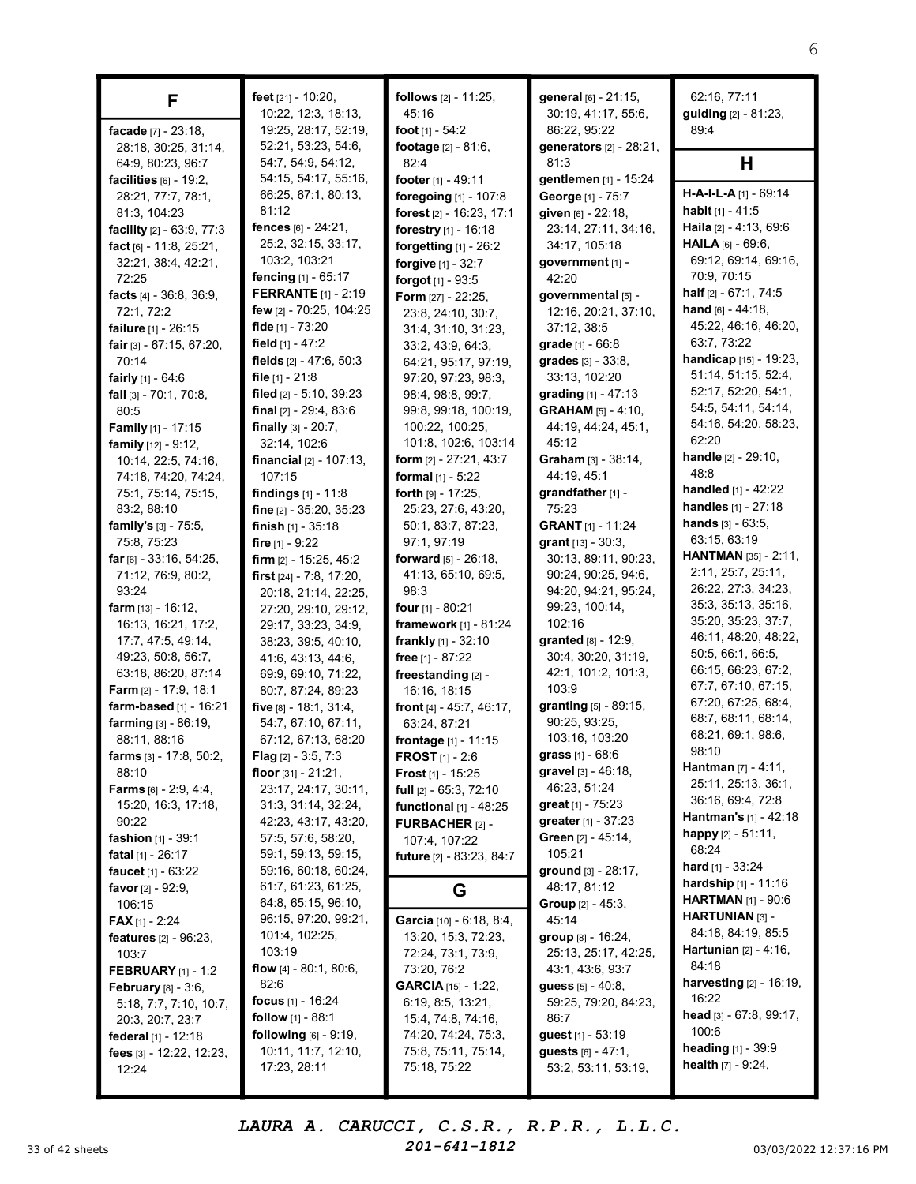## F

**facade** [7] - 23:18, 28:18, 30:25, 31:14, 64:9, 80:23, 96:7
**facilities** [6] - 19:2, 28:21, 77:7, 78:1, 81:3, 104:23
**facility** [2] - 63:9, 77:3
**fact** [6] - 11:8, 25:21, 32:21, 38:4, 42:21, 72:25
**facts** [4] - 36:8, 36:9, 72:1, 72:2
**failure** [1] - 26:15
**fair** [3] - 67:15, 67:20, 70:14
**fairly** [1] - 64:6
**fall** [3] - 70:1, 70:8, 80:5
**Family** [1] - 17:15
**family** [12] - 9:12, 10:14, 22:5, 74:16, 74:18, 74:20, 74:24, 75:1, 75:14, 75:15, 83:2, 88:10
**family's** [3] - 75:5, 75:8, 75:23
**far** [6] - 33:16, 54:25, 71:12, 76:9, 80:2, 93:24
**farm** [13] - 16:12, 16:13, 16:21, 17:2, 17:7, 47:5, 49:14, 49:23, 50:8, 56:7, 63:18, 86:20, 87:14
**Farm** [2] - 17:9, 18:1
**farm-based** [1] - 16:21
**farming** [3] - 86:19, 88:11, 88:16
**farms** [3] - 17:8, 50:2, 88:10
**Farms** [6] - 2:9, 4:4, 15:20, 16:3, 17:18, 90:22
**fashion** [1] - 39:1
**fatal** [1] - 26:17
**faucet** [1] - 63:22
**favor** [2] - 92:9, 106:15
**FAX** [1] - 2:24
**features** [2] - 96:23, 103:7
**FEBRUARY** [1] - 1:2
**February** [8] - 3:6, 5:18, 7:7, 7:10, 10:7, 20:3, 20:7, 23:7
**federal** [1] - 12:18
**fees** [3] - 12:22, 12:23, 12:24
**feet** [21] - 10:20, 10:22, 12:3, 18:13, 19:25, 28:17, 52:19, 52:21, 53:23, 54:6, 54:7, 54:9, 54:12, 54:15, 54:17, 55:16, 66:25, 67:1, 80:13, 81:12
**fences** [6] - 24:21, 25:2, 32:15, 33:17, 103:2, 103:21
**fencing** [1] - 65:17
**FERRANTE** [1] - 2:19
**few** [2] - 70:25, 104:25
**fide** [1] - 73:20
**field** [1] - 47:2
**fields** [2] - 47:6, 50:3
**file** [1] - 21:8
**filed** [2] - 5:10, 39:23
**final** [2] - 29:4, 83:6
**finally** [3] - 20:7, 32:14, 102:6
**financial** [2] - 107:13, 107:15
**findings** [1] - 11:8
**fine** [2] - 35:20, 35:23
**finish** [1] - 35:18
**fire** [1] - 9:22
**firm** [2] - 15:25, 45:2
**first** [24] - 7:8, 17:20, 20:18, 21:14, 22:25, 27:20, 29:10, 29:12, 29:17, 33:23, 34:9, 38:23, 39:5, 40:10, 41:6, 43:13, 44:6, 69:9, 69:10, 71:22, 80:7, 87:24, 89:23
**five** [8] - 18:1, 31:4, 54:7, 67:10, 67:11, 67:12, 67:13, 68:20
**Flag** [2] - 3:5, 7:3
**floor** [31] - 21:21, 23:17, 24:17, 30:11, 31:3, 31:14, 32:24, 42:23, 43:17, 43:20, 57:5, 57:6, 58:20, 59:1, 59:13, 59:15, 59:16, 60:18, 60:24, 61:7, 61:23, 61:25, 64:8, 65:15, 96:10, 96:15, 97:20, 99:21, 101:4, 102:25, 103:19
**flow** [4] - 80:1, 80:6, 82:6
**focus** [1] - 16:24
**follow** [1] - 88:1
**following** [6] - 9:19, 10:11, 11:7, 12:10, 17:23, 28:11
**follows** [2] - 11:25, 45:16
**foot** [1] - 54:2
**footage** [2] - 81:6, 82:4
**footer** [1] - 49:11
**foregoing** [1] - 107:8
**forest** [2] - 16:23, 17:1
**forestry** [1] - 16:18
**forgetting** [1] - 26:2
**forgive** [1] - 32:7
**forgot** [1] - 93:5
**Form** [27] - 22:25, 23:8, 24:10, 30:7, 31:4, 31:10, 31:23, 33:2, 43:9, 64:3, 64:21, 95:17, 97:19, 97:20, 97:23, 98:3, 98:4, 98:8, 99:7, 99:8, 99:18, 100:19, 100:22, 100:25, 101:8, 102:6, 103:14
**form** [2] - 27:21, 43:7
**formal** [1] - 5:22
**forth** [9] - 17:25, 25:23, 27:6, 43:20, 50:1, 83:7, 87:23, 97:1, 97:19
**forward** [5] - 26:18, 41:13, 65:10, 69:5, 98:3
**four** [1] - 80:21
**framework** [1] - 81:24
**frankly** [1] - 32:10
**free** [1] - 87:22
**freestanding** [2] - 16:16, 18:15
**front** [4] - 45:7, 46:17, 63:24, 87:21
**frontage** [1] - 11:15
**FROST** [1] - 2:6
**Frost** [1] - 15:25
**full** [2] - 65:3, 72:10
**functional** [1] - 48:25
**FURBACHER** [2] - 107:4, 107:22
**future** [2] - 83:23, 84:7

## G

**Garcia** [10] - 6:18, 8:4, 13:20, 15:3, 72:23, 72:24, 73:1, 73:9, 73:20, 76:2
**GARCIA** [15] - 1:22, 6:19, 8:5, 13:21, 15:4, 74:8, 74:16, 74:20, 74:24, 75:3, 75:8, 75:11, 75:14, 75:18, 75:22
**general** [6] - 21:15, 30:19, 41:17, 55:6, 86:22, 95:22
**generators** [2] - 28:21, 81:3
**gentlemen** [1] - 15:24
**George** [1] - 75:7
**given** [6] - 22:18, 23:14, 27:11, 34:16, 34:17, 105:18
**government** [1] - 42:20
**governmental** [5] - 12:16, 20:21, 37:10, 37:12, 38:5
**grade** [1] - 66:8
**grades** [3] - 33:8, 33:13, 102:20
**grading** [1] - 47:13
**GRAHAM** [5] - 4:10, 44:19, 44:24, 45:1, 45:12
**Graham** [3] - 38:14, 44:19, 45:1
**grandfather** [1] - 75:23
**GRANT** [1] - 11:24
**grant** [13] - 30:3, 30:13, 89:11, 90:23, 90:24, 90:25, 94:6, 94:20, 94:21, 95:24, 99:23, 100:14, 102:16
**granted** [8] - 12:9, 30:4, 30:20, 31:19, 42:1, 101:2, 101:3, 103:9
**granting** [5] - 89:15, 90:25, 93:25, 103:16, 103:20
**grass** [1] - 68:6
**gravel** [3] - 46:18, 46:23, 51:24
**great** [1] - 75:23
**greater** [1] - 37:23
**Green** [2] - 45:14, 105:21
**ground** [3] - 28:17, 48:17, 81:12
**Group** [2] - 45:3, 45:14
**group** [8] - 16:24, 25:13, 25:17, 42:25, 43:1, 43:6, 93:7
**guess** [5] - 40:8, 59:25, 79:20, 84:23, 86:7
**guest** [1] - 53:19
**guests** [6] - 47:1, 53:2, 53:11, 53:19, 62:16, 77:11
**guiding** [2] - 81:23, 89:4

## H

**H-A-I-L-A** [1] - 69:14
**habit** [1] - 41:5
**Haila** [2] - 4:13, 69:6
**HAILA** [6] - 69:6, 69:12, 69:14, 69:16, 70:9, 70:15
**half** [2] - 67:1, 74:5
**hand** [6] - 44:18, 45:22, 46:16, 46:20, 63:7, 73:22
**handicap** [15] - 19:23, 51:14, 51:15, 52:4, 52:17, 52:20, 54:1, 54:5, 54:11, 54:14, 54:16, 54:20, 58:23, 62:20
**handle** [2] - 29:10, 48:8
**handled** [1] - 42:22
**handles** [1] - 27:18
**hands** [3] - 63:5, 63:15, 63:19
**HANTMAN** [35] - 2:11, 2:11, 25:7, 25:11, 26:22, 27:3, 34:23, 35:3, 35:13, 35:16, 35:20, 35:23, 37:7, 46:11, 48:20, 48:22, 50:5, 66:1, 66:5, 66:15, 66:23, 67:2, 67:7, 67:10, 67:15, 67:20, 67:25, 68:4, 68:7, 68:11, 68:14, 68:21, 69:1, 98:6, 98:10
**Hantman** [7] - 4:11, 25:11, 25:13, 36:1, 36:16, 69:4, 72:8
**Hantman's** [1] - 42:18
**happy** [2] - 51:11, 68:24
**hard** [1] - 33:24
**hardship** [1] - 11:16
**HARTMAN** [1] - 90:6
**HARTUNIAN** [3] - 84:18, 84:19, 85:5
**Hartunian** [2] - 4:16, 84:18
**harvesting** [2] - 16:19, 16:22
**head** [3] - 67:8, 99:17, 100:6
**heading** [1] - 39:9
**health** [7] - 9:24,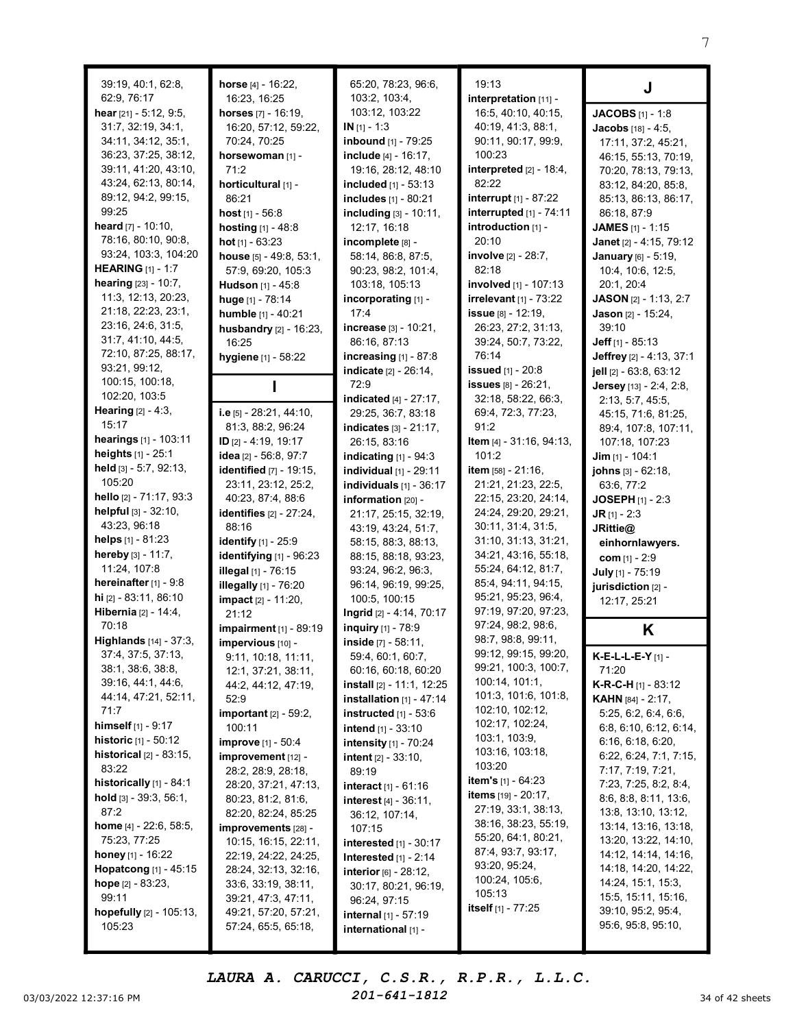39:19, 40:1, 62:8, 62:9, 76:17
**hear** [21] - 5:12, 9:5, 31:7, 32:19, 34:1, 34:11, 34:12, 35:1, 36:23, 37:25, 38:12, 39:11, 41:20, 43:10, 43:24, 62:13, 80:14, 89:12, 94:2, 99:15, 99:25
**heard** [7] - 10:10, 78:16, 80:10, 90:8, 93:24, 103:3, 104:20
**HEARING** [1] - 1:7
**hearing** [23] - 10:7, 11:3, 12:13, 20:23, 21:18, 22:23, 23:1, 23:16, 24:6, 31:5, 31:7, 41:10, 44:5, 72:10, 87:25, 88:17, 93:21, 99:12, 100:15, 100:18, 102:20, 103:5
**Hearing** [2] - 4:3, 15:17
**hearings** [1] - 103:11
**heights** [1] - 25:1
**held** [3] - 5:7, 92:13, 105:20
**hello** [2] - 71:17, 93:3
**helpful** [3] - 32:10, 43:23, 96:18
**helps** [1] - 81:23
**hereby** [3] - 11:7, 11:24, 107:8
**hereinafter** [1] - 9:8
**hi** [2] - 83:11, 86:10
**Hibernia** [2] - 14:4, 70:18
**Highlands** [14] - 37:3, 37:4, 37:5, 37:13, 38:1, 38:6, 38:8, 39:16, 44:1, 44:6, 44:14, 47:21, 52:11, 71:7
**himself** [1] - 9:17
**historic** [1] - 50:12
**historical** [2] - 83:15, 83:22
**historically** [1] - 84:1
**hold** [3] - 39:3, 56:1, 87:2
**home** [4] - 22:6, 58:5, 75:23, 77:25
**honey** [1] - 16:22
**Hopatcong** [1] - 45:15
**hope** [2] - 83:23, 99:11
**hopefully** [2] - 105:13, 105:23
**horse** [4] - 16:22, 16:23, 16:25
**horses** [7] - 16:19, 16:20, 57:12, 59:22, 70:24, 70:25
**horsewoman** [1] - 71:2
**horticultural** [1] - 86:21
**host** [1] - 56:8
**hosting** [1] - 48:8
**hot** [1] - 63:23
**house** [5] - 49:8, 53:1, 57:9, 69:20, 105:3
**Hudson** [1] - 45:8
**huge** [1] - 78:14
**humble** [1] - 40:21
**husbandry** [2] - 16:23, 16:25
**hygiene** [1] - 58:22

## I

**i.e** [5] - 28:21, 44:10, 81:3, 88:2, 96:24
**ID** [2] - 4:19, 19:17
**idea** [2] - 56:8, 97:7
**identified** [7] - 19:15, 23:11, 23:12, 25:2, 40:23, 87:4, 88:6
**identifies** [2] - 27:24, 88:16
**identify** [1] - 25:9
**identifying** [1] - 96:23
**illegal** [1] - 76:15
**illegally** [1] - 76:20
**impact** [2] - 11:20, 21:12
**impairment** [1] - 89:19
**impervious** [10] - 9:11, 10:18, 11:11, 12:1, 37:21, 38:11, 44:2, 44:12, 47:19, 52:9
**important** [2] - 59:2, 100:11
**improve** [1] - 50:4
**improvement** [12] - 28:2, 28:9, 28:18, 28:20, 37:21, 47:13, 80:23, 81:2, 81:6, 82:20, 82:24, 85:25
**improvements** [28] - 10:15, 16:15, 22:11, 22:19, 24:22, 24:25, 28:24, 32:13, 32:16, 33:6, 33:19, 38:11, 39:21, 47:3, 47:11, 49:21, 57:20, 57:21, 57:24, 65:5, 65:18, 65:20, 78:23, 96:6, 103:2, 103:4, 103:12, 103:22
**IN** [1] - 1:3
**inbound** [1] - 79:25
**include** [4] - 16:17, 19:16, 28:12, 48:10
**included** [1] - 53:13
**includes** [1] - 80:21
**including** [3] - 10:11, 12:17, 16:18
**incomplete** [8] - 58:14, 86:8, 87:5, 90:23, 98:2, 101:4, 103:18, 105:13
**incorporating** [1] - 17:4
**increase** [3] - 10:21, 86:16, 87:13
**increasing** [1] - 87:8
**indicate** [2] - 26:14, 72:9
**indicated** [4] - 27:17, 29:25, 36:7, 83:18
**indicates** [3] - 21:17, 26:15, 83:16
**indicating** [1] - 94:3
**individual** [1] - 29:11
**individuals** [1] - 36:17
**information** [20] - 21:17, 25:15, 32:19, 43:19, 43:24, 51:7, 58:15, 88:3, 88:13, 88:15, 88:18, 93:23, 93:24, 96:2, 96:3, 96:14, 96:19, 99:25, 100:5, 100:15
**Ingrid** [2] - 4:14, 70:17
**inquiry** [1] - 78:9
**inside** [7] - 58:11, 59:4, 60:1, 60:7, 60:16, 60:18, 60:20
**install** [2] - 11:1, 12:25
**installation** [1] - 47:14
**instructed** [1] - 53:6
**intend** [1] - 33:10
**intensity** [1] - 70:24
**intent** [2] - 33:10, 89:19
**interact** [1] - 61:16
**interest** [4] - 36:11, 36:12, 107:14, 107:15
**interested** [1] - 30:17
**Interested** [1] - 2:14
**interior** [6] - 28:12, 30:17, 80:21, 96:19, 96:24, 97:15
**internal** [1] - 57:19
**international** [1] - 19:13
**interpretation** [11] - 16:5, 40:10, 40:15, 40:19, 41:3, 88:1, 90:11, 90:17, 99:9, 100:23
**interpreted** [2] - 18:4, 82:22
**interrupt** [1] - 87:22
**interrupted** [1] - 74:11
**introduction** [1] - 20:10
**involve** [2] - 28:7, 82:18
**involved** [1] - 107:13
**irrelevant** [1] - 73:22
**issue** [8] - 12:19, 26:23, 27:2, 31:13, 39:24, 50:7, 73:22, 76:14
**issued** [1] - 20:8
**issues** [8] - 26:21, 32:18, 58:22, 66:3, 69:4, 72:3, 77:23, 91:2
**Item** [4] - 31:16, 94:13, 101:2
**item** [58] - 21:16, 21:21, 21:23, 22:5, 22:15, 23:20, 24:14, 24:24, 29:20, 29:21, 30:11, 31:4, 31:5, 31:10, 31:13, 31:21, 34:21, 43:16, 55:18, 55:24, 64:12, 81:7, 85:4, 94:11, 94:15, 95:21, 95:23, 96:4, 97:19, 97:20, 97:23, 97:24, 98:2, 98:6, 98:7, 98:8, 99:11, 99:12, 99:15, 99:20, 99:21, 100:3, 100:7, 100:14, 101:1, 101:3, 101:6, 101:8, 102:10, 102:12, 102:17, 102:24, 103:1, 103:9, 103:16, 103:18, 103:20
**item's** [1] - 64:23
**items** [19] - 20:17, 27:19, 33:1, 38:13, 38:16, 38:23, 55:19, 55:20, 64:1, 80:21, 87:4, 93:7, 93:17, 93:20, 95:24, 100:24, 105:6, 105:13
**itself** [1] - 77:25

## J

**JACOBS** [1] - 1:8
**Jacobs** [18] - 4:5, 17:11, 37:2, 45:21, 46:15, 55:13, 70:19, 70:20, 78:13, 79:13, 83:12, 84:20, 85:8, 85:13, 86:13, 86:17, 86:18, 87:9
**JAMES** [1] - 1:15
**Janet** [2] - 4:15, 79:12
**January** [6] - 5:19, 10:4, 10:6, 12:5, 20:1, 20:4
**JASON** [2] - 1:13, 2:7
**Jason** [2] - 15:24, 39:10
**Jeff** [1] - 85:13
**Jeffrey** [2] - 4:13, 37:1
**jell** [2] - 63:8, 63:12
**Jersey** [13] - 2:4, 2:8, 2:13, 5:7, 45:5, 45:15, 71:6, 81:25, 89:4, 107:8, 107:11, 107:18, 107:23
**Jim** [1] - 104:1
**johns** [3] - 62:18, 63:6, 77:2
**JOSEPH** [1] - 2:3
**JR** [1] - 2:3
**JRittie@einhornlawyers.com** [1] - 2:9
**July** [1] - 75:19
**jurisdiction** [2] - 12:17, 25:21

## K

**K-E-L-L-E-Y** [1] - 71:20
**K-R-C-H** [1] - 83:12
**KAHN** [84] - 2:17, 5:25, 6:2, 6:4, 6:6, 6:8, 6:10, 6:12, 6:14, 6:16, 6:18, 6:20, 6:22, 6:24, 7:1, 7:15, 7:17, 7:19, 7:21, 7:23, 7:25, 8:2, 8:4, 8:6, 8:8, 8:11, 13:6, 13:8, 13:10, 13:12, 13:14, 13:16, 13:18, 13:20, 13:22, 14:10, 14:12, 14:14, 14:16, 14:18, 14:20, 14:22, 14:24, 15:1, 15:3, 15:5, 15:11, 15:16, 39:10, 95:2, 95:4, 95:6, 95:8, 95:10,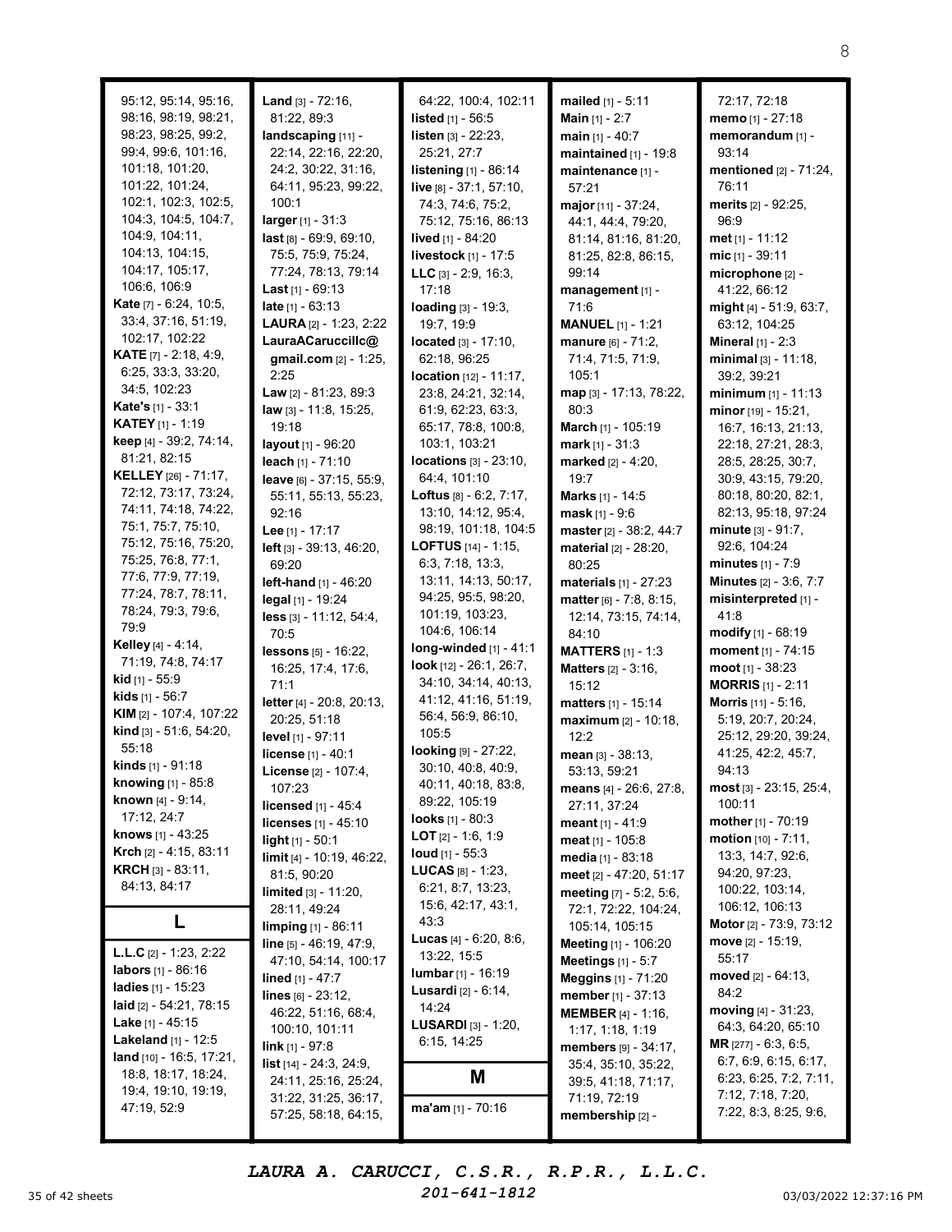95:12, 95:14, 95:16, 98:16, 98:19, 98:21, 98:23, 98:25, 99:2, 99:4, 99:6, 101:16, 101:18, 101:20, 101:22, 101:24, 102:1, 102:3, 102:5, 104:3, 104:5, 104:7, 104:9, 104:11, 104:13, 104:15, 104:17, 105:17, 106:6, 106:9

**Kate** [7] - 6:24, 10:5, 33:4, 37:16, 51:19, 102:17, 102:22

**KATE** [7] - 2:18, 4:9, 6:25, 33:3, 33:20, 34:5, 102:23

**Kate's** [1] - 33:1

**KATEY** [1] - 1:19

**keep** [4] - 39:2, 74:14, 81:21, 82:15

**KELLEY** [26] - 71:17, 72:12, 73:17, 73:24, 74:11, 74:18, 74:22, 75:1, 75:7, 75:10, 75:12, 75:16, 75:20, 75:25, 76:8, 77:1, 77:6, 77:9, 77:19, 77:24, 78:7, 78:11, 78:24, 79:3, 79:6, 79:9

**Kelley** [4] - 4:14, 71:19, 74:8, 74:17

**kid** [1] - 55:9

**kids** [1] - 56:7

**KIM** [2] - 107:4, 107:22

**kind** [3] - 51:6, 54:20, 55:18

**kinds** [1] - 91:18

**knowing** [1] - 85:8

**known** [4] - 9:14, 17:12, 24:7

**knows** [1] - 43:25

**Krch** [2] - 4:15, 83:11

**KRCH** [3] - 83:11, 84:13, 84:17

## L

**L.L.C** [2] - 1:23, 2:22

**labors** [1] - 86:16

**ladies** [1] - 15:23

**laid** [2] - 54:21, 78:15

**Lake** [1] - 45:15

**Lakeland** [1] - 12:5

**land** [10] - 16:5, 17:21, 18:8, 18:17, 18:24, 19:4, 19:10, 19:19, 47:19, 52:9

**Land** [3] - 72:16, 81:22, 89:3

**landscaping** [11] - 22:14, 22:16, 22:20, 24:2, 30:22, 31:16, 64:11, 95:23, 99:22, 100:1

**larger** [1] - 31:3

**last** [8] - 69:9, 69:10, 75:5, 75:9, 75:24, 77:24, 78:13, 79:14

**Last** [1] - 69:13

**late** [1] - 63:13

**LAURA** [2] - 1:23, 2:22

**LauraACaruccillc@gmail.com** [2] - 1:25, 2:25

**Law** [2] - 81:23, 89:3

**law** [3] - 11:8, 15:25, 19:18

**layout** [1] - 96:20

**leach** [1] - 71:10

**leave** [6] - 37:15, 55:9, 55:11, 55:13, 55:23, 92:16

**Lee** [1] - 17:17

**left** [3] - 39:13, 46:20, 69:20

**left-hand** [1] - 46:20

**legal** [1] - 19:24

**less** [3] - 11:12, 54:4, 70:5

**lessons** [5] - 16:22, 16:25, 17:4, 17:6, 71:1

**letter** [4] - 20:8, 20:13, 20:25, 51:18

**level** [1] - 97:11

**license** [1] - 40:1

**License** [2] - 107:4, 107:23

**licensed** [1] - 45:4

**licenses** [1] - 45:10

**light** [1] - 50:1

**limit** [4] - 10:19, 46:22, 81:5, 90:20

**limited** [3] - 11:20, 28:11, 49:24

**limping** [1] - 86:11

**line** [5] - 46:19, 47:9, 47:10, 54:14, 100:17

**lined** [1] - 47:7

**lines** [6] - 23:12, 46:22, 51:16, 68:4, 100:10, 101:11

**link** [1] - 97:8

**list** [14] - 24:3, 24:9, 24:11, 25:16, 25:24, 31:22, 31:25, 36:17, 57:25, 58:18, 64:15, 64:22, 100:4, 102:11

**listed** [1] - 56:5

**listen** [3] - 22:23, 25:21, 27:7

**listening** [1] - 86:14

**live** [8] - 37:1, 57:10, 74:3, 74:6, 75:2, 75:12, 75:16, 86:13

**lived** [1] - 84:20

**livestock** [1] - 17:5

**LLC** [3] - 2:9, 16:3, 17:18

**loading** [3] - 19:3, 19:7, 19:9

**located** [3] - 17:10, 62:18, 96:25

**location** [12] - 11:17, 23:8, 24:21, 32:14, 61:9, 62:23, 63:3, 65:17, 78:8, 100:8, 103:1, 103:21

**locations** [3] - 23:10, 64:4, 101:10

**Loftus** [8] - 6:2, 7:17, 13:10, 14:12, 95:4, 98:19, 101:18, 104:5

**LOFTUS** [14] - 1:15, 6:3, 7:18, 13:3, 13:11, 14:13, 50:17, 94:25, 95:5, 98:20, 101:19, 103:23, 104:6, 106:14

**long-winded** [1] - 41:1

**look** [12] - 26:1, 26:7, 34:10, 34:14, 40:13, 41:12, 41:16, 51:19, 56:4, 56:9, 86:10, 105:5

**looking** [9] - 27:22, 30:10, 40:8, 40:9, 40:11, 40:18, 83:8, 89:22, 105:19

**looks** [1] - 80:3

**LOT** [2] - 1:6, 1:9

**loud** [1] - 55:3

**LUCAS** [8] - 1:23, 6:21, 8:7, 13:23, 15:6, 42:17, 43:1, 43:3

**Lucas** [4] - 6:20, 8:6, 13:22, 15:5

**lumbar** [1] - 16:19

**Lusardi** [2] - 6:14, 14:24

**LUSARDI** [3] - 1:20, 6:15, 14:25

## M

**ma'am** [1] - 70:16

**mailed** [1] - 5:11

**Main** [1] - 2:7

**main** [1] - 40:7

**maintained** [1] - 19:8

**maintenance** [1] - 57:21

**major** [11] - 37:24, 44:1, 44:4, 79:20, 81:14, 81:16, 81:20, 81:25, 82:8, 86:15, 99:14

**management** [1] - 71:6

**MANUEL** [1] - 1:21

**manure** [6] - 71:2, 71:4, 71:5, 71:9, 105:1

**map** [3] - 17:13, 78:22, 80:3

**March** [1] - 105:19

**mark** [1] - 31:3

**marked** [2] - 4:20, 19:7

**Marks** [1] - 14:5

**mask** [1] - 9:6

**master** [2] - 38:2, 44:7

**material** [2] - 28:20, 80:25

**materials** [1] - 27:23

**matter** [6] - 7:8, 8:15, 12:14, 73:15, 74:14, 84:10

**MATTERS** [1] - 1:3

**Matters** [2] - 3:16, 15:12

**matters** [1] - 15:14

**maximum** [2] - 10:18, 12:2

**mean** [3] - 38:13, 53:13, 59:21

**means** [4] - 26:6, 27:8, 27:11, 37:24

**meant** [1] - 41:9

**meat** [1] - 105:8

**media** [1] - 83:18

**meet** [2] - 47:20, 51:17

**meeting** [7] - 5:2, 5:6, 72:1, 72:22, 104:24, 105:14, 105:15

**Meeting** [1] - 106:20

**Meetings** [1] - 5:7

**Meggins** [1] - 71:20

**member** [1] - 37:13

**MEMBER** [4] - 1:16, 1:17, 1:18, 1:19

**members** [9] - 34:17, 35:4, 35:10, 35:22, 39:5, 41:18, 71:17, 71:19, 72:19

**membership** [2] - 72:17, 72:18

**memo** [1] - 27:18

**memorandum** [1] - 93:14

**mentioned** [2] - 71:24, 76:11

**merits** [2] - 92:25, 96:9

**met** [1] - 11:12

**mic** [1] - 39:11

**microphone** [2] - 41:22, 66:12

**might** [4] - 51:9, 63:7, 63:12, 104:25

**Mineral** [1] - 2:3

**minimal** [3] - 11:18, 39:2, 39:21

**minimum** [1] - 11:13

**minor** [19] - 15:21, 16:7, 16:13, 21:13, 22:18, 27:21, 28:3, 28:5, 28:25, 30:7, 30:9, 43:15, 79:20, 80:18, 80:20, 82:1, 82:13, 95:18, 97:24

**minute** [3] - 91:7, 92:6, 104:24

**minutes** [1] - 7:9

**Minutes** [2] - 3:6, 7:7

**misinterpreted** [1] - 41:8

**modify** [1] - 68:19

**moment** [1] - 74:15

**moot** [1] - 38:23

**MORRIS** [1] - 2:11

**Morris** [11] - 5:16, 5:19, 20:7, 20:24, 25:12, 29:20, 39:24, 41:25, 42:2, 45:7, 94:13

**most** [3] - 23:15, 25:4, 100:11

**mother** [1] - 70:19

**motion** [10] - 7:11, 13:3, 14:7, 92:6, 94:20, 97:23, 100:22, 103:14, 106:12, 106:13

**Motor** [2] - 73:9, 73:12

**move** [2] - 15:19, 55:17

**moved** [2] - 64:13, 84:2

**moving** [4] - 31:23, 64:3, 64:20, 65:10

**MR** [277] - 6:3, 6:5, 6:7, 6:9, 6:15, 6:17, 6:23, 6:25, 7:2, 7:11, 7:12, 7:18, 7:20, 7:22, 8:3, 8:25, 9:6,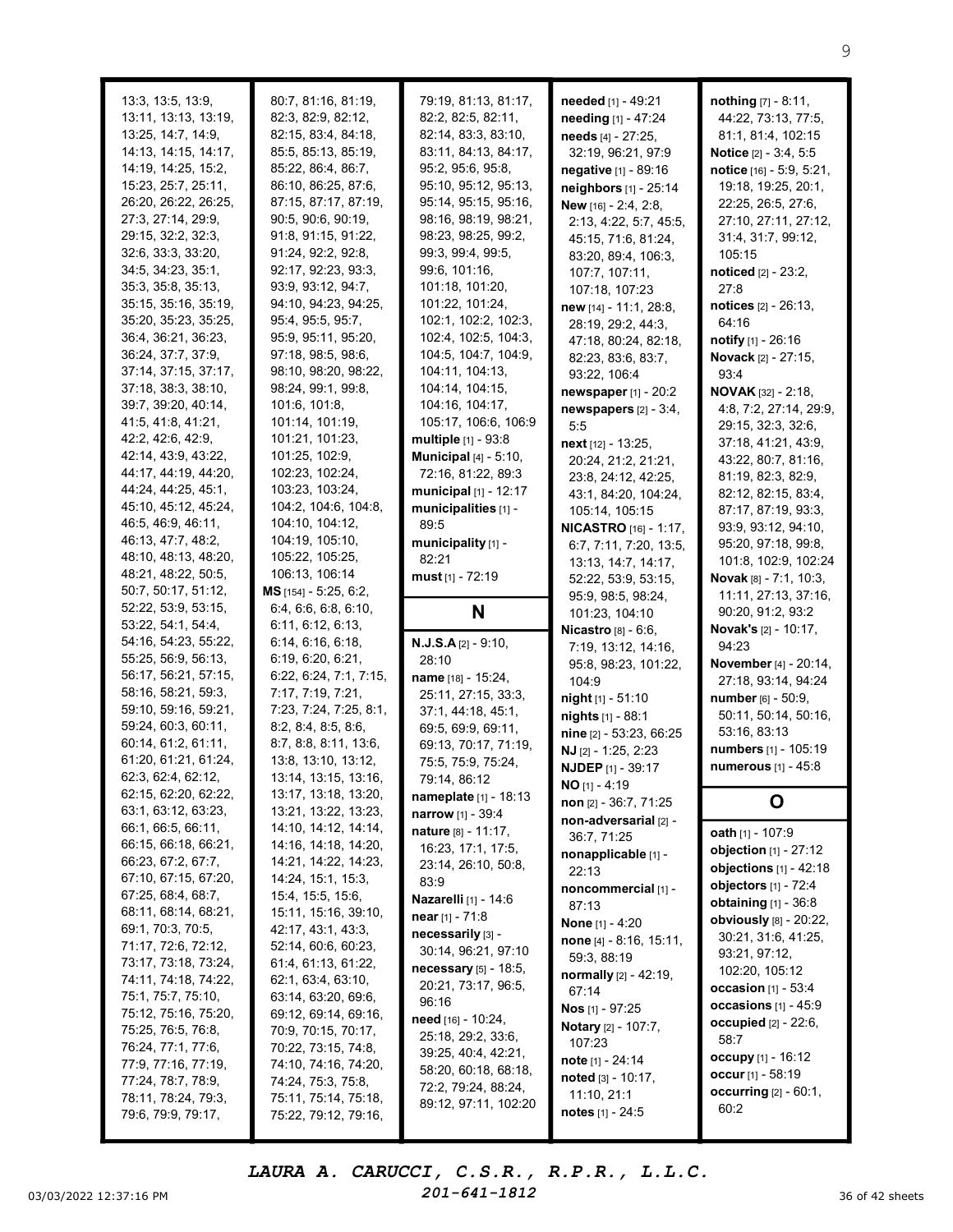13:3, 13:5, 13:9, 13:11, 13:13, 13:19, 13:25, 14:7, 14:9, 14:13, 14:15, 14:17, 14:19, 14:25, 15:2, 15:23, 25:7, 25:11, 26:20, 26:22, 26:25, 27:3, 27:14, 29:9, 29:15, 32:2, 32:3, 32:6, 33:3, 33:20, 34:5, 34:23, 35:1, 35:3, 35:8, 35:13, 35:15, 35:16, 35:19, 35:20, 35:23, 35:25, 36:4, 36:21, 36:23, 36:24, 37:7, 37:9, 37:14, 37:15, 37:17, 37:18, 38:3, 38:10, 39:7, 39:20, 40:14, 41:5, 41:8, 41:21, 42:2, 42:6, 42:9, 42:14, 43:9, 43:22, 44:17, 44:19, 44:20, 44:24, 44:25, 45:1, 45:10, 45:12, 45:24, 46:5, 46:9, 46:11, 46:13, 47:7, 48:2, 48:10, 48:13, 48:20, 48:21, 48:22, 50:5, 50:7, 50:17, 51:12, 52:22, 53:9, 53:15, 53:22, 54:1, 54:4, 54:16, 54:23, 55:22, 55:25, 56:9, 56:13, 56:17, 56:21, 57:15, 58:16, 58:21, 59:3, 59:10, 59:16, 59:21, 59:24, 60:3, 60:11, 60:14, 61:2, 61:11, 61:20, 61:21, 61:24, 62:3, 62:4, 62:12, 62:15, 62:20, 62:22, 63:1, 63:12, 63:23, 66:1, 66:5, 66:11, 66:15, 66:18, 66:21, 66:23, 67:2, 67:7, 67:10, 67:15, 67:20, 67:25, 68:4, 68:7, 68:11, 68:14, 68:21, 69:1, 70:3, 70:5, 71:17, 72:6, 72:12, 73:17, 73:18, 73:24, 74:11, 74:18, 74:22, 75:1, 75:7, 75:10, 75:12, 75:16, 75:20, 75:25, 76:5, 76:8, 76:24, 77:1, 77:6, 77:9, 77:16, 77:19, 77:24, 78:7, 78:9, 78:11, 78:24, 79:3, 79:6, 79:9, 79:17, 80:7, 81:16, 81:19, 82:3, 82:9, 82:12, 82:15, 83:4, 84:18, 85:5, 85:13, 85:19, 85:22, 86:4, 86:7, 86:10, 86:25, 87:6, 87:15, 87:17, 87:19, 90:5, 90:6, 90:19, 91:8, 91:15, 91:22, 91:24, 92:2, 92:8, 92:17, 92:23, 93:3, 93:9, 93:12, 94:7, 94:10, 94:23, 94:25, 95:4, 95:5, 95:7, 95:9, 95:11, 95:20, 97:18, 98:5, 98:6, 98:10, 98:20, 98:22, 98:24, 99:1, 99:8, 101:6, 101:8, 101:14, 101:19, 101:21, 101:23, 101:25, 102:9, 102:23, 102:24, 103:23, 103:24, 104:2, 104:6, 104:8, 104:10, 104:12, 104:19, 105:10, 105:22, 105:25, 106:13, 106:14

**MS** [154] - 5:25, 6:2, 6:4, 6:6, 6:8, 6:10, 6:11, 6:12, 6:13, 6:14, 6:16, 6:18, 6:19, 6:20, 6:21, 6:22, 6:24, 7:1, 7:15, 7:17, 7:19, 7:21, 7:23, 7:24, 7:25, 8:1, 8:2, 8:4, 8:5, 8:6, 8:7, 8:8, 8:11, 13:6, 13:8, 13:10, 13:12, 13:14, 13:15, 13:16, 13:17, 13:18, 13:20, 13:21, 13:22, 13:23, 14:10, 14:12, 14:14, 14:16, 14:18, 14:20, 14:21, 14:22, 14:23, 14:24, 15:1, 15:3, 15:4, 15:5, 15:6, 15:11, 15:16, 39:10, 42:17, 43:1, 43:3, 52:14, 60:6, 60:23, 61:4, 61:13, 61:22, 62:1, 63:4, 63:10, 63:14, 63:20, 69:6, 69:12, 69:14, 69:16, 70:9, 70:15, 70:17, 70:22, 73:15, 74:8, 74:10, 74:16, 74:20, 74:24, 75:3, 75:8, 75:11, 75:14, 75:18, 75:22, 79:12, 79:16, 79:19, 81:13, 81:17, 82:2, 82:5, 82:11, 82:14, 83:3, 83:10, 83:11, 84:13, 84:17, 95:2, 95:6, 95:8, 95:10, 95:12, 95:13, 95:14, 95:15, 95:16, 98:16, 98:19, 98:21, 98:23, 98:25, 99:2, 99:3, 99:4, 99:5, 99:6, 101:16, 101:18, 101:20, 101:22, 101:24, 102:1, 102:2, 102:3, 102:4, 102:5, 104:3, 104:5, 104:7, 104:9, 104:11, 104:13, 104:14, 104:15, 104:16, 104:17, 105:17, 106:6, 106:9

**multiple** [1] - 93:8
**Municipal** [4] - 5:10, 72:16, 81:22, 89:3
**municipal** [1] - 12:17
**municipalities** [1] - 89:5
**municipality** [1] - 82:21
**must** [1] - 72:19

## N

**N.J.S.A** [2] - 9:10, 28:10
**name** [18] - 15:24, 25:11, 27:15, 33:3, 37:1, 44:18, 45:1, 69:5, 69:9, 69:11, 69:13, 70:17, 71:19, 75:5, 75:9, 75:24, 79:14, 86:12
**nameplate** [1] - 18:13
**narrow** [1] - 39:4
**nature** [8] - 11:17, 16:23, 17:1, 17:5, 23:14, 26:10, 50:8, 83:9
**Nazarelli** [1] - 14:6
**near** [1] - 71:8
**necessarily** [3] - 30:14, 96:21, 97:10
**necessary** [5] - 18:5, 20:21, 73:17, 96:5, 96:16
**need** [16] - 10:24, 25:18, 29:2, 33:6, 39:25, 40:4, 42:21, 58:20, 60:18, 68:18, 72:2, 79:24, 88:24, 89:12, 97:11, 102:20
**needed** [1] - 49:21
**needing** [1] - 47:24
**needs** [4] - 27:25, 32:19, 96:21, 97:9
**negative** [1] - 89:16
**neighbors** [1] - 25:14
**New** [16] - 2:4, 2:8, 2:13, 4:22, 5:7, 45:5, 45:15, 71:6, 81:24, 83:20, 89:4, 106:3, 107:7, 107:11, 107:18, 107:23
**new** [14] - 11:1, 28:8, 28:19, 29:2, 44:3, 47:18, 80:24, 82:18, 82:23, 83:6, 83:7, 93:22, 106:4
**newspaper** [1] - 20:2
**newspapers** [2] - 3:4, 5:5
**next** [12] - 13:25, 20:24, 21:2, 21:21, 23:8, 24:12, 42:25, 43:1, 84:20, 104:24, 105:14, 105:15
**NICASTRO** [16] - 1:17, 6:7, 7:11, 7:20, 13:5, 13:13, 14:7, 14:17, 52:22, 53:9, 53:15, 95:9, 98:5, 98:24, 101:23, 104:10
**Nicastro** [8] - 6:6, 7:19, 13:12, 14:16, 95:8, 98:23, 101:22, 104:9
**night** [1] - 51:10
**nights** [1] - 88:1
**nine** [2] - 53:23, 66:25
**NJ** [2] - 1:25, 2:23
**NJDEP** [1] - 39:17
**NO** [1] - 4:19
**non** [2] - 36:7, 71:25
**non-adversarial** [2] - 36:7, 71:25
**nonapplicable** [1] - 22:13
**noncommercial** [1] - 87:13
**None** [1] - 4:20
**none** [4] - 8:16, 15:11, 59:3, 88:19
**normally** [2] - 42:19, 67:14
**Nos** [1] - 97:25
**Notary** [2] - 107:7, 107:23
**note** [1] - 24:14
**noted** [3] - 10:17, 11:10, 21:1
**notes** [1] - 24:5
**nothing** [7] - 8:11, 44:22, 73:13, 77:5, 81:1, 81:4, 102:15
**Notice** [2] - 3:4, 5:5
**notice** [16] - 5:9, 5:21, 19:18, 19:25, 20:1, 22:25, 26:5, 27:6, 27:10, 27:11, 27:12, 31:4, 31:7, 99:12, 105:15
**noticed** [2] - 23:2, 27:8
**notices** [2] - 26:13, 64:16
**notify** [1] - 26:16
**Novack** [2] - 27:15, 93:4
**NOVAK** [32] - 2:18, 4:8, 7:2, 27:14, 29:9, 29:15, 32:3, 32:6, 37:18, 41:21, 43:9, 43:22, 80:7, 81:16, 81:19, 82:3, 82:9, 82:12, 82:15, 83:4, 87:17, 87:19, 93:3, 93:9, 93:12, 94:10, 95:20, 97:18, 99:8, 101:8, 102:9, 102:24
**Novak** [8] - 7:1, 10:3, 11:11, 27:13, 37:16, 90:20, 91:2, 93:2
**Novak's** [2] - 10:17, 94:23
**November** [4] - 20:14, 27:18, 93:14, 94:24
**number** [6] - 50:9, 50:11, 50:14, 50:16, 53:16, 83:13
**numbers** [1] - 105:19
**numerous** [1] - 45:8

## O

**oath** [1] - 107:9
**objection** [1] - 27:12
**objections** [1] - 42:18
**objectors** [1] - 72:4
**obtaining** [1] - 36:8
**obviously** [8] - 20:22, 30:21, 31:6, 41:25, 93:21, 97:12, 102:20, 105:12
**occasion** [1] - 53:4
**occasions** [1] - 45:9
**occupied** [2] - 22:6, 58:7
**occupy** [1] - 16:12
**occur** [1] - 58:19
**occurring** [2] - 60:1, 60:2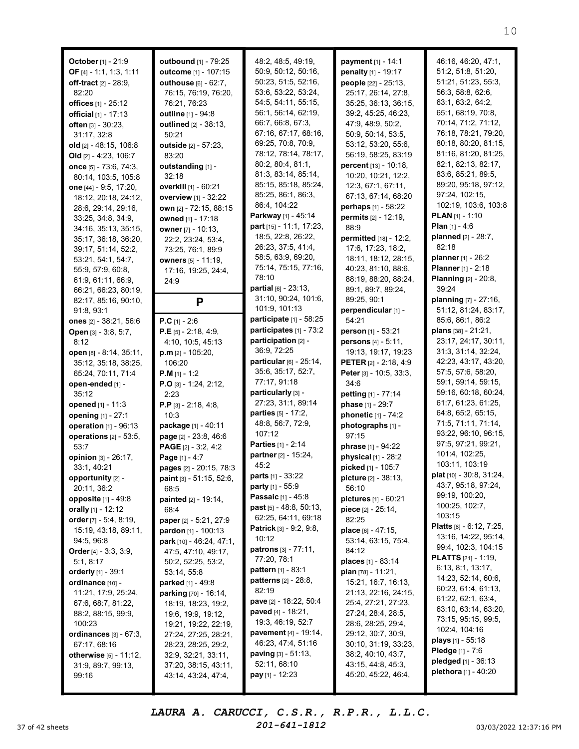**October** [1] - 21:9
**OF** [4] - 1:1, 1:3, 1:11
**off-tract** [2] - 28:9, 82:20
**offices** [1] - 25:12
**official** [1] - 17:13
**often** [3] - 30:23, 31:17, 32:8
**old** [2] - 48:15, 106:8
**Old** [2] - 4:23, 106:7
**once** [5] - 73:6, 74:3, 80:14, 103:5, 105:8
**one** [44] - 9:5, 17:20, 18:12, 20:18, 24:12, 28:6, 29:14, 29:16, 33:25, 34:8, 34:9, 34:16, 35:13, 35:15, 35:17, 36:18, 36:20, 39:17, 51:14, 52:2, 53:21, 54:1, 54:7, 55:9, 57:9, 60:8, 61:9, 61:11, 66:9, 66:21, 66:23, 80:19, 82:17, 85:16, 90:10, 91:8, 93:1
**ones** [2] - 38:21, 56:6
**Open** [3] - 3:8, 5:7, 8:12
**open** [8] - 8:14, 35:11, 35:12, 35:18, 38:25, 65:24, 70:11, 71:4
**open-ended** [1] - 35:12
**opened** [1] - 11:3
**opening** [1] - 27:1
**operation** [1] - 96:13
**operations** [2] - 53:5, 53:7
**opinion** [3] - 26:17, 33:1, 40:21
**opportunity** [2] - 20:11, 36:2
**opposite** [1] - 49:8
**orally** [1] - 12:12
**order** [7] - 5:4, 8:19, 15:19, 43:18, 89:11, 94:5, 96:8
**Order** [4] - 3:3, 3:9, 5:1, 8:17
**orderly** [1] - 39:1
**ordinance** [10] - 11:21, 17:9, 25:24, 67:6, 68:7, 81:22, 88:2, 88:15, 99:9, 100:23
**ordinances** [3] - 67:3, 67:17, 68:16
**otherwise** [5] - 11:12, 31:9, 89:7, 99:13, 99:16
**outbound** [1] - 79:25
**outcome** [1] - 107:15
**outhouse** [6] - 62:7, 76:15, 76:19, 76:20, 76:21, 76:23
**outline** [1] - 94:8
**outlined** [2] - 38:13, 50:21
**outside** [2] - 57:23, 83:20
**outstanding** [1] - 32:18
**overkill** [1] - 60:21
**overview** [1] - 32:22
**own** [2] - 72:15, 88:15
**owned** [1] - 17:18
**owner** [7] - 10:13, 22:2, 23:24, 53:4, 73:25, 76:1, 89:9
**owners** [5] - 11:19, 17:16, 19:25, 24:4, 24:9

## P

**P.C** [1] - 2:6
**P.E** [5] - 2:18, 4:9, 4:10, 10:5, 45:13
**p.m** [2] - 105:20, 106:20
**P.M** [1] - 1:2
**P.O** [3] - 1:24, 2:12, 2:23
**P.P** [3] - 2:18, 4:8, 10:3
**package** [1] - 40:11
**page** [2] - 23:8, 46:6
**PAGE** [2] - 3:2, 4:2
**Page** [1] - 4:7
**pages** [2] - 20:15, 78:3
**paint** [3] - 51:15, 52:6, 68:5
**painted** [2] - 19:14, 68:4
**paper** [2] - 5:21, 27:9
**pardon** [1] - 100:13
**park** [10] - 46:24, 47:1, 47:5, 47:10, 49:17, 50:2, 52:25, 53:2, 53:14, 55:8
**parked** [1] - 49:8
**parking** [70] - 16:14, 18:19, 18:23, 19:2, 19:6, 19:9, 19:12, 19:21, 19:22, 22:19, 27:24, 27:25, 28:21, 28:23, 28:25, 29:2, 32:9, 32:21, 33:11, 37:20, 38:15, 43:11, 43:14, 43:24, 47:4, 48:2, 48:5, 49:19, 50:9, 50:12, 50:16, 50:23, 51:5, 52:16, 53:6, 53:22, 53:24, 54:5, 54:11, 55:15, 56:1, 56:14, 62:19, 66:7, 66:8, 67:3, 67:16, 67:17, 68:16, 69:25, 70:8, 70:9, 78:12, 78:14, 78:17, 80:2, 80:4, 81:1, 81:3, 83:14, 85:14, 85:15, 85:18, 85:24, 85:25, 86:1, 86:3, 86:4, 104:22
**Parkway** [1] - 45:14
**part** [15] - 11:1, 17:23, 18:5, 22:8, 26:22, 26:23, 37:5, 41:4, 58:5, 63:9, 69:20, 75:14, 75:15, 77:16, 78:10
**partial** [6] - 23:13, 31:10, 90:24, 101:6, 101:9, 101:13
**participate** [1] - 58:25
**participates** [1] - 73:2
**participation** [2] - 36:9, 72:25
**particular** [6] - 25:14, 35:6, 35:17, 52:7, 77:17, 91:18
**particularly** [3] - 27:23, 31:1, 89:14
**parties** [5] - 17:2, 48:8, 56:7, 72:9, 107:12
**Parties** [1] - 2:14
**partner** [2] - 15:24, 45:2
**parts** [1] - 33:22
**party** [1] - 55:9
**Passaic** [1] - 45:8
**past** [5] - 48:8, 50:13, 62:25, 64:11, 69:18
**Patrick** [3] - 9:2, 9:8, 10:12
**patrons** [3] - 77:11, 77:20, 78:1
**pattern** [1] - 83:1
**patterns** [2] - 28:8, 82:19
**pave** [2] - 18:22, 50:4
**paved** [4] - 18:21, 19:3, 46:19, 52:7
**pavement** [4] - 19:14, 46:23, 47:4, 51:16
**paving** [3] - 51:13, 52:11, 68:10
**pay** [1] - 12:23
**payment** [1] - 14:1
**penalty** [1] - 19:17
**people** [22] - 25:13, 25:17, 26:14, 27:8, 35:25, 36:13, 36:15, 39:2, 45:25, 46:23, 47:9, 48:9, 50:2, 50:9, 50:14, 53:5, 53:12, 53:20, 55:6, 56:19, 58:25, 83:19
**percent** [13] - 10:18, 10:20, 10:21, 12:2, 12:3, 67:1, 67:11, 67:13, 67:14, 68:20
**perhaps** [1] - 58:22
**permits** [2] - 12:19, 88:9
**permitted** [18] - 12:2, 17:6, 17:23, 18:2, 18:11, 18:12, 28:15, 40:23, 81:10, 88:6, 88:19, 88:20, 88:24, 89:1, 89:7, 89:24, 89:25, 90:1
**perpendicular** [1] - 54:21
**person** [1] - 53:21
**persons** [4] - 5:11, 19:13, 19:17, 19:23
**PETER** [2] - 2:18, 4:9
**Peter** [3] - 10:5, 33:3, 34:6
**petting** [1] - 77:14
**phase** [1] - 29:7
**phonetic** [1] - 74:2
**photographs** [1] - 97:15
**phrase** [1] - 94:22
**physical** [1] - 28:2
**picked** [1] - 105:7
**picture** [2] - 38:13, 56:10
**pictures** [1] - 60:21
**piece** [2] - 25:14, 82:25
**place** [6] - 47:15, 53:14, 63:15, 75:4, 84:12
**places** [1] - 83:14
**plan** [78] - 11:21, 15:21, 16:7, 16:13, 21:13, 22:16, 24:15, 25:4, 27:21, 27:23, 27:24, 28:4, 28:5, 28:6, 28:25, 29:4, 29:12, 30:7, 30:9, 30:10, 31:19, 33:23, 38:2, 40:10, 43:7, 43:15, 44:8, 45:3, 45:20, 45:22, 46:4, 46:16, 46:20, 47:1, 51:2, 51:8, 51:20, 51:21, 51:23, 55:3, 56:3, 58:8, 62:6, 63:1, 63:2, 64:2, 65:1, 68:19, 70:8, 70:14, 71:2, 71:12, 76:18, 78:21, 79:20, 80:18, 80:20, 81:15, 81:16, 81:20, 81:25, 82:1, 82:13, 82:17, 83:6, 85:21, 89:5, 89:20, 95:18, 97:12, 97:24, 102:15, 102:19, 103:6, 103:8
**PLAN** [1] - 1:10
**Plan** [1] - 4:6
**planned** [2] - 28:7, 82:18
**planner** [1] - 26:2
**Planner** [1] - 2:18
**Planning** [2] - 20:8, 39:24
**planning** [7] - 27:16, 51:12, 81:24, 83:17, 85:6, 86:1, 86:2
**plans** [38] - 21:21, 23:17, 24:17, 30:11, 31:3, 31:14, 32:24, 42:23, 43:17, 43:20, 57:5, 57:6, 58:20, 59:1, 59:14, 59:15, 59:16, 60:18, 60:24, 61:7, 61:23, 61:25, 64:8, 65:2, 65:15, 71:5, 71:11, 71:14, 93:22, 96:10, 96:15, 97:5, 97:21, 99:21, 101:4, 102:25, 103:11, 103:19
**plat** [10] - 30:8, 31:24, 43:7, 95:18, 97:24, 99:19, 100:20, 100:25, 102:7, 103:15
**Platts** [8] - 6:12, 7:25, 13:16, 14:22, 95:14, 99:4, 102:3, 104:15
**PLATTS** [21] - 1:19, 6:13, 8:1, 13:17, 14:23, 52:14, 60:6, 60:23, 61:4, 61:13, 61:22, 62:1, 63:4, 63:10, 63:14, 63:20, 73:15, 95:15, 99:5, 102:4, 104:16
**plays** [1] - 55:18
**Pledge** [1] - 7:6
**pledged** [1] - 36:13
**plethora** [1] - 40:20

LAURA A. CARUCCI, C.S.R., R.P.R., L.L.C.
201-641-1812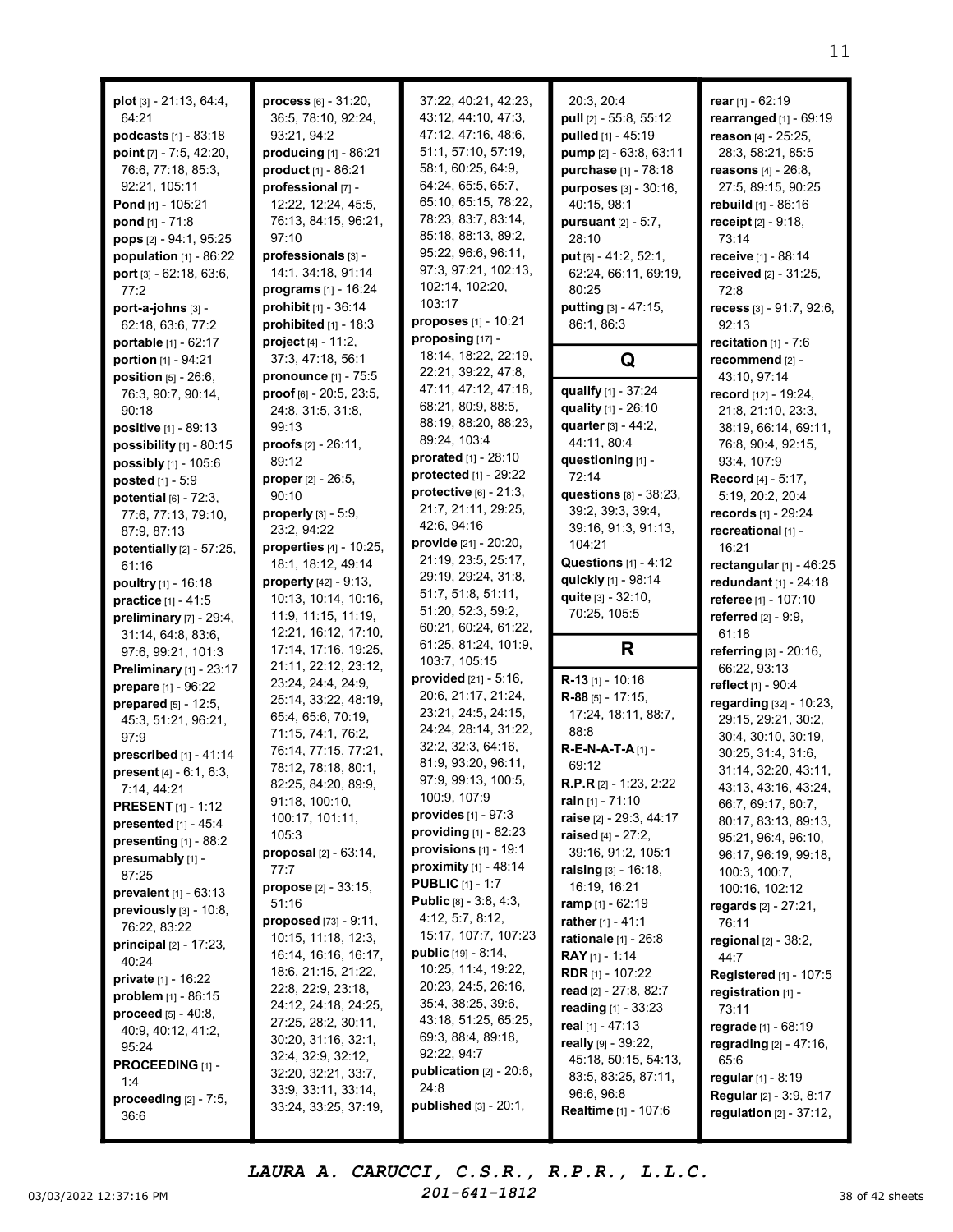**plot** [3] - 21:13, 64:4, 64:21
**podcasts** [1] - 83:18
**point** [7] - 7:5, 42:20, 76:6, 77:18, 85:3, 92:21, 105:11
**Pond** [1] - 105:21
**pond** [1] - 71:8
**pops** [2] - 94:1, 95:25
**population** [1] - 86:22
**port** [3] - 62:18, 63:6, 77:2
**port-a-johns** [3] - 62:18, 63:6, 77:2
**portable** [1] - 62:17
**portion** [1] - 94:21
**position** [5] - 26:6, 76:3, 90:7, 90:14, 90:18
**positive** [1] - 89:13
**possibility** [1] - 80:15
**possibly** [1] - 105:6
**posted** [1] - 5:9
**potential** [6] - 72:3, 77:6, 77:13, 79:10, 87:9, 87:13
**potentially** [2] - 57:25, 61:16
**poultry** [1] - 16:18
**practice** [1] - 41:5
**preliminary** [7] - 29:4, 31:14, 64:8, 83:6, 97:6, 99:21, 101:3
**Preliminary** [1] - 23:17
**prepare** [1] - 96:22
**prepared** [5] - 12:5, 45:3, 51:21, 96:21, 97:9
**prescribed** [1] - 41:14
**present** [4] - 6:1, 6:3, 7:14, 44:21
**PRESENT** [1] - 1:12
**presented** [1] - 45:4
**presenting** [1] - 88:2
**presumably** [1] - 87:25
**prevalent** [1] - 63:13
**previously** [3] - 10:8, 76:22, 83:22
**principal** [2] - 17:23, 40:24
**private** [1] - 16:22
**problem** [1] - 86:15
**proceed** [5] - 40:8, 40:9, 40:12, 41:2, 95:24
**PROCEEDING** [1] - 1:4
**proceeding** [2] - 7:5, 36:6
**process** [6] - 31:20, 36:5, 78:10, 92:24, 93:21, 94:2
**producing** [1] - 86:21
**product** [1] - 86:21
**professional** [7] - 12:22, 12:24, 45:5, 76:13, 84:15, 96:21, 97:10
**professionals** [3] - 14:1, 34:18, 91:14
**programs** [1] - 16:24
**prohibit** [1] - 36:14
**prohibited** [1] - 18:3
**project** [4] - 11:2, 37:3, 47:18, 56:1
**pronounce** [1] - 75:5
**proof** [6] - 20:5, 23:5, 24:8, 31:5, 31:8, 99:13
**proofs** [2] - 26:11, 89:12
**proper** [2] - 26:5, 90:10
**properly** [3] - 5:9, 23:2, 94:22
**properties** [4] - 10:25, 18:1, 18:12, 49:14
**property** [42] - 9:13, 10:13, 10:14, 10:16, 11:9, 11:15, 11:19, 12:21, 16:12, 17:10, 17:14, 17:16, 19:25, 21:11, 22:12, 23:12, 23:24, 24:4, 24:9, 25:14, 33:22, 48:19, 65:4, 65:6, 70:19, 71:15, 74:1, 76:2, 76:14, 77:15, 77:21, 78:12, 78:18, 80:1, 82:25, 84:20, 89:9, 91:18, 100:10, 100:17, 101:11, 105:3
**proposal** [2] - 63:14, 77:7
**propose** [2] - 33:15, 51:16
**proposed** [73] - 9:11, 10:15, 11:18, 12:3, 16:14, 16:16, 16:17, 18:6, 21:15, 21:22, 22:8, 22:9, 23:18, 24:12, 24:18, 24:25, 27:25, 28:2, 30:11, 30:20, 31:16, 32:1, 32:4, 32:9, 32:12, 32:20, 32:21, 33:7, 33:9, 33:11, 33:14, 33:24, 33:25, 37:19, 37:22, 40:21, 42:23, 43:12, 44:10, 47:3, 47:12, 47:16, 48:6, 51:1, 57:10, 57:19, 58:1, 60:25, 64:9, 64:24, 65:5, 65:7, 65:10, 65:15, 78:22, 78:23, 83:7, 83:14, 85:18, 88:13, 89:2, 95:22, 96:6, 96:11, 97:3, 97:21, 102:13, 102:14, 102:20, 103:17
**proposes** [1] - 10:21
**proposing** [17] - 18:14, 18:22, 22:19, 22:21, 39:22, 47:8, 47:11, 47:12, 47:18, 68:21, 80:9, 88:5, 88:19, 88:20, 88:23, 89:24, 103:4
**prorated** [1] - 28:10
**protected** [1] - 29:22
**protective** [6] - 21:3, 21:7, 21:11, 29:25, 42:6, 94:16
**provide** [21] - 20:20, 21:19, 23:5, 25:17, 29:19, 29:24, 31:8, 51:7, 51:8, 51:11, 51:20, 52:3, 59:2, 60:21, 60:24, 61:22, 61:25, 81:24, 101:9, 103:7, 105:15
**provided** [21] - 5:16, 20:6, 21:17, 21:24, 23:21, 24:5, 24:15, 24:24, 28:14, 31:22, 32:2, 32:3, 64:16, 81:9, 93:20, 96:11, 97:9, 99:13, 100:5, 100:9, 107:9
**provides** [1] - 97:3
**providing** [1] - 82:23
**provisions** [1] - 19:1
**proximity** [1] - 48:14
**PUBLIC** [1] - 1:7
**Public** [8] - 3:8, 4:3, 4:12, 5:7, 8:12, 15:17, 107:7, 107:23
**public** [19] - 8:14, 10:25, 11:4, 19:22, 20:23, 24:5, 26:16, 35:4, 38:25, 39:6, 43:18, 51:25, 65:25, 69:3, 88:4, 89:18, 92:22, 94:7
**publication** [2] - 20:6, 24:8
**published** [3] - 20:1, 20:3, 20:4
**pull** [2] - 55:8, 55:12
**pulled** [1] - 45:19
**pump** [2] - 63:8, 63:11
**purchase** [1] - 78:18
**purposes** [3] - 30:16, 40:15, 98:1
**pursuant** [2] - 5:7, 28:10
**put** [6] - 41:2, 52:1, 62:24, 66:11, 69:19, 80:25
**putting** [3] - 47:15, 86:1, 86:3

## Q

**qualify** [1] - 37:24
**quality** [1] - 26:10
**quarter** [3] - 44:2, 44:11, 80:4
**questioning** [1] - 72:14
**questions** [8] - 38:23, 39:2, 39:3, 39:4, 39:16, 91:3, 91:13, 104:21
**Questions** [1] - 4:12
**quickly** [1] - 98:14
**quite** [3] - 32:10, 70:25, 105:5

## R

**R-13** [1] - 10:16
**R-88** [5] - 17:15, 17:24, 18:11, 88:7, 88:8
**R-E-N-A-T-A** [1] - 69:12
**R.P.R** [2] - 1:23, 2:22
**rain** [1] - 71:10
**raise** [2] - 29:3, 44:17
**raised** [4] - 27:2, 39:16, 91:2, 105:1
**raising** [3] - 16:18, 16:19, 16:21
**ramp** [1] - 62:19
**rather** [1] - 41:1
**rationale** [1] - 26:8
**RAY** [1] - 1:14
**RDR** [1] - 107:22
**read** [2] - 27:8, 82:7
**reading** [1] - 33:23
**real** [1] - 47:13
**really** [9] - 39:22, 45:18, 50:15, 54:13, 83:5, 83:25, 87:11, 96:6, 96:8
**Realtime** [1] - 107:6
**rear** [1] - 62:19
**rearranged** [1] - 69:19
**reason** [4] - 25:25, 28:3, 58:21, 85:5
**reasons** [4] - 26:8, 27:5, 89:15, 90:25
**rebuild** [1] - 86:16
**receipt** [2] - 9:18, 73:14
**receive** [1] - 88:14
**received** [2] - 31:25, 72:8
**recess** [3] - 91:7, 92:6, 92:13
**recitation** [1] - 7:6
**recommend** [2] - 43:10, 97:14
**record** [12] - 19:24, 21:8, 21:10, 23:3, 38:19, 66:14, 69:11, 76:8, 90:4, 92:15, 93:4, 107:9
**Record** [4] - 5:17, 5:19, 20:2, 20:4
**records** [1] - 29:24
**recreational** [1] - 16:21
**rectangular** [1] - 46:25
**redundant** [1] - 24:18
**referee** [1] - 107:10
**referred** [2] - 9:9, 61:18
**referring** [3] - 20:16, 66:22, 93:13
**reflect** [1] - 90:4
**regarding** [32] - 10:23, 29:15, 29:21, 30:2, 30:4, 30:10, 30:19, 30:25, 31:4, 31:6, 31:14, 32:20, 43:11, 43:13, 43:16, 43:24, 66:7, 69:17, 80:7, 80:17, 83:13, 89:13, 95:21, 96:4, 96:10, 96:17, 96:19, 99:18, 100:3, 100:7, 100:16, 102:12
**regards** [2] - 27:21, 76:11
**regional** [2] - 38:2, 44:7
**Registered** [1] - 107:5
**registration** [1] - 73:11
**regrade** [1] - 68:19
**regrading** [2] - 47:16, 65:6
**regular** [1] - 8:19
**Regular** [2] - 3:9, 8:17
**regulation** [2] - 37:12,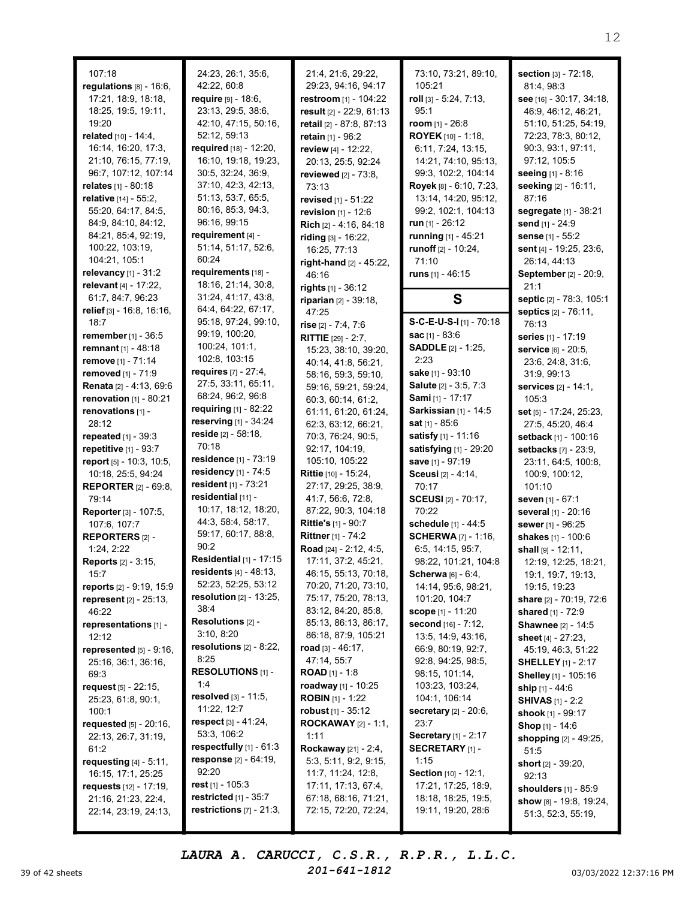107:18
**regulations** [8] - 16:6, 17:21, 18:9, 18:18, 18:25, 19:5, 19:11, 19:20
**related** [10] - 14:4, 16:14, 16:20, 17:3, 21:10, 76:15, 77:19, 96:7, 107:12, 107:14
**relates** [1] - 80:18
**relative** [14] - 55:2, 55:20, 64:17, 84:5, 84:9, 84:10, 84:12, 84:21, 85:4, 92:19, 100:22, 103:19, 104:21, 105:1
**relevancy** [1] - 31:2
**relevant** [4] - 17:22, 61:7, 84:7, 96:23
**relief** [3] - 16:8, 16:16, 18:7
**remember** [1] - 36:5
**remnant** [1] - 48:18
**remove** [1] - 71:14
**removed** [1] - 71:9
**Renata** [2] - 4:13, 69:6
**renovation** [1] - 80:21
**renovations** [1] - 28:12
**repeated** [1] - 39:3
**repetitive** [1] - 93:7
**report** [5] - 10:3, 10:5, 10:18, 25:5, 94:24
**REPORTER** [2] - 69:8, 79:14
**Reporter** [3] - 107:5, 107:6, 107:7
**REPORTERS** [2] - 1:24, 2:22
**Reports** [2] - 3:15, 15:7
**reports** [2] - 9:19, 15:9
**represent** [2] - 25:13, 46:22
**representations** [1] - 12:12
**represented** [5] - 9:16, 25:16, 36:1, 36:16, 69:3
**request** [5] - 22:15, 25:23, 61:8, 90:1, 100:1
**requested** [5] - 20:16, 22:13, 26:7, 31:19, 61:2
**requesting** [4] - 5:11, 16:15, 17:1, 25:25
**requests** [12] - 17:19, 21:16, 21:23, 22:4, 22:14, 23:19, 24:13, 24:23, 26:1, 35:6, 42:22, 60:8
**require** [9] - 18:6, 23:13, 29:5, 38:6, 42:10, 47:15, 50:16, 52:12, 59:13
**required** [18] - 12:20, 16:10, 19:18, 19:23, 30:5, 32:24, 36:9, 37:10, 42:3, 42:13, 51:13, 53:7, 65:5, 80:16, 85:3, 94:3, 96:16, 99:15
**requirement** [4] - 51:14, 51:17, 52:6, 60:24
**requirements** [18] - 18:16, 21:14, 30:8, 31:24, 41:17, 43:8, 64:4, 64:22, 67:17, 95:18, 97:24, 99:10, 99:19, 100:20, 100:24, 101:1, 102:8, 103:15
**requires** [7] - 27:4, 27:5, 33:11, 65:11, 68:24, 96:2, 96:8
**requiring** [1] - 82:22
**reserving** [1] - 34:24
**reside** [2] - 58:18, 70:18
**residence** [1] - 73:19
**residency** [1] - 74:5
**resident** [1] - 73:21
**residential** [11] - 10:17, 18:12, 18:20, 44:3, 58:4, 58:17, 59:17, 60:17, 88:8, 90:2
**Residential** [1] - 17:15
**residents** [4] - 48:13, 52:23, 52:25, 53:12
**resolution** [2] - 13:25, 38:4
**Resolutions** [2] - 3:10, 8:20
**resolutions** [2] - 8:22, 8:25
**RESOLUTIONS** [1] - 1:4
**resolved** [3] - 11:5, 11:22, 12:7
**respect** [3] - 41:24, 53:3, 106:2
**respectfully** [1] - 61:3
**response** [2] - 64:19, 92:20
**rest** [1] - 105:3
**restricted** [1] - 35:7
**restrictions** [7] - 21:3, 21:4, 21:6, 29:22, 29:23, 94:16, 94:17
**restroom** [1] - 104:22
**result** [2] - 22:9, 61:13
**retail** [2] - 87:8, 87:13
**retain** [1] - 96:2
**review** [4] - 12:22, 20:13, 25:5, 92:24
**reviewed** [2] - 73:8, 73:13
**revised** [1] - 51:22
**revision** [1] - 12:6
**Rich** [2] - 4:16, 84:18
**riding** [3] - 16:22, 16:25, 77:13
**right-hand** [2] - 45:22, 46:16
**rights** [1] - 36:12
**riparian** [2] - 39:18, 47:25
**rise** [2] - 7:4, 7:6
**RITTIE** [29] - 2:7, 15:23, 38:10, 39:20, 40:14, 41:8, 56:21, 58:16, 59:3, 59:10, 59:16, 59:21, 59:24, 60:3, 60:14, 61:2, 61:11, 61:20, 61:24, 62:3, 63:12, 66:21, 70:3, 76:24, 90:5, 92:17, 104:19, 105:10, 105:22
**Rittie** [10] - 15:24, 27:17, 29:25, 38:9, 41:7, 56:6, 72:8, 87:22, 90:3, 104:18
**Rittie's** [1] - 90:7
**Rittner** [1] - 74:2
**Road** [24] - 2:12, 4:5, 17:11, 37:2, 45:21, 46:15, 55:13, 70:18, 70:20, 71:20, 73:10, 75:17, 75:20, 78:13, 83:12, 84:20, 85:8, 85:13, 86:13, 86:17, 86:18, 87:9, 105:21
**road** [3] - 46:17, 47:14, 55:7
**ROAD** [1] - 1:8
**roadway** [1] - 10:25
**ROBIN** [1] - 1:22
**robust** [1] - 35:12
**ROCKAWAY** [2] - 1:1, 1:11
**Rockaway** [21] - 2:4, 5:3, 5:11, 9:2, 9:15, 11:7, 11:24, 12:8, 17:11, 17:13, 67:4, 67:18, 68:16, 71:21, 72:15, 72:20, 72:24, 73:10, 73:21, 89:10, 105:21
**roll** [3] - 5:24, 7:13, 95:1
**room** [1] - 26:8
**ROYEK** [10] - 1:18, 6:11, 7:24, 13:15, 14:21, 74:10, 95:13, 99:3, 102:2, 104:14
**Royek** [8] - 6:10, 7:23, 13:14, 14:20, 95:12, 99:2, 102:1, 104:13
**run** [1] - 26:12
**running** [1] - 45:21
**runoff** [2] - 10:24, 71:10
**runs** [1] - 46:15

## S

**S-C-E-U-S-I** [1] - 70:18
**sac** [1] - 83:6
**SADDLE** [2] - 1:25, 2:23
**sake** [1] - 93:10
**Salute** [2] - 3:5, 7:3
**Sami** [1] - 17:17
**Sarkissian** [1] - 14:5
**sat** [1] - 85:6
**satisfy** [1] - 11:16
**satisfying** [1] - 29:20
**save** [1] - 97:19
**Sceusi** [2] - 4:14, 70:17
**SCEUSI** [2] - 70:17, 70:22
**schedule** [1] - 44:5
**SCHERWA** [7] - 1:16, 6:5, 14:15, 95:7, 98:22, 101:21, 104:8
**Scherwa** [6] - 6:4, 14:14, 95:6, 98:21, 101:20, 104:7
**scope** [1] - 11:20
**second** [16] - 7:12, 13:5, 14:9, 43:16, 66:9, 80:19, 92:7, 92:8, 94:25, 98:5, 98:15, 101:14, 103:23, 103:24, 104:1, 106:14
**secretary** [2] - 20:6, 23:7
**Secretary** [1] - 2:17
**SECRETARY** [1] - 1:15
**Section** [10] - 12:1, 17:21, 17:25, 18:9, 18:18, 18:25, 19:5, 19:11, 19:20, 28:6
**section** [3] - 72:18, 81:4, 98:3
**see** [16] - 30:17, 34:18, 46:9, 46:12, 46:21, 51:10, 51:25, 54:19, 72:23, 78:3, 80:12, 90:3, 93:1, 97:11, 97:12, 105:5
**seeing** [1] - 8:16
**seeking** [2] - 16:11, 87:16
**segregate** [1] - 38:21
**send** [1] - 24:9
**sense** [1] - 55:2
**sent** [4] - 19:25, 23:6, 26:14, 44:13
**September** [2] - 20:9, 21:1
**septic** [2] - 78:3, 105:1
**septics** [2] - 76:11, 76:13
**series** [1] - 17:19
**service** [6] - 20:5, 23:6, 24:8, 31:6, 31:9, 99:13
**services** [2] - 14:1, 105:3
**set** [5] - 17:24, 25:23, 27:5, 45:20, 46:4
**setback** [1] - 100:16
**setbacks** [7] - 23:9, 23:11, 64:5, 100:8, 100:9, 100:12, 101:10
**seven** [1] - 67:1
**several** [1] - 20:16
**sewer** [1] - 96:25
**shakes** [1] - 100:6
**shall** [9] - 12:11, 12:19, 12:25, 18:21, 19:1, 19:7, 19:13, 19:15, 19:23
**share** [2] - 70:19, 72:6
**shared** [1] - 72:9
**Shawnee** [2] - 14:5
**sheet** [4] - 27:23, 45:19, 46:3, 51:22
**SHELLEY** [1] - 2:17
**Shelley** [1] - 105:16
**ship** [1] - 44:6
**SHIVAS** [1] - 2:2
**shook** [1] - 99:17
**Shop** [1] - 14:6
**shopping** [2] - 49:25, 51:5
**short** [2] - 39:20, 92:13
**shoulders** [1] - 85:9
**show** [8] - 19:8, 19:24, 51:3, 52:3, 55:19,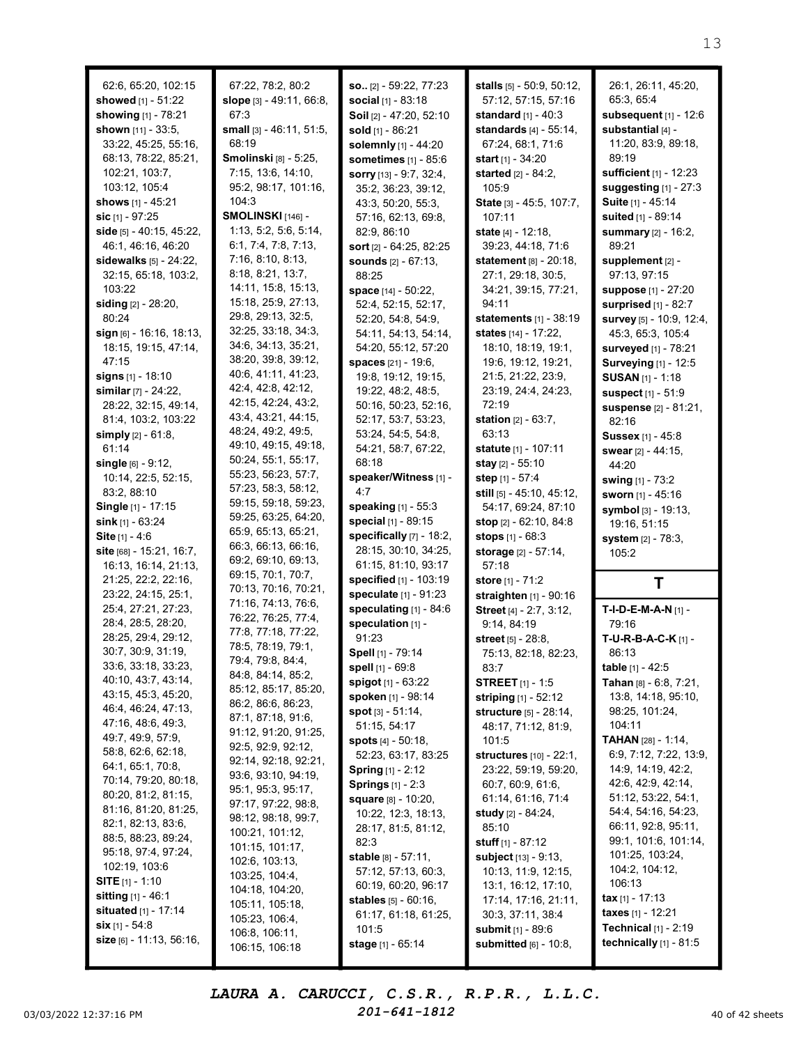62:6, 65:20, 102:15
**showed** [1] - 51:22
**showing** [1] - 78:21
**shown** [11] - 33:5, 33:22, 45:25, 55:16, 68:13, 78:22, 85:21, 102:21, 103:7, 103:12, 105:4
**shows** [1] - 45:21
**sic** [1] - 97:25
**side** [5] - 40:15, 45:22, 46:1, 46:16, 46:20
**sidewalks** [5] - 24:22, 32:15, 65:18, 103:2, 103:22
**siding** [2] - 28:20, 80:24
**sign** [6] - 16:16, 18:13, 18:15, 19:15, 47:14, 47:15
**signs** [1] - 18:10
**similar** [7] - 24:22, 28:22, 32:15, 49:14, 81:4, 103:2, 103:22
**simply** [2] - 61:8, 61:14
**single** [6] - 9:12, 10:14, 22:5, 52:15, 83:2, 88:10
**Single** [1] - 17:15
**sink** [1] - 63:24
**Site** [1] - 4:6
**site** [68] - 15:21, 16:7, 16:13, 16:14, 21:13, 21:25, 22:2, 22:16, 23:22, 24:15, 25:1, 25:4, 27:21, 27:23, 28:4, 28:5, 28:20, 28:25, 29:4, 29:12, 30:7, 30:9, 31:19, 33:6, 33:18, 33:23, 40:10, 43:7, 43:14, 43:15, 45:3, 45:20, 46:4, 46:24, 47:13, 47:16, 48:6, 49:3, 49:7, 49:9, 57:9, 58:8, 62:6, 62:18, 64:1, 65:1, 70:8, 70:14, 79:20, 80:18, 80:20, 81:2, 81:15, 81:16, 81:20, 81:25, 82:1, 82:13, 83:6, 88:5, 88:23, 89:24, 95:18, 97:4, 97:24, 102:19, 103:6
**SITE** [1] - 1:10
**sitting** [1] - 46:1
**situated** [1] - 17:14
**six** [1] - 54:8
**size** [6] - 11:13, 56:16, 67:22, 78:2, 80:2
**slope** [3] - 49:11, 66:8, 67:3
**small** [3] - 46:11, 51:5, 68:19
**Smolinski** [8] - 5:25, 7:15, 13:6, 14:10, 95:2, 98:17, 101:16, 104:3
**SMOLINSKI** [146] - 1:13, 5:2, 5:6, 5:14, 6:1, 7:4, 7:8, 7:13, 7:16, 8:10, 8:13, 8:18, 8:21, 13:7, 14:11, 15:8, 15:13, 15:18, 25:9, 27:13, 29:8, 29:13, 32:5, 32:25, 33:18, 34:3, 34:6, 34:13, 35:21, 38:20, 39:8, 39:12, 40:6, 41:11, 41:23, 42:4, 42:8, 42:12, 42:15, 42:24, 43:2, 43:4, 43:21, 44:15, 48:24, 49:2, 49:5, 49:10, 49:15, 49:18, 50:24, 55:1, 55:17, 55:23, 56:23, 57:7, 57:23, 58:3, 58:12, 59:15, 59:18, 59:23, 59:25, 63:25, 64:20, 65:9, 65:13, 65:21, 66:3, 66:13, 66:16, 69:2, 69:10, 69:13, 69:15, 70:1, 70:7, 70:13, 70:16, 70:21, 71:16, 74:13, 76:6, 76:22, 76:25, 77:4, 77:8, 77:18, 77:22, 78:5, 78:19, 79:1, 79:4, 79:8, 84:4, 84:8, 84:14, 85:2, 85:12, 85:17, 85:20, 86:2, 86:6, 86:23, 87:1, 87:18, 91:6, 91:12, 91:20, 91:25, 92:5, 92:9, 92:12, 92:14, 92:18, 92:21, 93:6, 93:10, 94:19, 95:1, 95:3, 95:17, 97:17, 97:22, 98:8, 98:12, 98:18, 99:7, 100:21, 101:12, 101:15, 101:17, 102:6, 103:13, 103:25, 104:4, 104:18, 104:20, 105:11, 105:18, 105:23, 106:4, 106:8, 106:11, 106:15, 106:18
**so..** [2] - 59:22, 77:23
**social** [1] - 83:18
**Soil** [2] - 47:20, 52:10
**sold** [1] - 86:21
**solemnly** [1] - 44:20
**sometimes** [1] - 85:6
**sorry** [13] - 9:7, 32:4, 35:2, 36:23, 39:12, 43:3, 50:20, 55:3, 57:16, 62:13, 69:8, 82:9, 86:10
**sort** [2] - 64:25, 82:25
**sounds** [2] - 67:13, 88:25
**space** [14] - 50:22, 52:4, 52:15, 52:17, 52:20, 54:8, 54:9, 54:11, 54:13, 54:14, 54:20, 55:12, 57:20
**spaces** [21] - 19:6, 19:8, 19:12, 19:15, 19:22, 48:2, 48:5, 50:16, 50:23, 52:16, 52:17, 53:7, 53:23, 53:24, 54:5, 54:8, 54:21, 58:7, 67:22, 68:18
**speaker/Witness** [1] - 4:7
**speaking** [1] - 55:3
**special** [1] - 89:15
**specifically** [7] - 18:2, 28:15, 30:10, 34:25, 61:15, 81:10, 93:17
**specified** [1] - 103:19
**speculate** [1] - 91:23
**speculating** [1] - 84:6
**speculation** [1] - 91:23
**Spell** [1] - 79:14
**spell** [1] - 69:8
**spigot** [1] - 63:22
**spoken** [1] - 98:14
**spot** [3] - 51:14, 51:15, 54:17
**spots** [4] - 50:18, 52:23, 63:17, 83:25
**Spring** [1] - 2:12
**Springs** [1] - 2:3
**square** [8] - 10:20, 10:22, 12:3, 18:13, 28:17, 81:5, 81:12, 82:3
**stable** [8] - 57:11, 57:12, 57:13, 60:3, 60:19, 60:20, 96:17
**stables** [5] - 60:16, 61:17, 61:18, 61:25, 101:5
**stage** [1] - 65:14
**stalls** [5] - 50:9, 50:12, 57:12, 57:15, 57:16
**standard** [1] - 40:3
**standards** [4] - 55:14, 67:24, 68:1, 71:6
**start** [1] - 34:20
**started** [2] - 84:2, 105:9
**State** [3] - 45:5, 107:7, 107:11
**state** [4] - 12:18, 39:23, 44:18, 71:6
**statement** [8] - 20:18, 27:1, 29:18, 30:5, 34:21, 39:15, 77:21, 94:11
**statements** [1] - 38:19
**states** [14] - 17:22, 18:10, 18:19, 19:1, 19:6, 19:12, 19:21, 21:5, 21:22, 23:9, 23:19, 24:4, 24:23, 72:19
**station** [2] - 63:7, 63:13
**statute** [1] - 107:11
**stay** [2] - 55:10
**step** [1] - 57:4
**still** [5] - 45:10, 45:12, 54:17, 69:24, 87:10
**stop** [2] - 62:10, 84:8
**stops** [1] - 68:3
**storage** [2] - 57:14, 57:18
**store** [1] - 71:2
**straighten** [1] - 90:16
**Street** [4] - 2:7, 3:12, 9:14, 84:19
**street** [5] - 28:8, 75:13, 82:18, 82:23, 83:7
**STREET** [1] - 1:5
**striping** [1] - 52:12
**structure** [5] - 28:14, 48:17, 71:12, 81:9, 101:5
**structures** [10] - 22:1, 23:22, 59:19, 59:20, 60:7, 60:9, 61:6, 61:14, 61:16, 71:4
**study** [2] - 84:24, 85:10
**stuff** [1] - 87:12
**subject** [13] - 9:13, 10:13, 11:9, 12:15, 13:1, 16:12, 17:10, 17:14, 17:16, 21:11, 30:3, 37:11, 38:4
**submit** [1] - 89:6
**submitted** [6] - 10:8, 26:1, 26:11, 45:20, 65:3, 65:4
**subsequent** [1] - 12:6
**substantial** [4] - 11:20, 83:9, 89:18, 89:19
**sufficient** [1] - 12:23
**suggesting** [1] - 27:3
**Suite** [1] - 45:14
**suited** [1] - 89:14
**summary** [2] - 16:2, 89:21
**supplement** [2] - 97:13, 97:15
**suppose** [1] - 27:20
**surprised** [1] - 82:7
**survey** [5] - 10:9, 12:4, 45:3, 65:3, 105:4
**surveyed** [1] - 78:21
**Surveying** [1] - 12:5
**SUSAN** [1] - 1:18
**suspect** [1] - 51:9
**suspense** [2] - 81:21, 82:16
**Sussex** [1] - 45:8
**swear** [2] - 44:15, 44:20
**swing** [1] - 73:2
**sworn** [1] - 45:16
**symbol** [3] - 19:13, 19:16, 51:15
**system** [2] - 78:3, 105:2

## T

**T-I-D-E-M-A-N** [1] - 79:16
**T-U-R-B-A-C-K** [1] - 86:13
**table** [1] - 42:5
**Tahan** [8] - 6:8, 7:21, 13:8, 14:18, 95:10, 98:25, 101:24, 104:11
**TAHAN** [28] - 1:14, 6:9, 7:12, 7:22, 13:9, 14:9, 14:19, 42:2, 42:6, 42:9, 42:14, 51:12, 53:22, 54:1, 54:4, 54:16, 54:23, 66:11, 92:8, 95:11, 99:1, 101:6, 101:14, 101:25, 103:24, 104:2, 104:12, 106:13
**tax** [1] - 17:13
**taxes** [1] - 12:21
**Technical** [1] - 2:19
**technically** [1] - 81:5

LAURA A. CARUCCI, C.S.R., R.P.R., L.L.C.
201-641-1812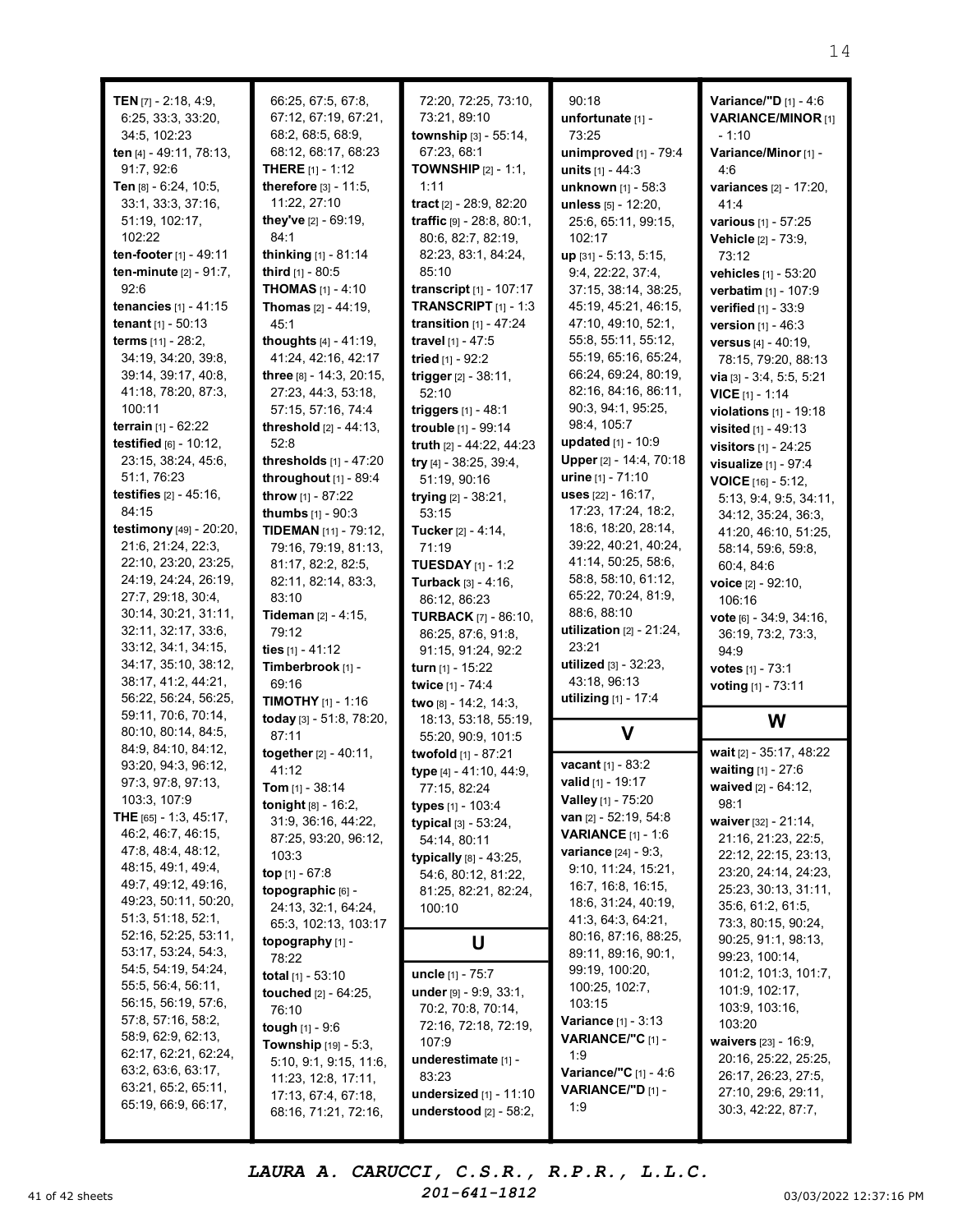**TEN** [7] - 2:18, 4:9, 6:25, 33:3, 33:20, 34:5, 102:23
**ten** [4] - 49:11, 78:13, 91:7, 92:6
**Ten** [8] - 6:24, 10:5, 33:1, 33:3, 37:16, 51:19, 102:17, 102:22
**ten-footer** [1] - 49:11
**ten-minute** [2] - 91:7, 92:6
**tenancies** [1] - 41:15
**tenant** [1] - 50:13
**terms** [11] - 28:2, 34:19, 34:20, 39:8, 39:14, 39:17, 40:8, 41:18, 78:20, 87:3, 100:11
**terrain** [1] - 62:22
**testified** [6] - 10:12, 23:15, 38:24, 45:6, 51:1, 76:23
**testifies** [2] - 45:16, 84:15
**testimony** [49] - 20:20, 21:6, 21:24, 22:3, 22:10, 23:20, 23:25, 24:19, 24:24, 26:19, 27:7, 29:18, 30:4, 30:14, 30:21, 31:11, 32:11, 32:17, 33:6, 33:12, 34:1, 34:15, 34:17, 35:10, 38:12, 38:17, 41:2, 44:21, 56:22, 56:24, 56:25, 59:11, 70:6, 70:14, 80:10, 80:14, 84:5, 84:9, 84:10, 84:12, 93:20, 94:3, 96:12, 97:3, 97:8, 97:13, 103:3, 107:9
**THE** [65] - 1:3, 45:17, 46:2, 46:7, 46:15, 47:8, 48:4, 48:12, 48:15, 49:1, 49:4, 49:7, 49:12, 49:16, 49:23, 50:11, 50:20, 51:3, 51:18, 52:1, 52:16, 52:25, 53:11, 53:17, 53:24, 54:3, 54:5, 54:19, 54:24, 55:5, 56:4, 56:11, 56:15, 56:19, 57:6, 57:8, 57:16, 58:2, 58:9, 62:9, 62:13, 62:17, 62:21, 62:24, 63:2, 63:6, 63:17, 63:21, 65:2, 65:11, 65:19, 66:9, 66:17, 66:25, 67:5, 67:8, 67:12, 67:19, 67:21, 68:2, 68:5, 68:9, 68:12, 68:17, 68:23
**THERE** [1] - 1:12
**therefore** [3] - 11:5, 11:22, 27:10
**they've** [2] - 69:19, 84:1
**thinking** [1] - 81:14
**third** [1] - 80:5
**THOMAS** [1] - 4:10
**Thomas** [2] - 44:19, 45:1
**thoughts** [4] - 41:19, 41:24, 42:16, 42:17
**three** [8] - 14:3, 20:15, 27:23, 44:3, 53:18, 57:15, 57:16, 74:4
**threshold** [2] - 44:13, 52:8
**thresholds** [1] - 47:20
**throughout** [1] - 89:4
**throw** [1] - 87:22
**thumbs** [1] - 90:3
**TIDEMAN** [11] - 79:12, 79:16, 79:19, 81:13, 81:17, 82:2, 82:5, 82:11, 82:14, 83:3, 83:10
**Tideman** [2] - 4:15, 79:12
**ties** [1] - 41:12
**Timberbrook** [1] - 69:16
**TIMOTHY** [1] - 1:16
**today** [3] - 51:8, 78:20, 87:11
**together** [2] - 40:11, 41:12
**Tom** [1] - 38:14
**tonight** [8] - 16:2, 31:9, 36:16, 44:22, 87:25, 93:20, 96:12, 103:3
**top** [1] - 67:8
**topographic** [6] - 24:13, 32:1, 64:24, 65:3, 102:13, 103:17
**topography** [1] - 78:22
**total** [1] - 53:10
**touched** [2] - 64:25, 76:10
**tough** [1] - 9:6
**Township** [19] - 5:3, 5:10, 9:1, 9:15, 11:6, 11:23, 12:8, 17:11, 17:13, 67:4, 67:18, 68:16, 71:21, 72:16, 72:20, 72:25, 73:10, 73:21, 89:10
**township** [3] - 55:14, 67:23, 68:1
**TOWNSHIP** [2] - 1:1, 1:11
**tract** [2] - 28:9, 82:20
**traffic** [9] - 28:8, 80:1, 80:6, 82:7, 82:19, 82:23, 83:1, 84:24, 85:10
**transcript** [1] - 107:17
**TRANSCRIPT** [1] - 1:3
**transition** [1] - 47:24
**travel** [1] - 47:5
**tried** [1] - 92:2
**trigger** [2] - 38:11, 52:10
**triggers** [1] - 48:1
**trouble** [1] - 99:14
**truth** [2] - 44:22, 44:23
**try** [4] - 38:25, 39:4, 51:19, 90:16
**trying** [2] - 38:21, 53:15
**Tucker** [2] - 4:14, 71:19
**TUESDAY** [1] - 1:2
**Turback** [3] - 4:16, 86:12, 86:23
**TURBACK** [7] - 86:10, 86:25, 87:6, 91:8, 91:15, 91:24, 92:2
**turn** [1] - 15:22
**twice** [1] - 74:4
**two** [8] - 14:2, 14:3, 18:13, 53:18, 55:19, 55:20, 90:9, 101:5
**twofold** [1] - 87:21
**type** [4] - 41:10, 44:9, 77:15, 82:24
**types** [1] - 103:4
**typical** [3] - 53:24, 54:14, 80:11
**typically** [8] - 43:25, 54:6, 80:12, 81:22, 81:25, 82:21, 82:24, 100:10

## U

**uncle** [1] - 75:7
**under** [9] - 9:9, 33:1, 70:2, 70:8, 70:14, 72:16, 72:18, 72:19, 107:9
**underestimate** [1] - 83:23
**undersized** [1] - 11:10
**understood** [2] - 58:2, 90:18
**unfortunate** [1] - 73:25
**unimproved** [1] - 79:4
**units** [1] - 44:3
**unknown** [1] - 58:3
**unless** [5] - 12:20, 25:6, 65:11, 99:15, 102:17
**up** [31] - 5:13, 5:15, 9:4, 22:22, 37:4, 37:15, 38:14, 38:25, 45:19, 45:21, 46:15, 47:10, 49:10, 52:1, 55:8, 55:11, 55:12, 55:19, 65:16, 65:24, 66:24, 69:24, 80:19, 82:16, 84:16, 86:11, 90:3, 94:1, 95:25, 98:4, 105:7
**updated** [1] - 10:9
**Upper** [2] - 14:4, 70:18
**urine** [1] - 71:10
**uses** [22] - 16:17, 17:23, 17:24, 18:2, 18:6, 18:20, 28:14, 39:22, 40:21, 40:24, 41:14, 50:25, 58:6, 58:8, 58:10, 61:12, 65:22, 70:24, 81:9, 88:6, 88:10
**utilization** [2] - 21:24, 23:21
**utilized** [3] - 32:23, 43:18, 96:13
**utilizing** [1] - 17:4

## V

**vacant** [1] - 83:2
**valid** [1] - 19:17
**Valley** [1] - 75:20
**van** [2] - 52:19, 54:8
**VARIANCE** [1] - 1:6
**variance** [24] - 9:3, 9:10, 11:24, 15:21, 16:7, 16:8, 16:15, 18:6, 31:24, 40:19, 41:3, 64:3, 64:21, 80:16, 87:16, 88:25, 89:11, 89:16, 90:1, 99:19, 100:20, 100:25, 102:7, 103:15
**Variance** [1] - 3:13
**VARIANCE/"C** [1] - 1:9
**Variance/"C** [1] - 4:6
**VARIANCE/"D** [1] - 1:9
**Variance/"D** [1] - 4:6
**VARIANCE/MINOR** [1] - 1:10
**Variance/Minor** [1] - 4:6
**variances** [2] - 17:20, 41:4
**various** [1] - 57:25
**Vehicle** [2] - 73:9, 73:12
**vehicles** [1] - 53:20
**verbatim** [1] - 107:9
**verified** [1] - 33:9
**version** [1] - 46:3
**versus** [4] - 40:19, 78:15, 79:20, 88:13
**via** [3] - 3:4, 5:5, 5:21
**VICE** [1] - 1:14
**violations** [1] - 19:18
**visited** [1] - 49:13
**visitors** [1] - 24:25
**visualize** [1] - 97:4
**VOICE** [16] - 5:12, 5:13, 9:4, 9:5, 34:11, 34:12, 35:24, 36:3, 41:20, 46:10, 51:25, 58:14, 59:6, 59:8, 60:4, 84:6
**voice** [2] - 92:10, 106:16
**vote** [6] - 34:9, 34:16, 36:19, 73:2, 73:3, 94:9
**votes** [1] - 73:1
**voting** [1] - 73:11

## W

**wait** [2] - 35:17, 48:22
**waiting** [1] - 27:6
**waived** [2] - 64:12, 98:1
**waiver** [32] - 21:14, 21:16, 21:23, 22:5, 22:12, 22:15, 23:13, 23:20, 24:14, 24:23, 25:23, 30:13, 31:11, 35:6, 61:2, 61:5, 73:3, 80:15, 90:24, 90:25, 91:1, 98:13, 99:23, 100:14, 101:2, 101:3, 101:7, 101:9, 102:17, 103:9, 103:16, 103:20
**waivers** [23] - 16:9, 20:16, 25:22, 25:25, 26:17, 26:23, 27:5, 27:10, 29:6, 29:11, 30:3, 42:22, 87:7,

LAURA A. CARUCCI, C.S.R., R.P.R., L.L.C.
201-641-1812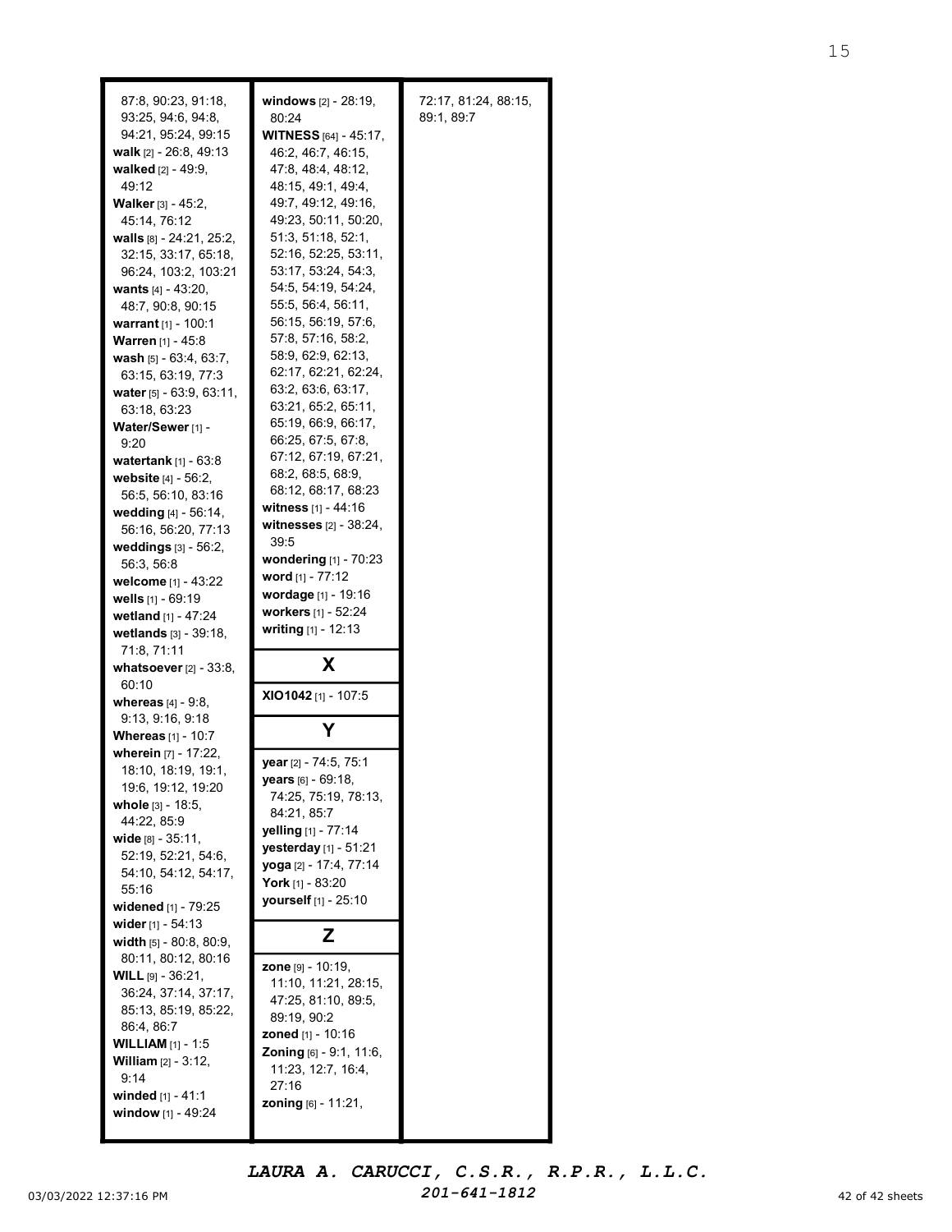87:8, 90:23, 91:18, 93:25, 94:6, 94:8, 94:21, 95:24, 99:15
**walk** [2] - 26:8, 49:13
**walked** [2] - 49:9, 49:12
**Walker** [3] - 45:2, 45:14, 76:12
**walls** [8] - 24:21, 25:2, 32:15, 33:17, 65:18, 96:24, 103:2, 103:21
**wants** [4] - 43:20, 48:7, 90:8, 90:15
**warrant** [1] - 100:1
**Warren** [1] - 45:8
**wash** [5] - 63:4, 63:7, 63:15, 63:19, 77:3
**water** [5] - 63:9, 63:11, 63:18, 63:23
**Water/Sewer** [1] - 9:20
**watertank** [1] - 63:8
**website** [4] - 56:2, 56:5, 56:10, 83:16
**wedding** [4] - 56:14, 56:16, 56:20, 77:13
**weddings** [3] - 56:2, 56:3, 56:8
**welcome** [1] - 43:22
**wells** [1] - 69:19
**wetland** [1] - 47:24
**wetlands** [3] - 39:18, 71:8, 71:11
**whatsoever** [2] - 33:8, 60:10
**whereas** [4] - 9:8, 9:13, 9:16, 9:18
**Whereas** [1] - 10:7
**wherein** [7] - 17:22, 18:10, 18:19, 19:1, 19:6, 19:12, 19:20
**whole** [3] - 18:5, 44:22, 85:9
**wide** [8] - 35:11, 52:19, 52:21, 54:6, 54:10, 54:12, 54:17, 55:16
**widened** [1] - 79:25
**wider** [1] - 54:13
**width** [5] - 80:8, 80:9, 80:11, 80:12, 80:16
**WILL** [9] - 36:21, 36:24, 37:14, 37:17, 85:13, 85:19, 85:22, 86:4, 86:7
**WILLIAM** [1] - 1:5
**William** [2] - 3:12, 9:14
**winded** [1] - 41:1
**window** [1] - 49:24
**windows** [2] - 28:19, 80:24
**WITNESS** [64] - 45:17, 46:2, 46:7, 46:15, 47:8, 48:4, 48:12, 48:15, 49:1, 49:4, 49:7, 49:12, 49:16, 49:23, 50:11, 50:20, 51:3, 51:18, 52:1, 52:16, 52:25, 53:11, 53:17, 53:24, 54:3, 54:5, 54:19, 54:24, 55:5, 56:4, 56:11, 56:15, 56:19, 57:6, 57:8, 57:16, 58:2, 58:9, 62:9, 62:13, 62:17, 62:21, 62:24, 63:2, 63:6, 63:17, 63:21, 65:2, 65:11, 65:19, 66:9, 66:17, 66:25, 67:5, 67:8, 67:12, 67:19, 67:21, 68:2, 68:5, 68:9, 68:12, 68:17, 68:23
**witness** [1] - 44:16
**witnesses** [2] - 38:24, 39:5
**wondering** [1] - 70:23
**word** [1] - 77:12
**wordage** [1] - 19:16
**workers** [1] - 52:24
**writing** [1] - 12:13

## X

**XIO1042** [1] - 107:5

## Y

**year** [2] - 74:5, 75:1
**years** [6] - 69:18, 74:25, 75:19, 78:13, 84:21, 85:7
**yelling** [1] - 77:14
**yesterday** [1] - 51:21
**yoga** [2] - 17:4, 77:14
**York** [1] - 83:20
**yourself** [1] - 25:10

## Z

**zone** [9] - 10:19, 11:10, 11:21, 28:15, 47:25, 81:10, 89:5, 89:19, 90:2
**zoned** [1] - 10:16
**Zoning** [6] - 9:1, 11:6, 11:23, 12:7, 16:4, 27:16
**zoning** [6] - 11:21, 72:17, 81:24, 88:15, 89:1, 89:7

*LAURA A. CARUCCI, C.S.R., R.P.R., L.L.C.*
*201-641-1812*